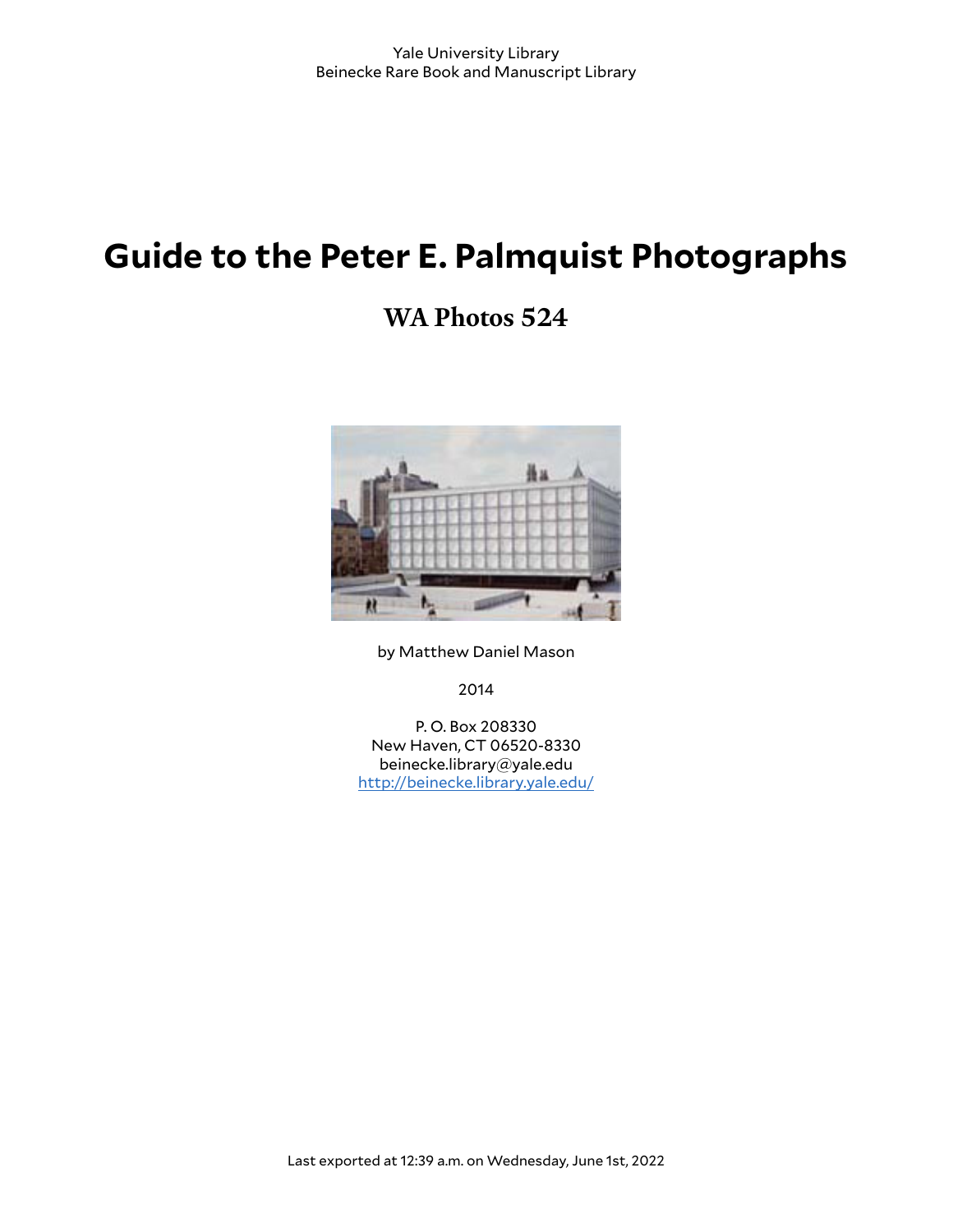Yale University Library
Beinecke Rare Book and Manuscript Library

# Guide to the Peter E. Palmquist Photographs

## WA Photos 524

by Matthew Daniel Mason

2014

P. O. Box 208330
New Haven, CT 06520-8330
beinecke.library@yale.edu
http://beinecke.library.yale.edu/

Last exported at 12:39 a.m. on Wednesday, June 1st, 2022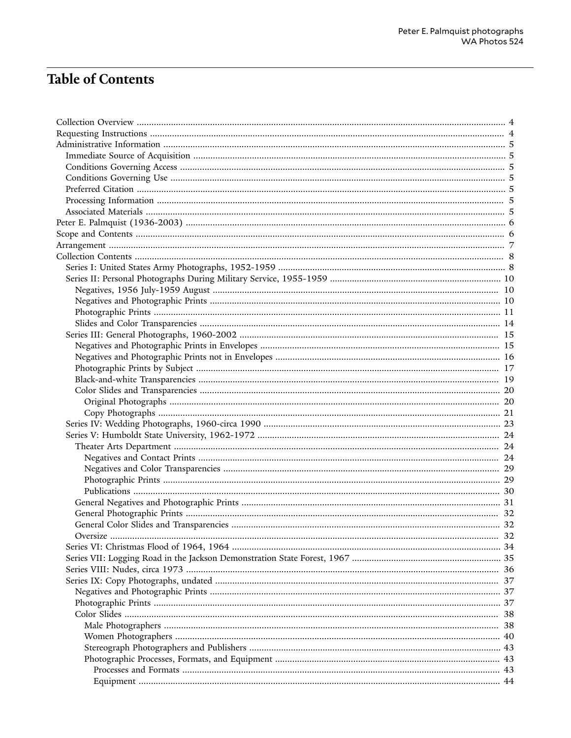# Table of Contents

- Collection Overview ... 4
- Requesting Instructions ... 4
- Administrative Information ... 5
  - Immediate Source of Acquisition ... 5
  - Conditions Governing Access ... 5
  - Conditions Governing Use ... 5
  - Preferred Citation ... 5
  - Processing Information ... 5
  - Associated Materials ... 5
- Peter E. Palmquist (1936-2003) ... 6
- Scope and Contents ... 6
- Arrangement ... 7
- Collection Contents ... 8
  - Series I: United States Army Photographs, 1952-1959 ... 8
  - Series II: Personal Photographs During Military Service, 1955-1959 ... 10
    - Negatives, 1956 July-1959 August ... 10
    - Negatives and Photographic Prints ... 10
    - Photographic Prints ... 11
    - Slides and Color Transparencies ... 14
  - Series III: General Photographs, 1960-2002 ... 15
    - Negatives and Photographic Prints in Envelopes ... 15
    - Negatives and Photographic Prints not in Envelopes ... 16
    - Photographic Prints by Subject ... 17
    - Black-and-white Transparencies ... 19
    - Color Slides and Transparencies ... 20
      - Original Photographs ... 20
      - Copy Photographs ... 21
  - Series IV: Wedding Photographs, 1960-circa 1990 ... 23
  - Series V: Humboldt State University, 1962-1972 ... 24
    - Theater Arts Department ... 24
      - Negatives and Contact Prints ... 24
      - Negatives and Color Transparencies ... 29
      - Photographic Prints ... 29
      - Publications ... 30
    - General Negatives and Photographic Prints ... 31
    - General Photographic Prints ... 32
    - General Color Slides and Transparencies ... 32
    - Oversize ... 32
  - Series VI: Christmas Flood of 1964, 1964 ... 34
  - Series VII: Logging Road in the Jackson Demonstration State Forest, 1967 ... 35
  - Series VIII: Nudes, circa 1973 ... 36
  - Series IX: Copy Photographs, undated ... 37
    - Negatives and Photographic Prints ... 37
    - Photographic Prints ... 37
    - Color Slides ... 38
      - Male Photographers ... 38
      - Women Photographers ... 40
      - Stereograph Photographers and Publishers ... 43
      - Photographic Processes, Formats, and Equipment ... 43
        - Processes and Formats ... 43
        - Equipment ... 44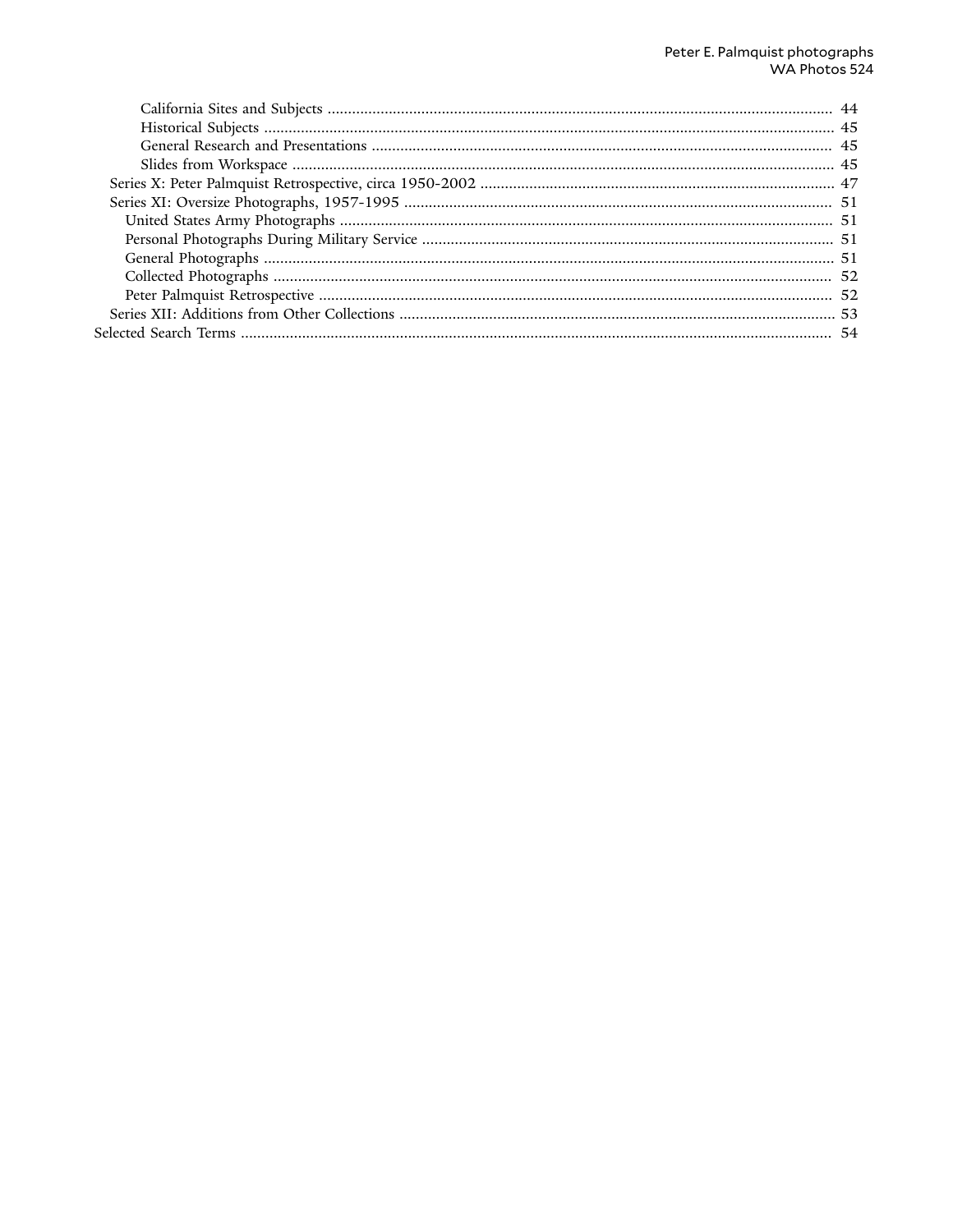- California Sites and Subjects ..... 44
- Historical Subjects ..... 45
- General Research and Presentations ..... 45
- Slides from Workspace ..... 45
- Series X: Peter Palmquist Retrospective, circa 1950-2002 ..... 47
- Series XI: Oversize Photographs, 1957-1995 ..... 51
  - United States Army Photographs ..... 51
  - Personal Photographs During Military Service ..... 51
  - General Photographs ..... 51
  - Collected Photographs ..... 52
  - Peter Palmquist Retrospective ..... 52
- Series XII: Additions from Other Collections ..... 53
- Selected Search Terms ..... 54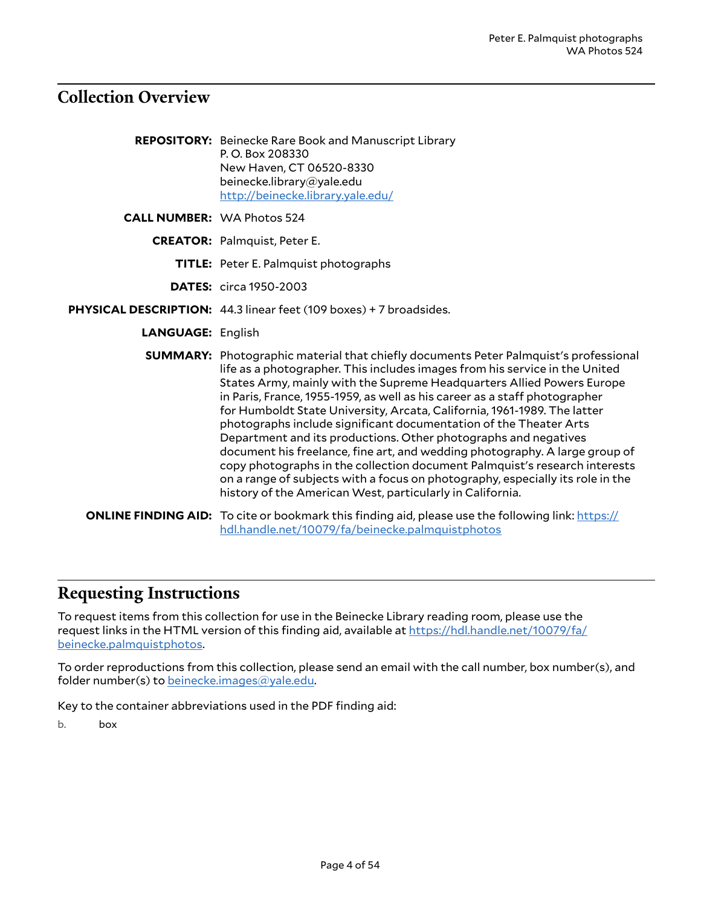## Collection Overview

**REPOSITORY:** Beinecke Rare Book and Manuscript Library
P. O. Box 208330
New Haven, CT 06520-8330
beinecke.library@yale.edu
[http://beinecke.library.yale.edu/](http://beinecke.library.yale.edu/)

**CALL NUMBER:** WA Photos 524

**CREATOR:** Palmquist, Peter E.

**TITLE:** Peter E. Palmquist photographs

**DATES:** circa 1950-2003

**PHYSICAL DESCRIPTION:** 44.3 linear feet (109 boxes) + 7 broadsides.

**LANGUAGE:** English

**SUMMARY:** Photographic material that chiefly documents Peter Palmquist's professional life as a photographer. This includes images from his service in the United States Army, mainly with the Supreme Headquarters Allied Powers Europe in Paris, France, 1955-1959, as well as his career as a staff photographer for Humboldt State University, Arcata, California, 1961-1989. The latter photographs include significant documentation of the Theater Arts Department and its productions. Other photographs and negatives document his freelance, fine art, and wedding photography. A large group of copy photographs in the collection document Palmquist's research interests on a range of subjects with a focus on photography, especially its role in the history of the American West, particularly in California.

**ONLINE FINDING AID:** To cite or bookmark this finding aid, please use the following link: [https://hdl.handle.net/10079/fa/beinecke.palmquistphotos](https://hdl.handle.net/10079/fa/beinecke.palmquistphotos)

## Requesting Instructions

To request items from this collection for use in the Beinecke Library reading room, please use the request links in the HTML version of this finding aid, available at [https://hdl.handle.net/10079/fa/beinecke.palmquistphotos](https://hdl.handle.net/10079/fa/beinecke.palmquistphotos).

To order reproductions from this collection, please send an email with the call number, box number(s), and folder number(s) to [beinecke.images@yale.edu](mailto:beinecke.images@yale.edu).

Key to the container abbreviations used in the PDF finding aid:

b. box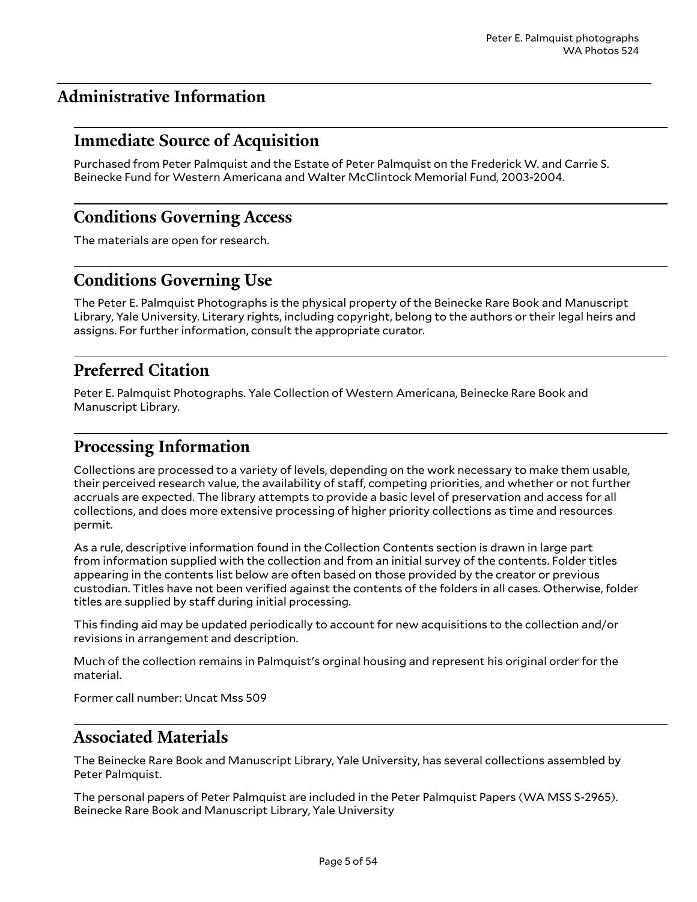## Administrative Information

### Immediate Source of Acquisition

Purchased from Peter Palmquist and the Estate of Peter Palmquist on the Frederick W. and Carrie S. Beinecke Fund for Western Americana and Walter McClintock Memorial Fund, 2003-2004.

### Conditions Governing Access

The materials are open for research.

### Conditions Governing Use

The Peter E. Palmquist Photographs is the physical property of the Beinecke Rare Book and Manuscript Library, Yale University. Literary rights, including copyright, belong to the authors or their legal heirs and assigns. For further information, consult the appropriate curator.

### Preferred Citation

Peter E. Palmquist Photographs. Yale Collection of Western Americana, Beinecke Rare Book and Manuscript Library.

### Processing Information

Collections are processed to a variety of levels, depending on the work necessary to make them usable, their perceived research value, the availability of staff, competing priorities, and whether or not further accruals are expected. The library attempts to provide a basic level of preservation and access for all collections, and does more extensive processing of higher priority collections as time and resources permit.

As a rule, descriptive information found in the Collection Contents section is drawn in large part from information supplied with the collection and from an initial survey of the contents. Folder titles appearing in the contents list below are often based on those provided by the creator or previous custodian. Titles have not been verified against the contents of the folders in all cases. Otherwise, folder titles are supplied by staff during initial processing.

This finding aid may be updated periodically to account for new acquisitions to the collection and/or revisions in arrangement and description.

Much of the collection remains in Palmquist's orginal housing and represent his original order for the material.

Former call number: Uncat Mss 509

### Associated Materials

The Beinecke Rare Book and Manuscript Library, Yale University, has several collections assembled by Peter Palmquist.

The personal papers of Peter Palmquist are included in the Peter Palmquist Papers (WA MSS S-2965). Beinecke Rare Book and Manuscript Library, Yale University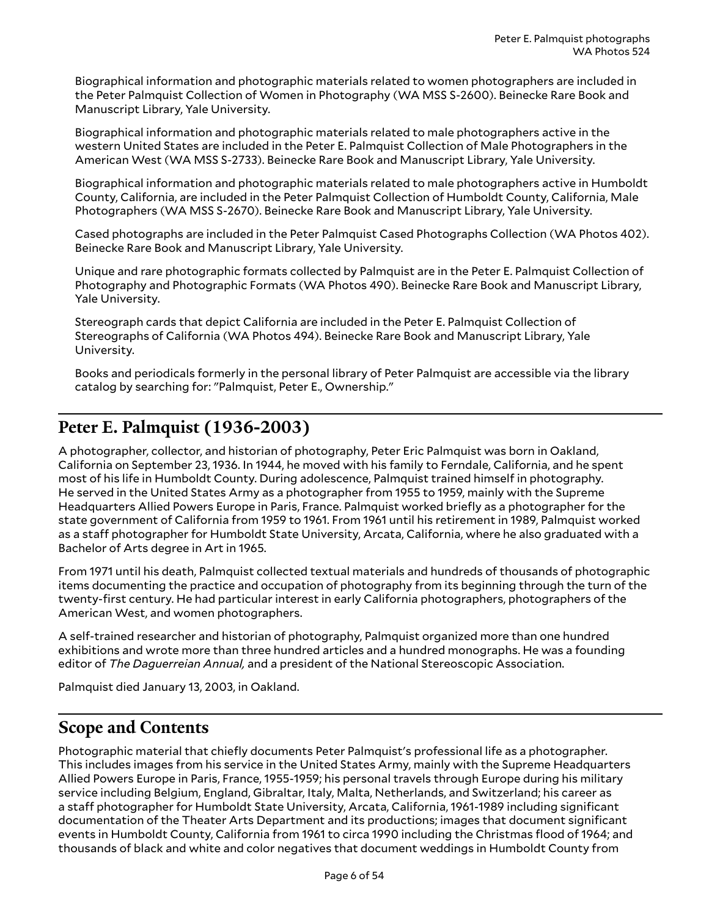Biographical information and photographic materials related to women photographers are included in the Peter Palmquist Collection of Women in Photography (WA MSS S-2600). Beinecke Rare Book and Manuscript Library, Yale University.

Biographical information and photographic materials related to male photographers active in the western United States are included in the Peter E. Palmquist Collection of Male Photographers in the American West (WA MSS S-2733). Beinecke Rare Book and Manuscript Library, Yale University.

Biographical information and photographic materials related to male photographers active in Humboldt County, California, are included in the Peter Palmquist Collection of Humboldt County, California, Male Photographers (WA MSS S-2670). Beinecke Rare Book and Manuscript Library, Yale University.

Cased photographs are included in the Peter Palmquist Cased Photographs Collection (WA Photos 402). Beinecke Rare Book and Manuscript Library, Yale University.

Unique and rare photographic formats collected by Palmquist are in the Peter E. Palmquist Collection of Photography and Photographic Formats (WA Photos 490). Beinecke Rare Book and Manuscript Library, Yale University.

Stereograph cards that depict California are included in the Peter E. Palmquist Collection of Stereographs of California (WA Photos 494). Beinecke Rare Book and Manuscript Library, Yale University.

Books and periodicals formerly in the personal library of Peter Palmquist are accessible via the library catalog by searching for: "Palmquist, Peter E., Ownership."

## Peter E. Palmquist (1936-2003)

A photographer, collector, and historian of photography, Peter Eric Palmquist was born in Oakland, California on September 23, 1936. In 1944, he moved with his family to Ferndale, California, and he spent most of his life in Humboldt County. During adolescence, Palmquist trained himself in photography. He served in the United States Army as a photographer from 1955 to 1959, mainly with the Supreme Headquarters Allied Powers Europe in Paris, France. Palmquist worked briefly as a photographer for the state government of California from 1959 to 1961. From 1961 until his retirement in 1989, Palmquist worked as a staff photographer for Humboldt State University, Arcata, California, where he also graduated with a Bachelor of Arts degree in Art in 1965.

From 1971 until his death, Palmquist collected textual materials and hundreds of thousands of photographic items documenting the practice and occupation of photography from its beginning through the turn of the twenty-first century. He had particular interest in early California photographers, photographers of the American West, and women photographers.

A self-trained researcher and historian of photography, Palmquist organized more than one hundred exhibitions and wrote more than three hundred articles and a hundred monographs. He was a founding editor of *The Daguerreian Annual,* and a president of the National Stereoscopic Association.

Palmquist died January 13, 2003, in Oakland.

## Scope and Contents

Photographic material that chiefly documents Peter Palmquist's professional life as a photographer. This includes images from his service in the United States Army, mainly with the Supreme Headquarters Allied Powers Europe in Paris, France, 1955-1959; his personal travels through Europe during his military service including Belgium, England, Gibraltar, Italy, Malta, Netherlands, and Switzerland; his career as a staff photographer for Humboldt State University, Arcata, California, 1961-1989 including significant documentation of the Theater Arts Department and its productions; images that document significant events in Humboldt County, California from 1961 to circa 1990 including the Christmas flood of 1964; and thousands of black and white and color negatives that document weddings in Humboldt County from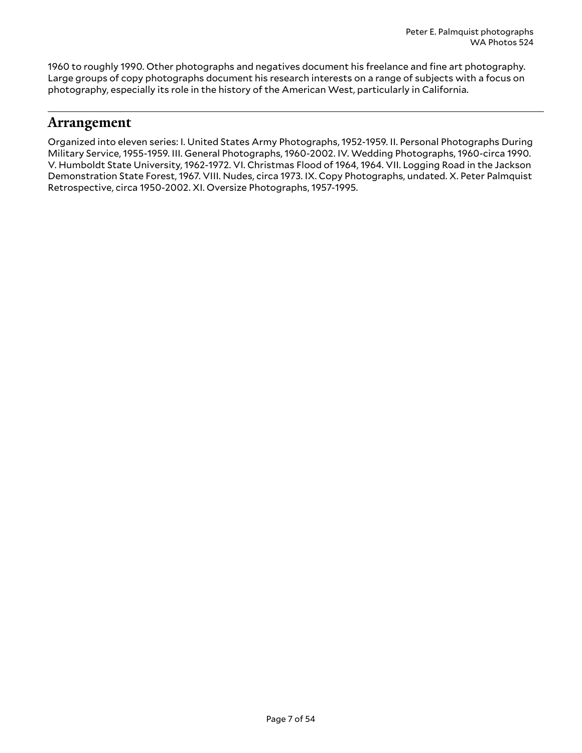1960 to roughly 1990. Other photographs and negatives document his freelance and fine art photography. Large groups of copy photographs document his research interests on a range of subjects with a focus on photography, especially its role in the history of the American West, particularly in California.

## Arrangement

Organized into eleven series: I. United States Army Photographs, 1952-1959. II. Personal Photographs During Military Service, 1955-1959. III. General Photographs, 1960-2002. IV. Wedding Photographs, 1960-circa 1990. V. Humboldt State University, 1962-1972. VI. Christmas Flood of 1964, 1964. VII. Logging Road in the Jackson Demonstration State Forest, 1967. VIII. Nudes, circa 1973. IX. Copy Photographs, undated. X. Peter Palmquist Retrospective, circa 1950-2002. XI. Oversize Photographs, 1957-1995.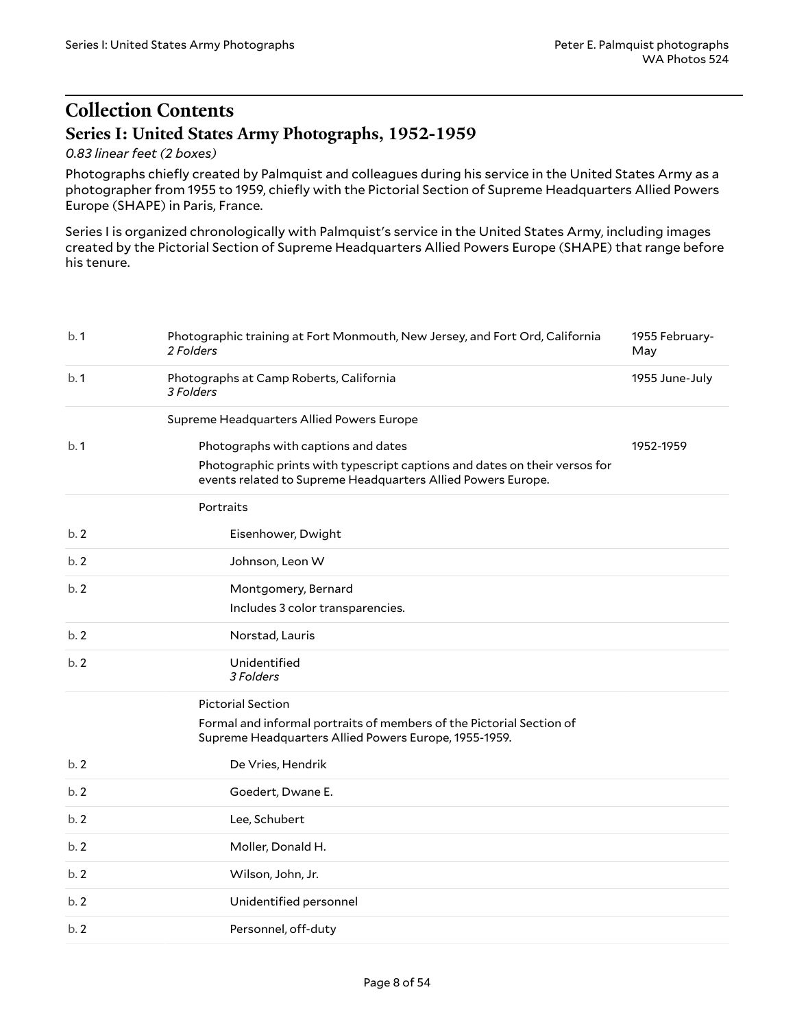# Collection Contents

## Series I: United States Army Photographs, 1952-1959

*0.83 linear feet (2 boxes)*

Photographs chiefly created by Palmquist and colleagues during his service in the United States Army as a photographer from 1955 to 1959, chiefly with the Pictorial Section of Supreme Headquarters Allied Powers Europe (SHAPE) in Paris, France.

Series I is organized chronologically with Palmquist's service in the United States Army, including images created by the Pictorial Section of Supreme Headquarters Allied Powers Europe (SHAPE) that range before his tenure.

| Box | Description | Dates |
|---|---|---|
| b. 1 | Photographic training at Fort Monmouth, New Jersey, and Fort Ord, California<br>*2 Folders* | 1955 February-May |
| b. 1 | Photographs at Camp Roberts, California<br>*3 Folders* | 1955 June-July |
| | Supreme Headquarters Allied Powers Europe | |
| b. 1 | Photographs with captions and dates<br>Photographic prints with typescript captions and dates on their versos for events related to Supreme Headquarters Allied Powers Europe. | 1952-1959 |
| | Portraits | |
| b. 2 | Eisenhower, Dwight | |
| b. 2 | Johnson, Leon W | |
| b. 2 | Montgomery, Bernard<br>Includes 3 color transparencies. | |
| b. 2 | Norstad, Lauris | |
| b. 2 | Unidentified<br>*3 Folders* | |
| | Pictorial Section<br>Formal and informal portraits of members of the Pictorial Section of Supreme Headquarters Allied Powers Europe, 1955-1959. | |
| b. 2 | De Vries, Hendrik | |
| b. 2 | Goedert, Dwane E. | |
| b. 2 | Lee, Schubert | |
| b. 2 | Moller, Donald H. | |
| b. 2 | Wilson, John, Jr. | |
| b. 2 | Unidentified personnel | |
| b. 2 | Personnel, off-duty | |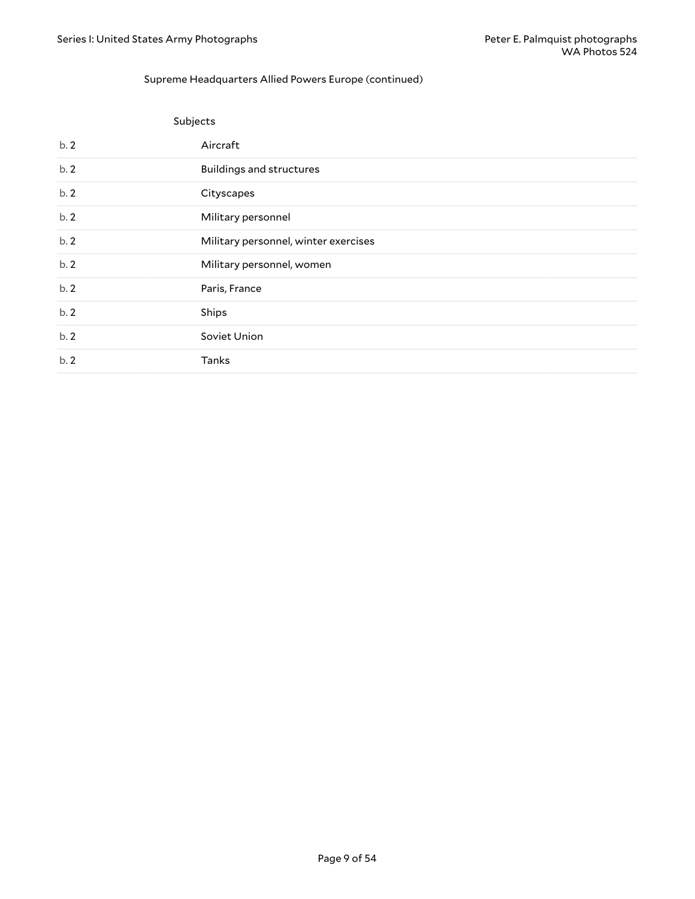Supreme Headquarters Allied Powers Europe (continued)

Subjects

| | |
|---|---|
| b. 2 | Aircraft |
| b. 2 | Buildings and structures |
| b. 2 | Cityscapes |
| b. 2 | Military personnel |
| b. 2 | Military personnel, winter exercises |
| b. 2 | Military personnel, women |
| b. 2 | Paris, France |
| b. 2 | Ships |
| b. 2 | Soviet Union |
| b. 2 | Tanks |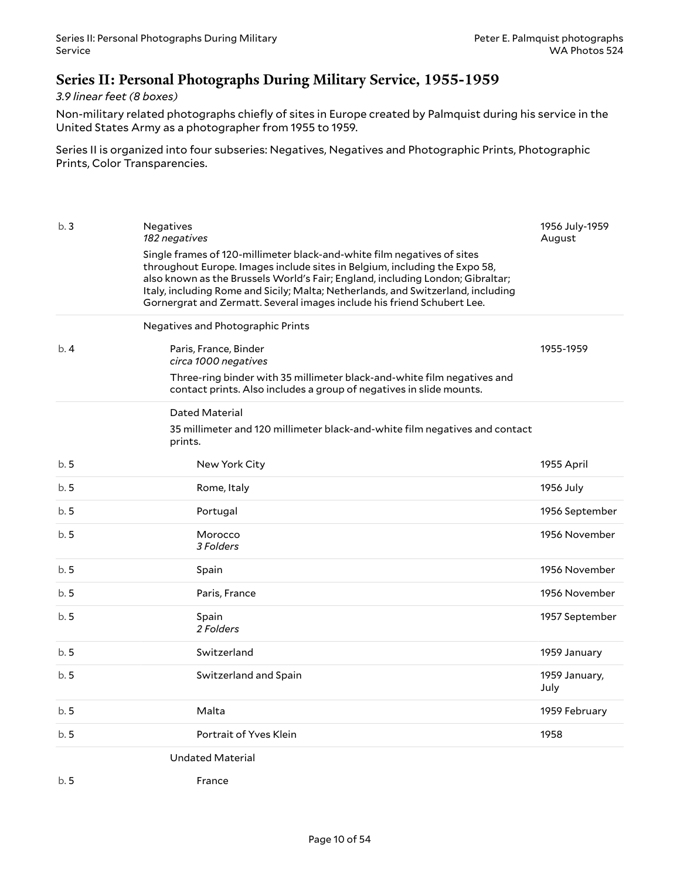## Series II: Personal Photographs During Military Service, 1955-1959

*3.9 linear feet (8 boxes)*

Non-military related photographs chiefly of sites in Europe created by Palmquist during his service in the United States Army as a photographer from 1955 to 1959.

Series II is organized into four subseries: Negatives, Negatives and Photographic Prints, Photographic Prints, Color Transparencies.

| Box | Description | Date |
|---|---|---|
| b. 3 | Negatives<br>*182 negatives*<br>Single frames of 120-millimeter black-and-white film negatives of sites throughout Europe. Images include sites in Belgium, including the Expo 58, also known as the Brussels World's Fair; England, including London; Gibraltar; Italy, including Rome and Sicily; Malta; Netherlands, and Switzerland, including Gornergrat and Zermatt. Several images include his friend Schubert Lee. | 1956 July-1959 August |
| | Negatives and Photographic Prints | |
| b. 4 | Paris, France, Binder<br>*circa 1000 negatives*<br>Three-ring binder with 35 millimeter black-and-white film negatives and contact prints. Also includes a group of negatives in slide mounts. | 1955-1959 |
| | Dated Material<br>35 millimeter and 120 millimeter black-and-white film negatives and contact prints. | |
| b. 5 | New York City | 1955 April |
| b. 5 | Rome, Italy | 1956 July |
| b. 5 | Portugal | 1956 September |
| b. 5 | Morocco<br>*3 Folders* | 1956 November |
| b. 5 | Spain | 1956 November |
| b. 5 | Paris, France | 1956 November |
| b. 5 | Spain<br>*2 Folders* | 1957 September |
| b. 5 | Switzerland | 1959 January |
| b. 5 | Switzerland and Spain | 1959 January, July |
| b. 5 | Malta | 1959 February |
| b. 5 | Portrait of Yves Klein | 1958 |
| | Undated Material | |
| b. 5 | France | |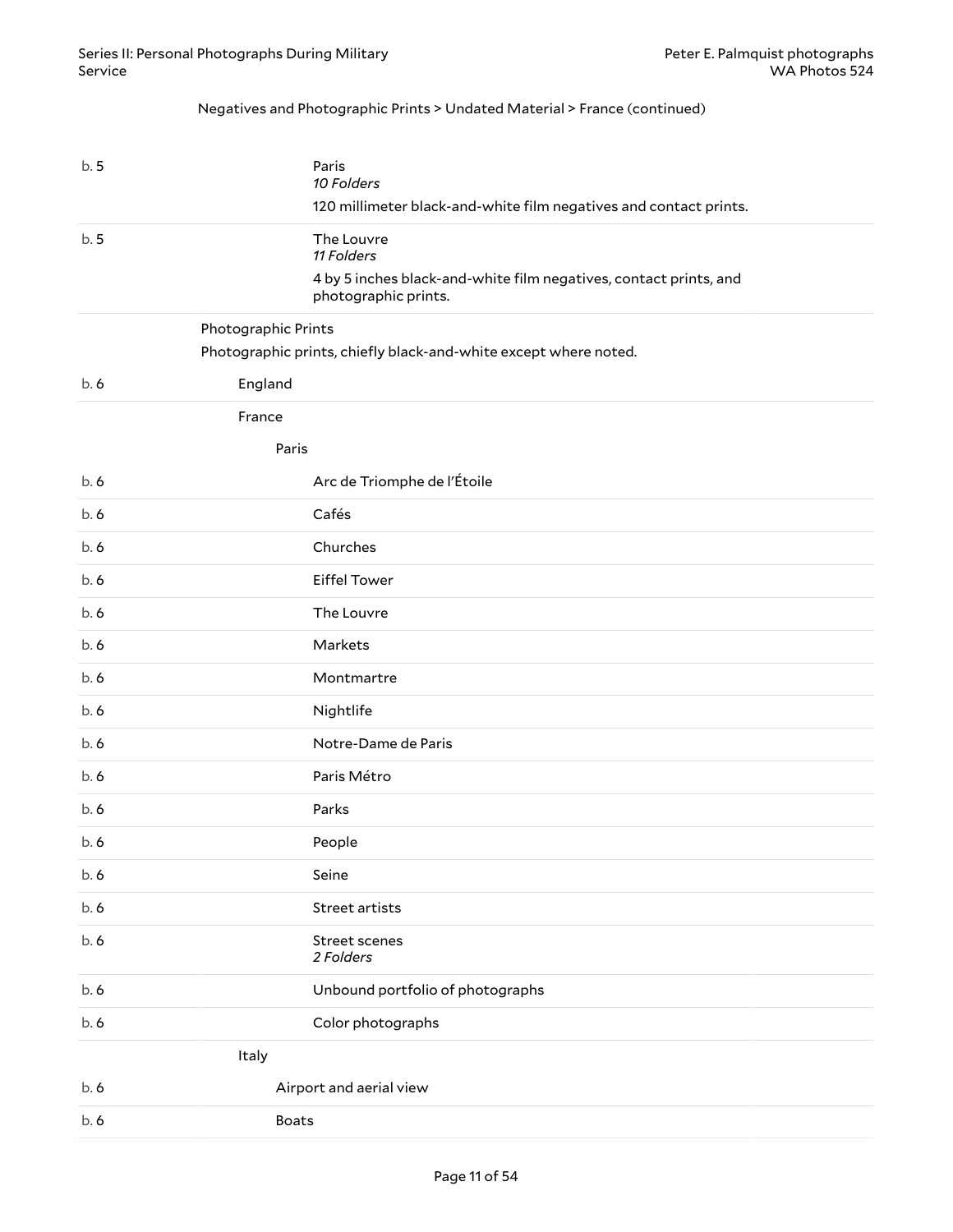Negatives and Photographic Prints > Undated Material > France (continued)

| Box | Description |
| --- | --- |
| b. 5 | Paris<br>*10 Folders*<br>120 millimeter black-and-white film negatives and contact prints. |
| b. 5 | The Louvre<br>*11 Folders*<br>4 by 5 inches black-and-white film negatives, contact prints, and photographic prints. |

Photographic Prints

Photographic prints, chiefly black-and-white except where noted.

| Box | Description |
| --- | --- |
| b. 6 | England |
| | France |
| | Paris |
| b. 6 | Arc de Triomphe de l'Étoile |
| b. 6 | Cafés |
| b. 6 | Churches |
| b. 6 | Eiffel Tower |
| b. 6 | The Louvre |
| b. 6 | Markets |
| b. 6 | Montmartre |
| b. 6 | Nightlife |
| b. 6 | Notre-Dame de Paris |
| b. 6 | Paris Métro |
| b. 6 | Parks |
| b. 6 | People |
| b. 6 | Seine |
| b. 6 | Street artists |
| b. 6 | Street scenes<br>*2 Folders* |
| b. 6 | Unbound portfolio of photographs |
| b. 6 | Color photographs |
| | Italy |
| b. 6 | Airport and aerial view |
| b. 6 | Boats |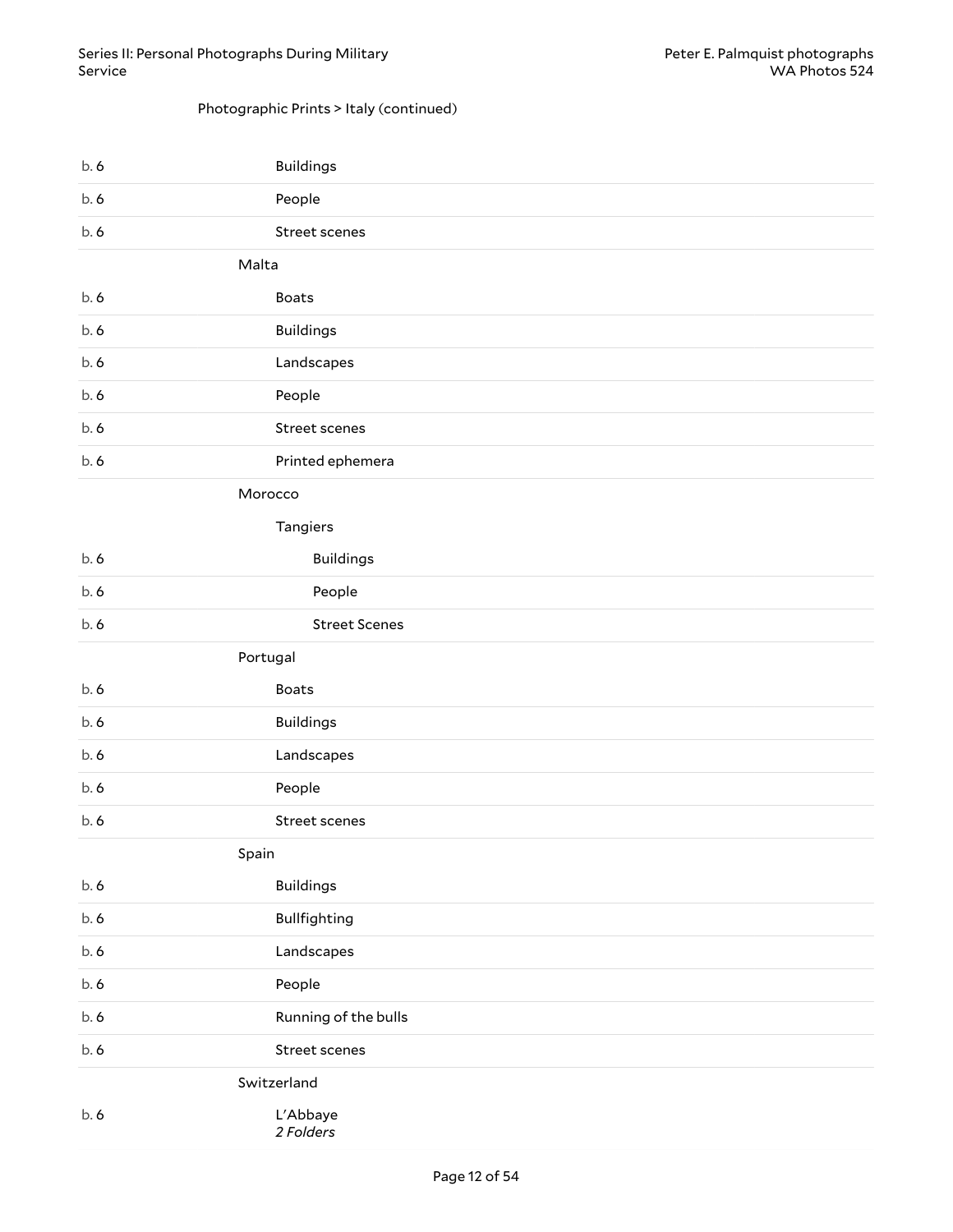Photographic Prints > Italy (continued)

| Box | Title |
|---|---|
| b. 6 | Buildings |
| b. 6 | People |
| b. 6 | Street scenes |
| | Malta |
| b. 6 | Boats |
| b. 6 | Buildings |
| b. 6 | Landscapes |
| b. 6 | People |
| b. 6 | Street scenes |
| b. 6 | Printed ephemera |
| | Morocco |
| | Tangiers |
| b. 6 | Buildings |
| b. 6 | People |
| b. 6 | Street Scenes |
| | Portugal |
| b. 6 | Boats |
| b. 6 | Buildings |
| b. 6 | Landscapes |
| b. 6 | People |
| b. 6 | Street scenes |
| | Spain |
| b. 6 | Buildings |
| b. 6 | Bullfighting |
| b. 6 | Landscapes |
| b. 6 | People |
| b. 6 | Running of the bulls |
| b. 6 | Street scenes |
| | Switzerland |
| b. 6 | L'Abbaye *2 Folders* |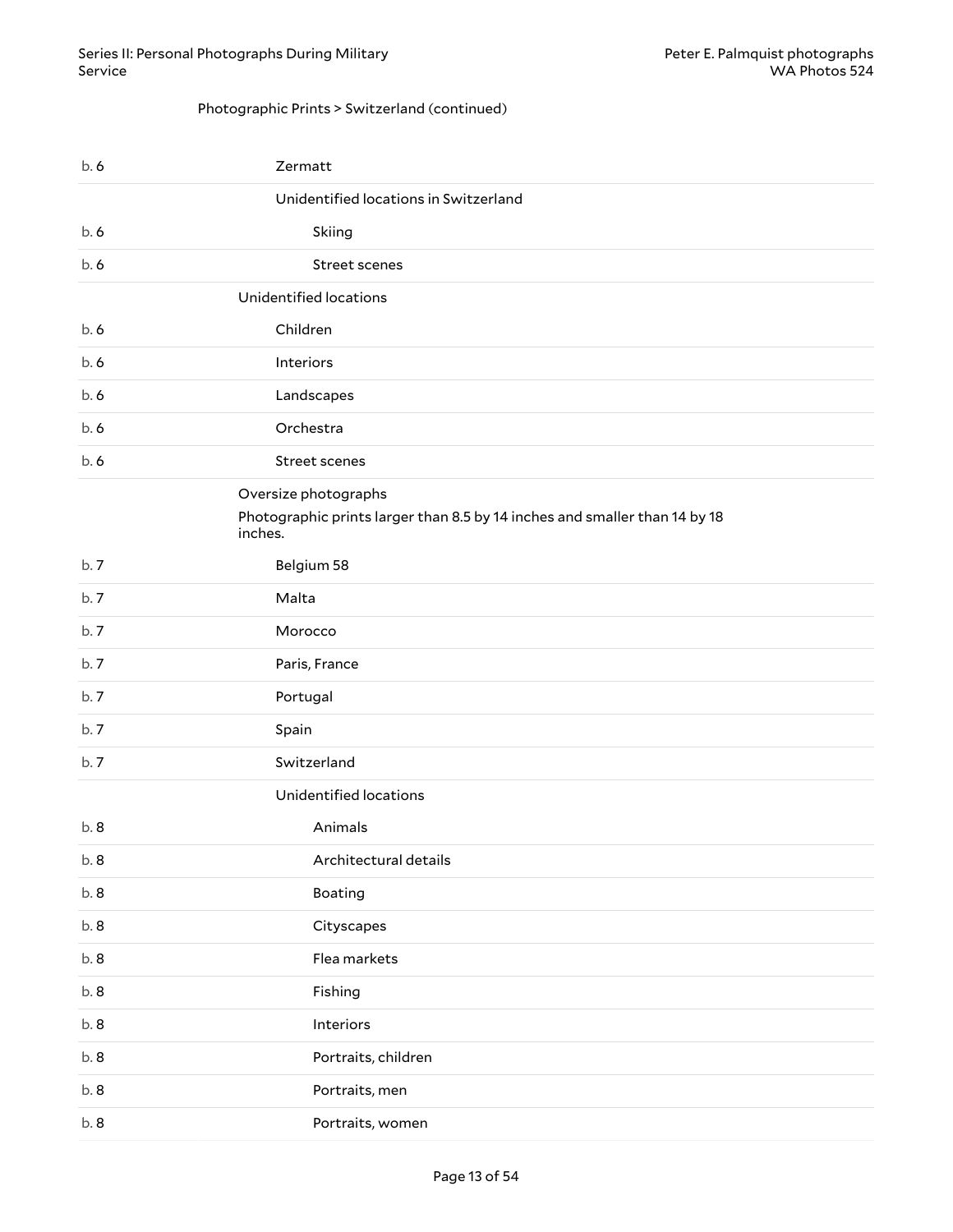Photographic Prints > Switzerland (continued)

| | |
|---|---|
| b. 6 | Zermatt |
| | Unidentified locations in Switzerland |
| b. 6 | Skiing |
| b. 6 | Street scenes |
| | Unidentified locations |
| b. 6 | Children |
| b. 6 | Interiors |
| b. 6 | Landscapes |
| b. 6 | Orchestra |
| b. 6 | Street scenes |
| | Oversize photographs<br>Photographic prints larger than 8.5 by 14 inches and smaller than 14 by 18 inches. |
| b. 7 | Belgium 58 |
| b. 7 | Malta |
| b. 7 | Morocco |
| b. 7 | Paris, France |
| b. 7 | Portugal |
| b. 7 | Spain |
| b. 7 | Switzerland |
| | Unidentified locations |
| b. 8 | Animals |
| b. 8 | Architectural details |
| b. 8 | Boating |
| b. 8 | Cityscapes |
| b. 8 | Flea markets |
| b. 8 | Fishing |
| b. 8 | Interiors |
| b. 8 | Portraits, children |
| b. 8 | Portraits, men |
| b. 8 | Portraits, women |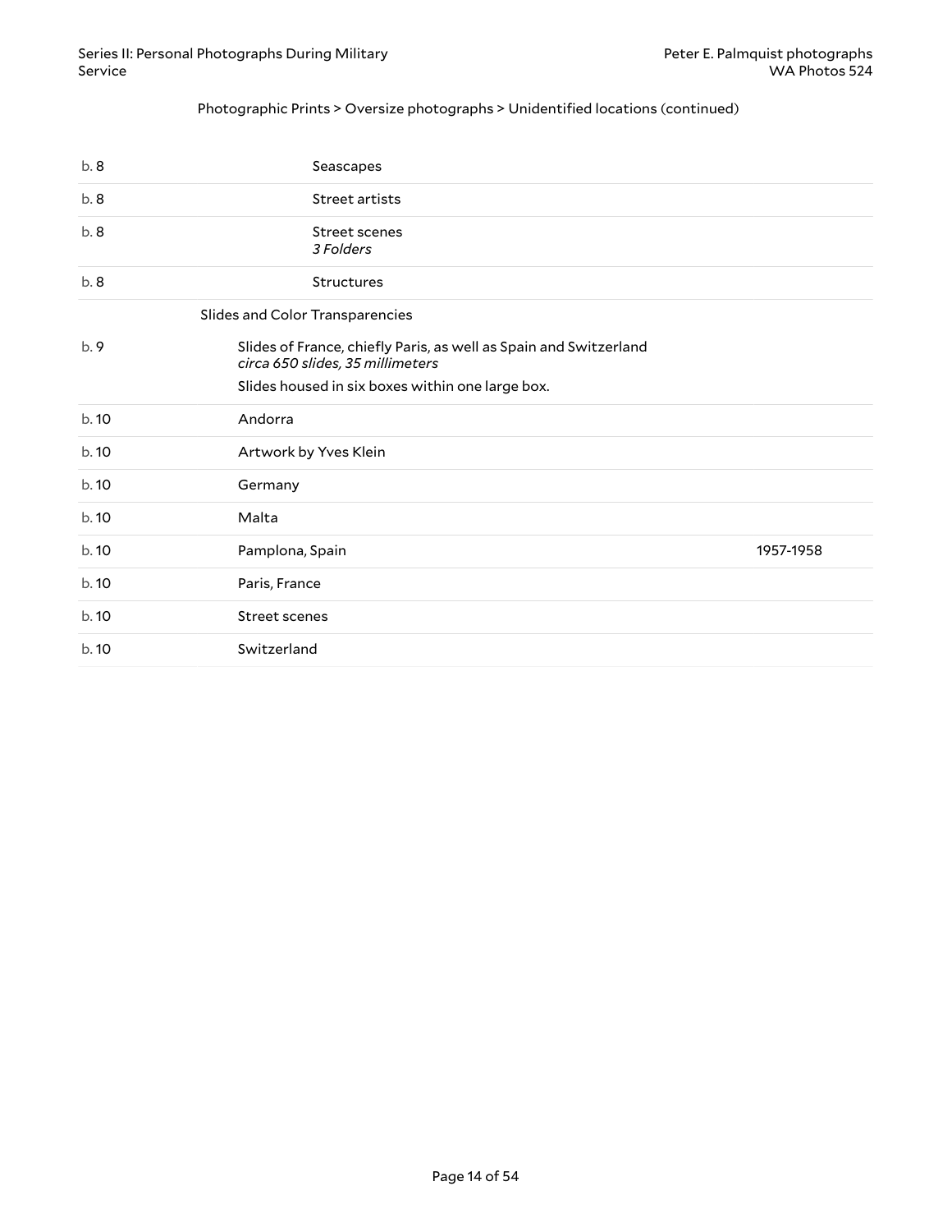Photographic Prints > Oversize photographs > Unidentified locations (continued)

| Box | Title | Date |
|---|---|---|
| b. 8 | Seascapes | |
| b. 8 | Street artists | |
| b. 8 | Street scenes<br>*3 Folders* | |
| b. 8 | Structures | |

### Slides and Color Transparencies

| Box | Title | Date |
|---|---|---|
| b. 9 | Slides of France, chiefly Paris, as well as Spain and Switzerland<br>*circa 650 slides, 35 millimeters*<br>Slides housed in six boxes within one large box. | |
| b. 10 | Andorra | |
| b. 10 | Artwork by Yves Klein | |
| b. 10 | Germany | |
| b. 10 | Malta | |
| b. 10 | Pamplona, Spain | 1957-1958 |
| b. 10 | Paris, France | |
| b. 10 | Street scenes | |
| b. 10 | Switzerland | |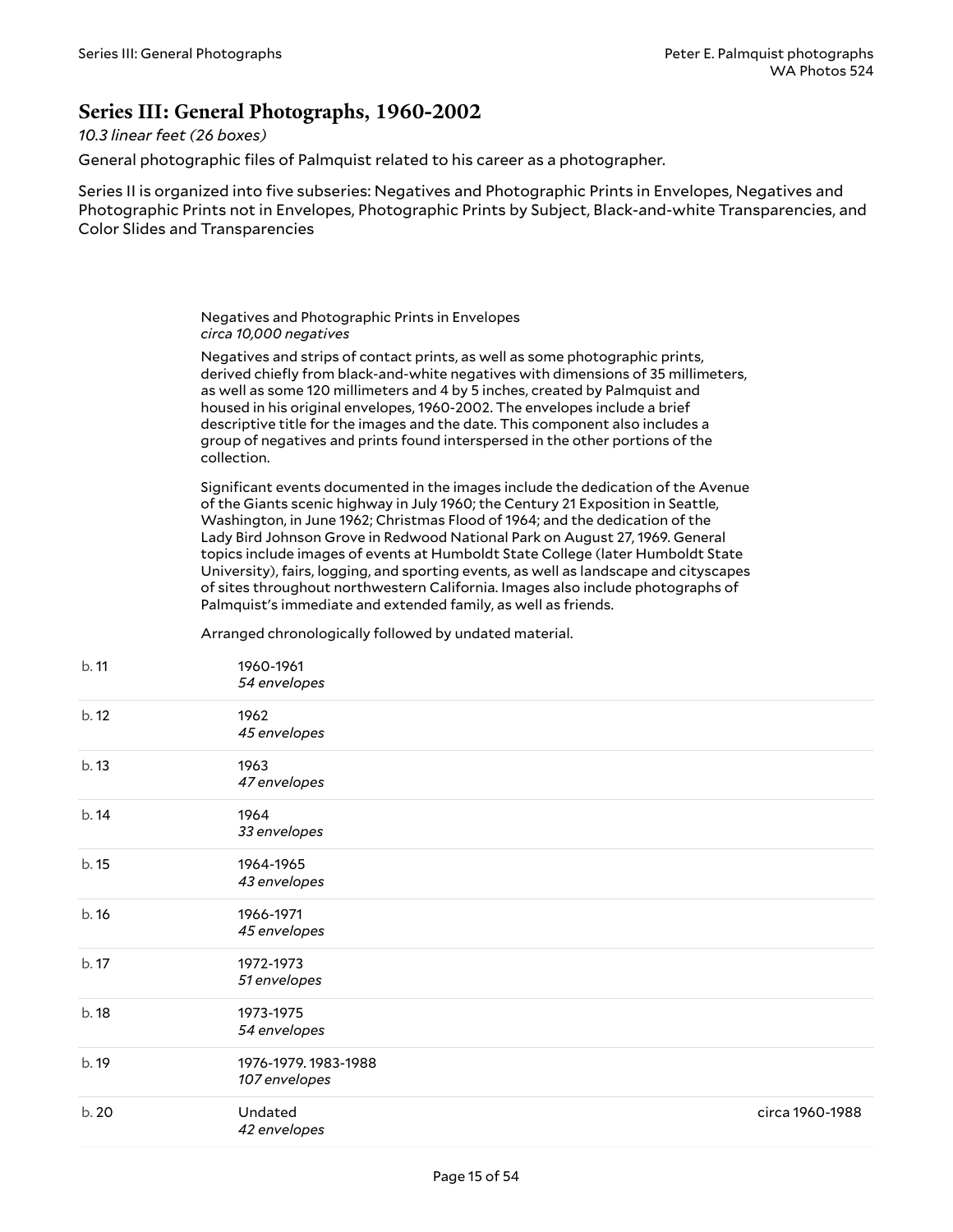## Series III: General Photographs, 1960-2002

*10.3 linear feet (26 boxes)*

General photographic files of Palmquist related to his career as a photographer.

Series II is organized into five subseries: Negatives and Photographic Prints in Envelopes, Negatives and Photographic Prints not in Envelopes, Photographic Prints by Subject, Black-and-white Transparencies, and Color Slides and Transparencies

### Negatives and Photographic Prints in Envelopes

*circa 10,000 negatives*

Negatives and strips of contact prints, as well as some photographic prints, derived chiefly from black-and-white negatives with dimensions of 35 millimeters, as well as some 120 millimeters and 4 by 5 inches, created by Palmquist and housed in his original envelopes, 1960-2002. The envelopes include a brief descriptive title for the images and the date. This component also includes a group of negatives and prints found interspersed in the other portions of the collection.

Significant events documented in the images include the dedication of the Avenue of the Giants scenic highway in July 1960; the Century 21 Exposition in Seattle, Washington, in June 1962; Christmas Flood of 1964; and the dedication of the Lady Bird Johnson Grove in Redwood National Park on August 27, 1969. General topics include images of events at Humboldt State College (later Humboldt State University), fairs, logging, and sporting events, as well as landscape and cityscapes of sites throughout northwestern California. Images also include photographs of Palmquist's immediate and extended family, as well as friends.

Arranged chronologically followed by undated material.

| Box | Contents | Date |
|---|---|---|
| b. 11 | 1960-1961<br>*54 envelopes* | |
| b. 12 | 1962<br>*45 envelopes* | |
| b. 13 | 1963<br>*47 envelopes* | |
| b. 14 | 1964<br>*33 envelopes* | |
| b. 15 | 1964-1965<br>*43 envelopes* | |
| b. 16 | 1966-1971<br>*45 envelopes* | |
| b. 17 | 1972-1973<br>*51 envelopes* | |
| b. 18 | 1973-1975<br>*54 envelopes* | |
| b. 19 | 1976-1979. 1983-1988<br>*107 envelopes* | |
| b. 20 | Undated<br>*42 envelopes* | circa 1960-1988 |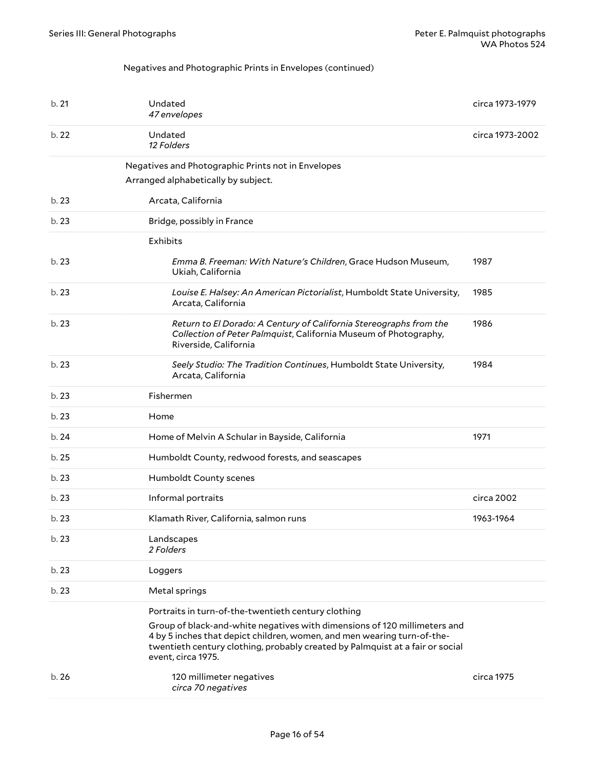Negatives and Photographic Prints in Envelopes (continued)

| Box | Title | Date |
| --- | --- | --- |
| b. 21 | Undated *47 envelopes* | circa 1973-1979 |
| b. 22 | Undated *12 Folders* | circa 1973-2002 |

Negatives and Photographic Prints not in Envelopes

Arranged alphabetically by subject.

| Box | Title | Date |
| --- | --- | --- |
| b. 23 | Arcata, California | |
| b. 23 | Bridge, possibly in France | |
| | Exhibits | |
| b. 23 | *Emma B. Freeman: With Nature's Children*, Grace Hudson Museum, Ukiah, California | 1987 |
| b. 23 | *Louise E. Halsey: An American Pictorialist*, Humboldt State University, Arcata, California | 1985 |
| b. 23 | *Return to El Dorado: A Century of California Stereographs from the Collection of Peter Palmquist*, California Museum of Photography, Riverside, California | 1986 |
| b. 23 | *Seely Studio: The Tradition Continues*, Humboldt State University, Arcata, California | 1984 |
| b. 23 | Fishermen | |
| b. 23 | Home | |
| b. 24 | Home of Melvin A Schular in Bayside, California | 1971 |
| b. 25 | Humboldt County, redwood forests, and seascapes | |
| b. 23 | Humboldt County scenes | |
| b. 23 | Informal portraits | circa 2002 |
| b. 23 | Klamath River, California, salmon runs | 1963-1964 |
| b. 23 | Landscapes *2 Folders* | |
| b. 23 | Loggers | |
| b. 23 | Metal springs | |

Portraits in turn-of-the-twentieth century clothing

Group of black-and-white negatives with dimensions of 120 millimeters and 4 by 5 inches that depict children, women, and men wearing turn-of-the-twentieth century clothing, probably created by Palmquist at a fair or social event, circa 1975.

| Box | Title | Date |
| --- | --- | --- |
| b. 26 | 120 millimeter negatives *circa 70 negatives* | circa 1975 |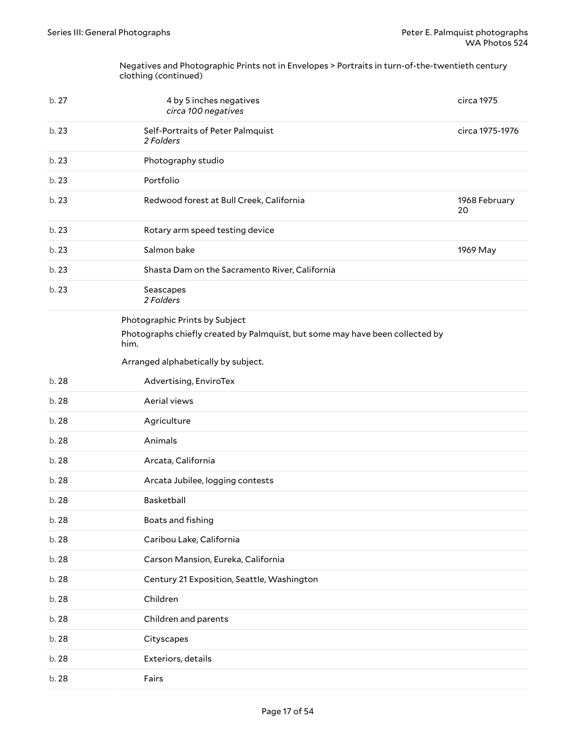Negatives and Photographic Prints not in Envelopes > Portraits in turn-of-the-twentieth century clothing (continued)

| | | |
|---|---|---|
| b. 27 | 4 by 5 inches negatives<br>*circa 100 negatives* | circa 1975 |
| b. 23 | Self-Portraits of Peter Palmquist<br>*2 Folders* | circa 1975-1976 |
| b. 23 | Photography studio | |
| b. 23 | Portfolio | |
| b. 23 | Redwood forest at Bull Creek, California | 1968 February 20 |
| b. 23 | Rotary arm speed testing device | |
| b. 23 | Salmon bake | 1969 May |
| b. 23 | Shasta Dam on the Sacramento River, California | |
| b. 23 | Seascapes<br>*2 Folders* | |

Photographic Prints by Subject

Photographs chiefly created by Palmquist, but some may have been collected by him.

Arranged alphabetically by subject.

| | | |
|---|---|---|
| b. 28 | Advertising, EnviroTex | |
| b. 28 | Aerial views | |
| b. 28 | Agriculture | |
| b. 28 | Animals | |
| b. 28 | Arcata, California | |
| b. 28 | Arcata Jubilee, logging contests | |
| b. 28 | Basketball | |
| b. 28 | Boats and fishing | |
| b. 28 | Caribou Lake, California | |
| b. 28 | Carson Mansion, Eureka, California | |
| b. 28 | Century 21 Exposition, Seattle, Washington | |
| b. 28 | Children | |
| b. 28 | Children and parents | |
| b. 28 | Cityscapes | |
| b. 28 | Exteriors, details | |
| b. 28 | Fairs | |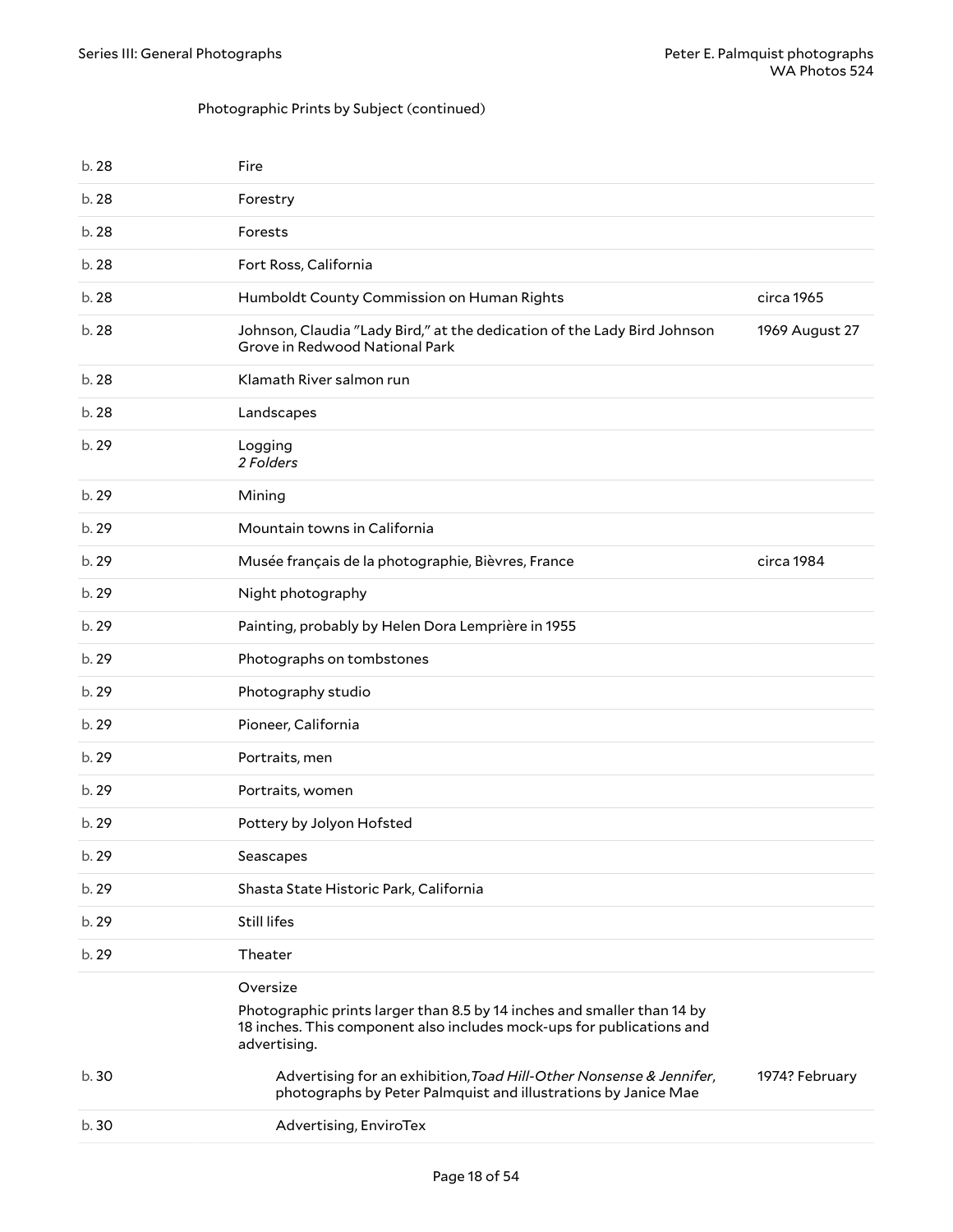Photographic Prints by Subject (continued)

| | | |
|---|---|---|
| b. 28 | Fire | |
| b. 28 | Forestry | |
| b. 28 | Forests | |
| b. 28 | Fort Ross, California | |
| b. 28 | Humboldt County Commission on Human Rights | circa 1965 |
| b. 28 | Johnson, Claudia "Lady Bird," at the dedication of the Lady Bird Johnson Grove in Redwood National Park | 1969 August 27 |
| b. 28 | Klamath River salmon run | |
| b. 28 | Landscapes | |
| b. 29 | Logging *2 Folders* | |
| b. 29 | Mining | |
| b. 29 | Mountain towns in California | |
| b. 29 | Musée français de la photographie, Bièvres, France | circa 1984 |
| b. 29 | Night photography | |
| b. 29 | Painting, probably by Helen Dora Lemprière in 1955 | |
| b. 29 | Photographs on tombstones | |
| b. 29 | Photography studio | |
| b. 29 | Pioneer, California | |
| b. 29 | Portraits, men | |
| b. 29 | Portraits, women | |
| b. 29 | Pottery by Jolyon Hofsted | |
| b. 29 | Seascapes | |
| b. 29 | Shasta State Historic Park, California | |
| b. 29 | Still lifes | |
| b. 29 | Theater | |

Oversize

Photographic prints larger than 8.5 by 14 inches and smaller than 14 by 18 inches. This component also includes mock-ups for publications and advertising.

| | | |
|---|---|---|
| b. 30 | Advertising for an exhibition, *Toad Hill-Other Nonsense & Jennifer*, photographs by Peter Palmquist and illustrations by Janice Mae | 1974? February |
| b. 30 | Advertising, EnviroTex | |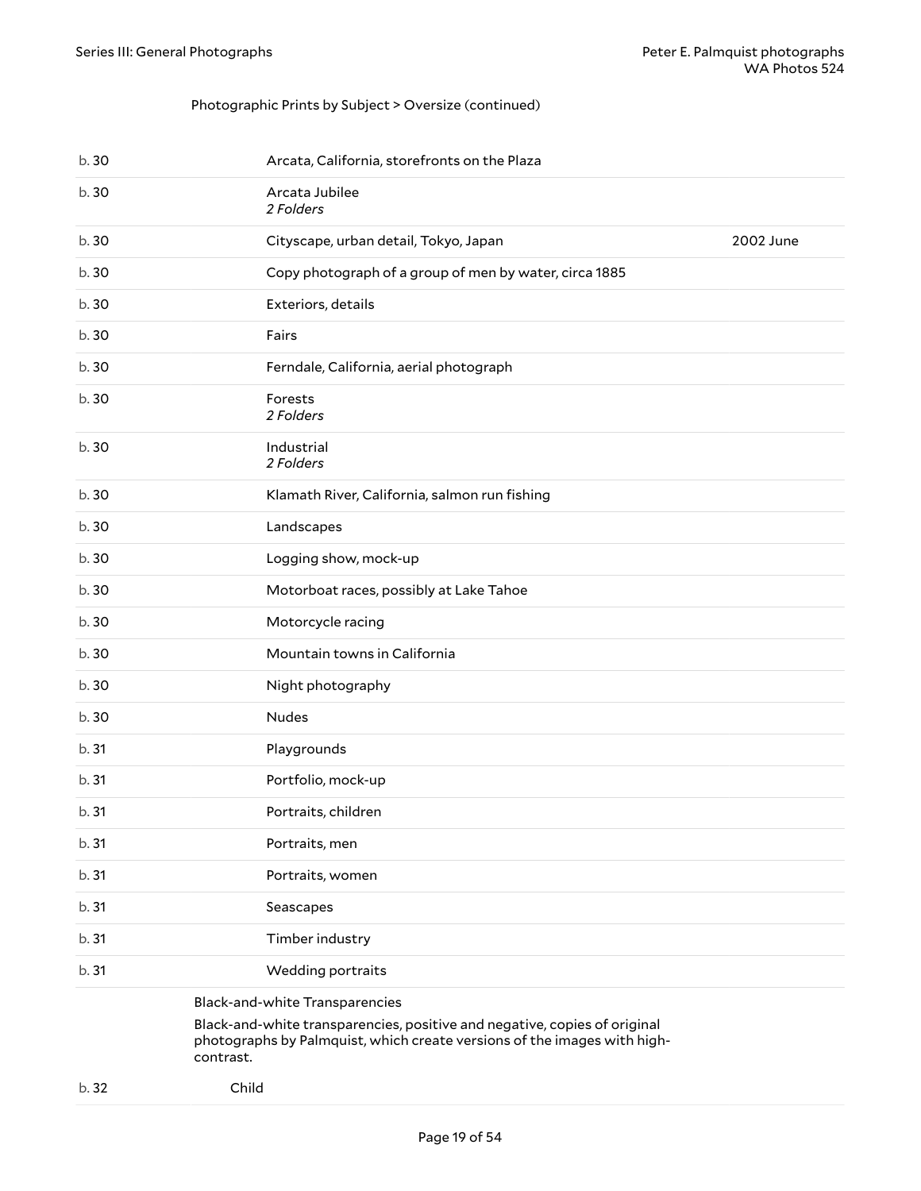Photographic Prints by Subject > Oversize (continued)

| | | |
|---|---|---|
| b. 30 | Arcata, California, storefronts on the Plaza | |
| b. 30 | Arcata Jubilee<br>*2 Folders* | |
| b. 30 | Cityscape, urban detail, Tokyo, Japan | 2002 June |
| b. 30 | Copy photograph of a group of men by water, circa 1885 | |
| b. 30 | Exteriors, details | |
| b. 30 | Fairs | |
| b. 30 | Ferndale, California, aerial photograph | |
| b. 30 | Forests<br>*2 Folders* | |
| b. 30 | Industrial<br>*2 Folders* | |
| b. 30 | Klamath River, California, salmon run fishing | |
| b. 30 | Landscapes | |
| b. 30 | Logging show, mock-up | |
| b. 30 | Motorboat races, possibly at Lake Tahoe | |
| b. 30 | Motorcycle racing | |
| b. 30 | Mountain towns in California | |
| b. 30 | Night photography | |
| b. 30 | Nudes | |
| b. 31 | Playgrounds | |
| b. 31 | Portfolio, mock-up | |
| b. 31 | Portraits, children | |
| b. 31 | Portraits, men | |
| b. 31 | Portraits, women | |
| b. 31 | Seascapes | |
| b. 31 | Timber industry | |
| b. 31 | Wedding portraits | |

Black-and-white Transparencies

Black-and-white transparencies, positive and negative, copies of original photographs by Palmquist, which create versions of the images with high-contrast.

| | |
|---|---|
| b. 32 | Child |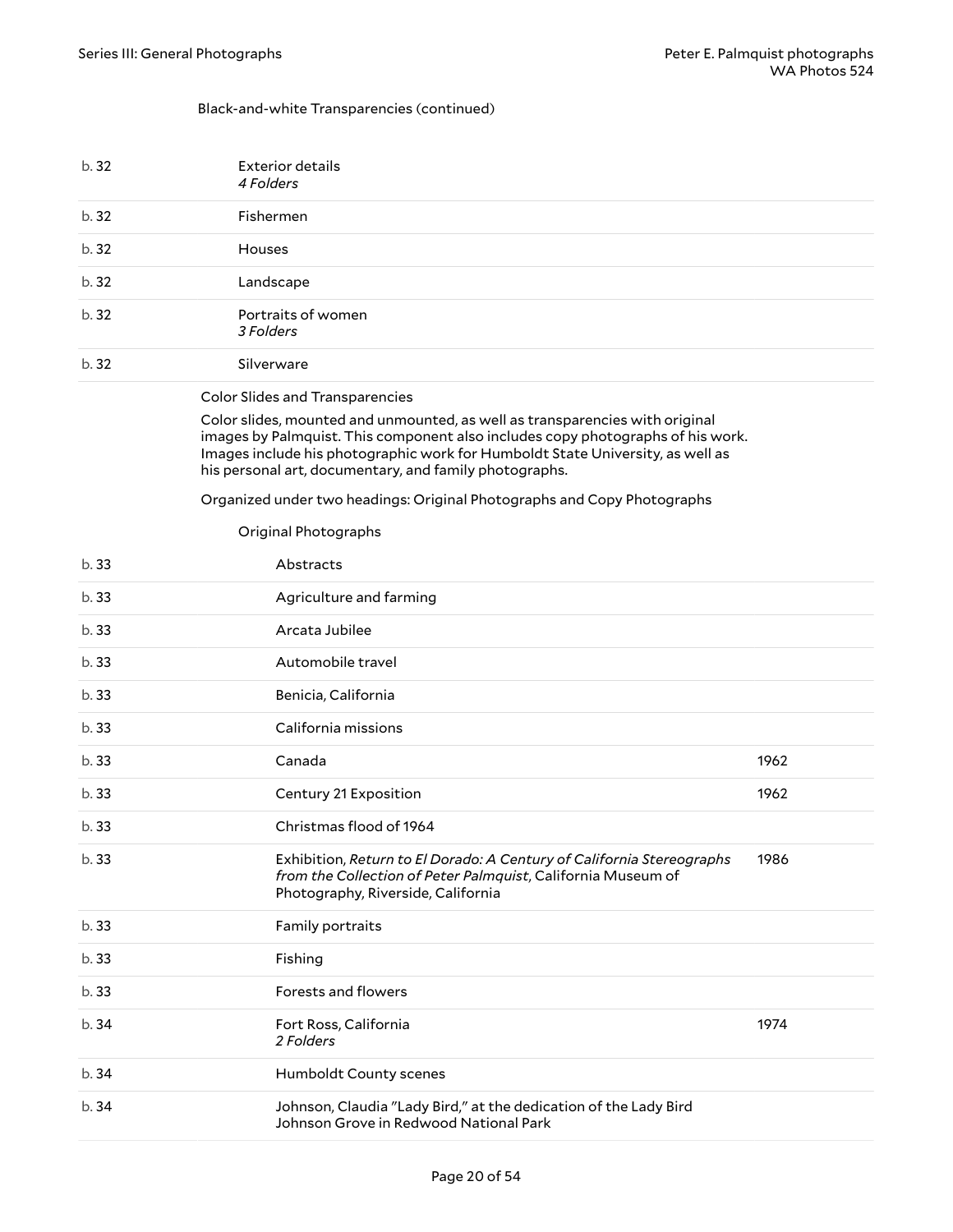Black-and-white Transparencies (continued)

| Box | Title | Date |
|---|---|---|
| b. 32 | Exterior details<br>*4 Folders* | |
| b. 32 | Fishermen | |
| b. 32 | Houses | |
| b. 32 | Landscape | |
| b. 32 | Portraits of women<br>*3 Folders* | |
| b. 32 | Silverware | |

Color Slides and Transparencies

Color slides, mounted and unmounted, as well as transparencies with original images by Palmquist. This component also includes copy photographs of his work. Images include his photographic work for Humboldt State University, as well as his personal art, documentary, and family photographs.

Organized under two headings: Original Photographs and Copy Photographs

Original Photographs

| Box | Title | Date |
|---|---|---|
| b. 33 | Abstracts | |
| b. 33 | Agriculture and farming | |
| b. 33 | Arcata Jubilee | |
| b. 33 | Automobile travel | |
| b. 33 | Benicia, California | |
| b. 33 | California missions | |
| b. 33 | Canada | 1962 |
| b. 33 | Century 21 Exposition | 1962 |
| b. 33 | Christmas flood of 1964 | |
| b. 33 | Exhibition, *Return to El Dorado: A Century of California Stereographs from the Collection of Peter Palmquist*, California Museum of Photography, Riverside, California | 1986 |
| b. 33 | Family portraits | |
| b. 33 | Fishing | |
| b. 33 | Forests and flowers | |
| b. 34 | Fort Ross, California<br>*2 Folders* | 1974 |
| b. 34 | Humboldt County scenes | |
| b. 34 | Johnson, Claudia "Lady Bird," at the dedication of the Lady Bird Johnson Grove in Redwood National Park | |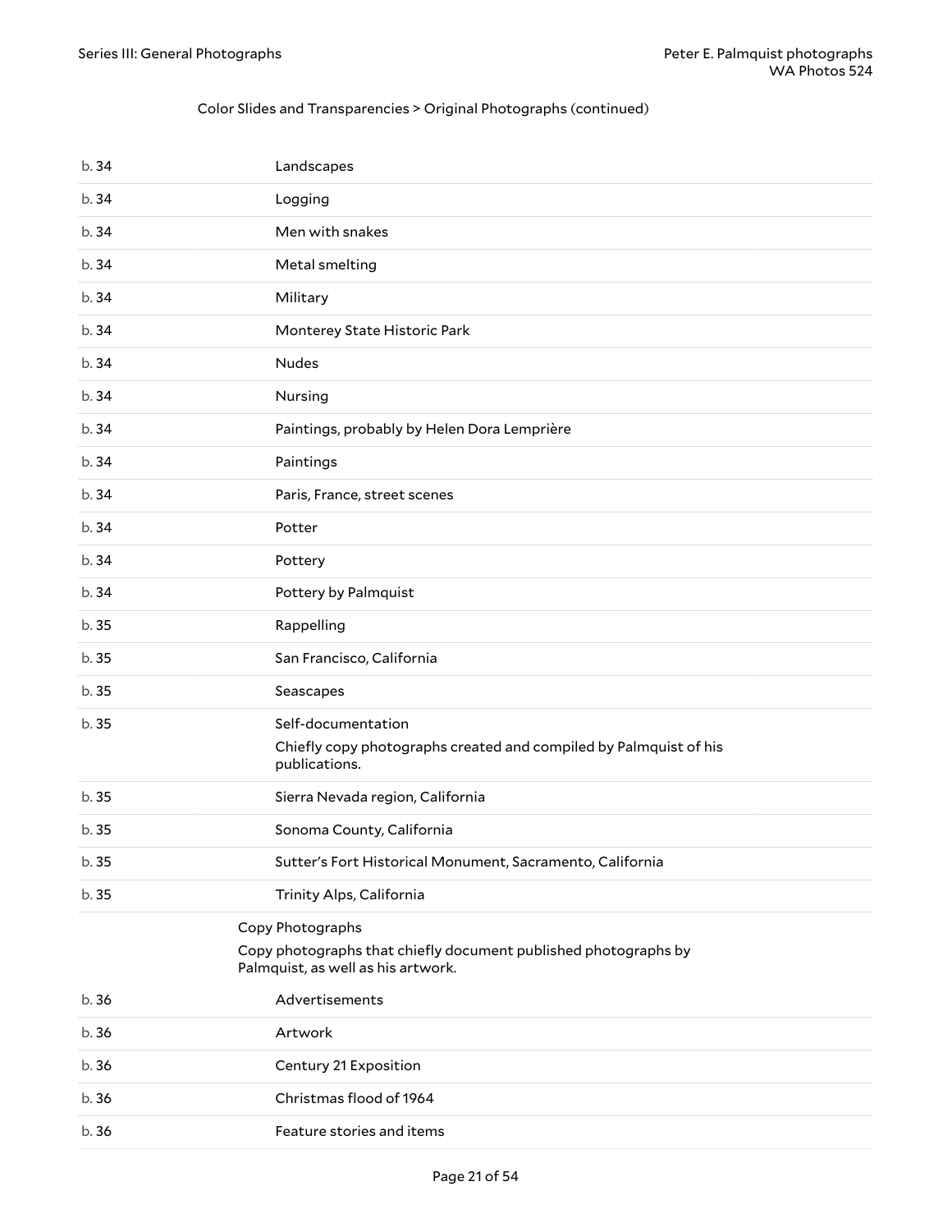Color Slides and Transparencies > Original Photographs (continued)

| | |
|---|---|
| b. 34 | Landscapes |
| b. 34 | Logging |
| b. 34 | Men with snakes |
| b. 34 | Metal smelting |
| b. 34 | Military |
| b. 34 | Monterey State Historic Park |
| b. 34 | Nudes |
| b. 34 | Nursing |
| b. 34 | Paintings, probably by Helen Dora Lemprière |
| b. 34 | Paintings |
| b. 34 | Paris, France, street scenes |
| b. 34 | Potter |
| b. 34 | Pottery |
| b. 34 | Pottery by Palmquist |
| b. 35 | Rappelling |
| b. 35 | San Francisco, California |
| b. 35 | Seascapes |
| b. 35 | Self-documentation<br>Chiefly copy photographs created and compiled by Palmquist of his publications. |
| b. 35 | Sierra Nevada region, California |
| b. 35 | Sonoma County, California |
| b. 35 | Sutter's Fort Historical Monument, Sacramento, California |
| b. 35 | Trinity Alps, California |

Copy Photographs

Copy photographs that chiefly document published photographs by Palmquist, as well as his artwork.

| | |
|---|---|
| b. 36 | Advertisements |
| b. 36 | Artwork |
| b. 36 | Century 21 Exposition |
| b. 36 | Christmas flood of 1964 |
| b. 36 | Feature stories and items |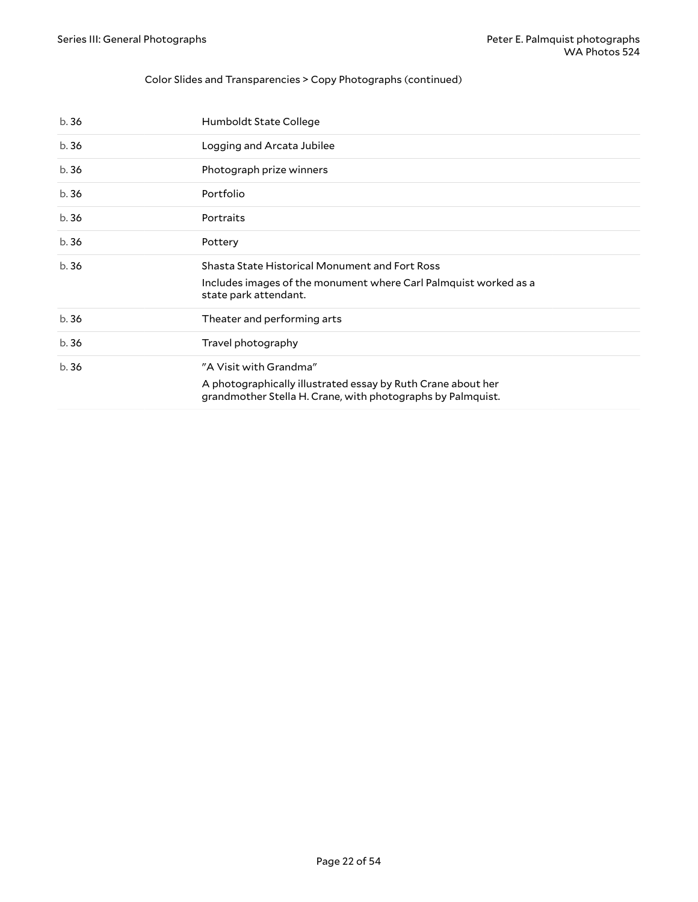Color Slides and Transparencies > Copy Photographs (continued)

| | |
|---|---|
| b. 36 | Humboldt State College |
| b. 36 | Logging and Arcata Jubilee |
| b. 36 | Photograph prize winners |
| b. 36 | Portfolio |
| b. 36 | Portraits |
| b. 36 | Pottery |
| b. 36 | Shasta State Historical Monument and Fort Ross<br>Includes images of the monument where Carl Palmquist worked as a state park attendant. |
| b. 36 | Theater and performing arts |
| b. 36 | Travel photography |
| b. 36 | "A Visit with Grandma"<br>A photographically illustrated essay by Ruth Crane about her grandmother Stella H. Crane, with photographs by Palmquist. |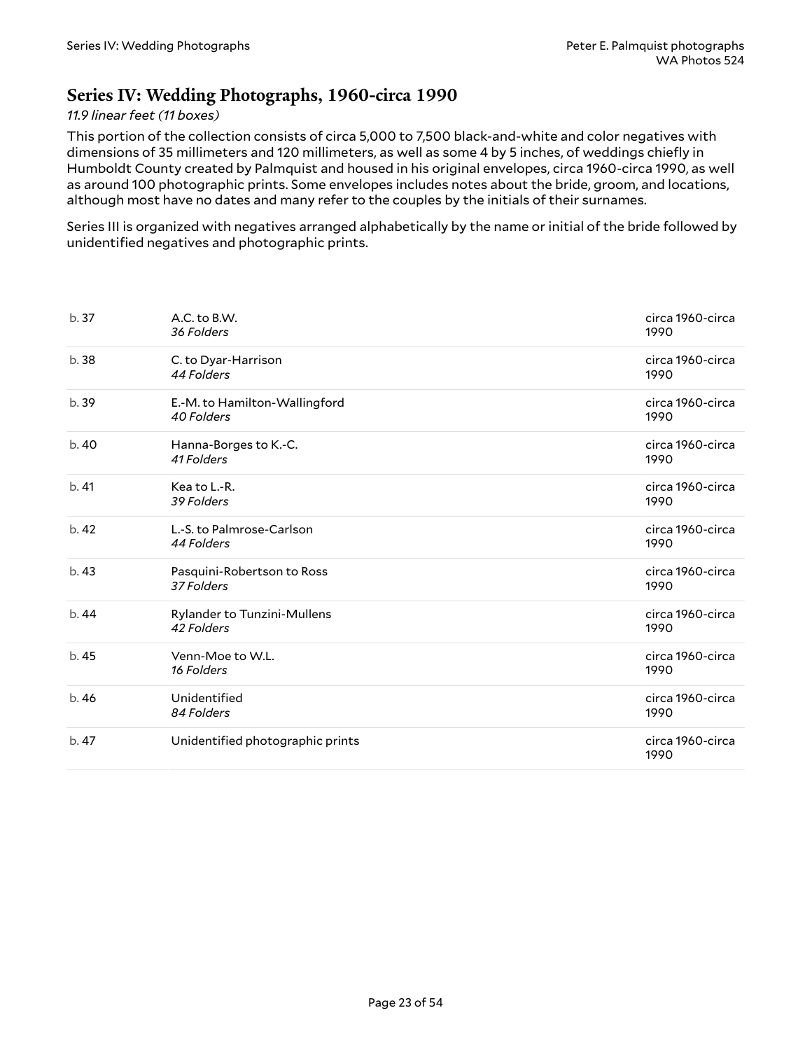## Series IV: Wedding Photographs, 1960-circa 1990

*11.9 linear feet (11 boxes)*

This portion of the collection consists of circa 5,000 to 7,500 black-and-white and color negatives with dimensions of 35 millimeters and 120 millimeters, as well as some 4 by 5 inches, of weddings chiefly in Humboldt County created by Palmquist and housed in his original envelopes, circa 1960-circa 1990, as well as around 100 photographic prints. Some envelopes includes notes about the bride, groom, and locations, although most have no dates and many refer to the couples by the initials of their surnames.

Series III is organized with negatives arranged alphabetically by the name or initial of the bride followed by unidentified negatives and photographic prints.

| | | |
|---|---|---|
| b. 37 | A.C. to B.W.<br>*36 Folders* | circa 1960-circa 1990 |
| b. 38 | C. to Dyar-Harrison<br>*44 Folders* | circa 1960-circa 1990 |
| b. 39 | E.-M. to Hamilton-Wallingford<br>*40 Folders* | circa 1960-circa 1990 |
| b. 40 | Hanna-Borges to K.-C.<br>*41 Folders* | circa 1960-circa 1990 |
| b. 41 | Kea to L.-R.<br>*39 Folders* | circa 1960-circa 1990 |
| b. 42 | L.-S. to Palmrose-Carlson<br>*44 Folders* | circa 1960-circa 1990 |
| b. 43 | Pasquini-Robertson to Ross<br>*37 Folders* | circa 1960-circa 1990 |
| b. 44 | Rylander to Tunzini-Mullens<br>*42 Folders* | circa 1960-circa 1990 |
| b. 45 | Venn-Moe to W.L.<br>*16 Folders* | circa 1960-circa 1990 |
| b. 46 | Unidentified<br>*84 Folders* | circa 1960-circa 1990 |
| b. 47 | Unidentified photographic prints | circa 1960-circa 1990 |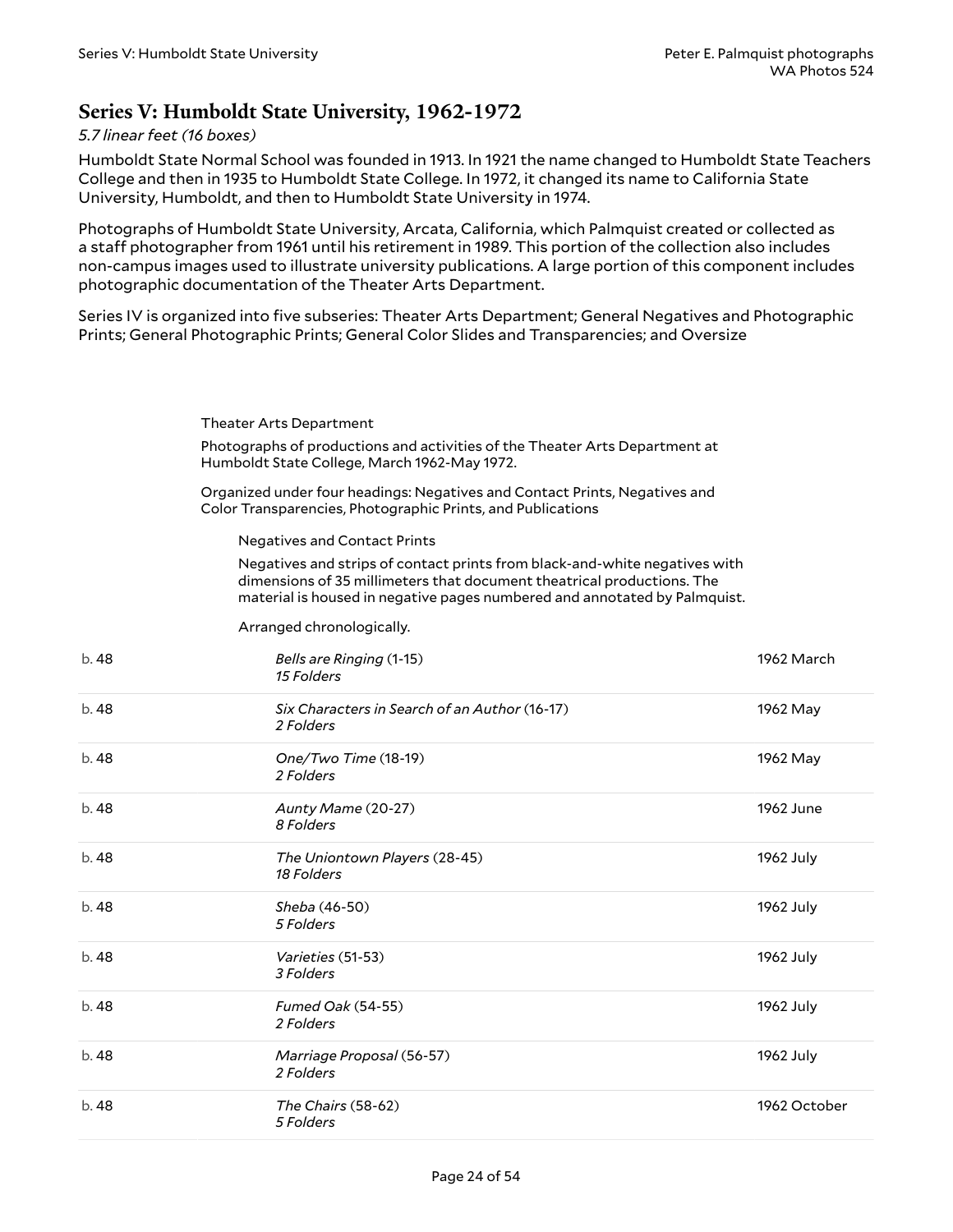## Series V: Humboldt State University, 1962-1972

*5.7 linear feet (16 boxes)*

Humboldt State Normal School was founded in 1913. In 1921 the name changed to Humboldt State Teachers College and then in 1935 to Humboldt State College. In 1972, it changed its name to California State University, Humboldt, and then to Humboldt State University in 1974.

Photographs of Humboldt State University, Arcata, California, which Palmquist created or collected as a staff photographer from 1961 until his retirement in 1989. This portion of the collection also includes non-campus images used to illustrate university publications. A large portion of this component includes photographic documentation of the Theater Arts Department.

Series IV is organized into five subseries: Theater Arts Department; General Negatives and Photographic Prints; General Photographic Prints; General Color Slides and Transparencies; and Oversize

Theater Arts Department

Photographs of productions and activities of the Theater Arts Department at Humboldt State College, March 1962-May 1972.

Organized under four headings: Negatives and Contact Prints, Negatives and Color Transparencies, Photographic Prints, and Publications

Negatives and Contact Prints

Negatives and strips of contact prints from black-and-white negatives with dimensions of 35 millimeters that document theatrical productions. The material is housed in negative pages numbered and annotated by Palmquist.

Arranged chronologically.

| | | |
|---|---|---|
| b. 48 | *Bells are Ringing* (1-15)<br>*15 Folders* | 1962 March |
| b. 48 | *Six Characters in Search of an Author* (16-17)<br>*2 Folders* | 1962 May |
| b. 48 | *One/Two Time* (18-19)<br>*2 Folders* | 1962 May |
| b. 48 | *Aunty Mame* (20-27)<br>*8 Folders* | 1962 June |
| b. 48 | *The Uniontown Players* (28-45)<br>*18 Folders* | 1962 July |
| b. 48 | *Sheba* (46-50)<br>*5 Folders* | 1962 July |
| b. 48 | *Varieties* (51-53)<br>*3 Folders* | 1962 July |
| b. 48 | *Fumed Oak* (54-55)<br>*2 Folders* | 1962 July |
| b. 48 | *Marriage Proposal* (56-57)<br>*2 Folders* | 1962 July |
| b. 48 | *The Chairs* (58-62)<br>*5 Folders* | 1962 October |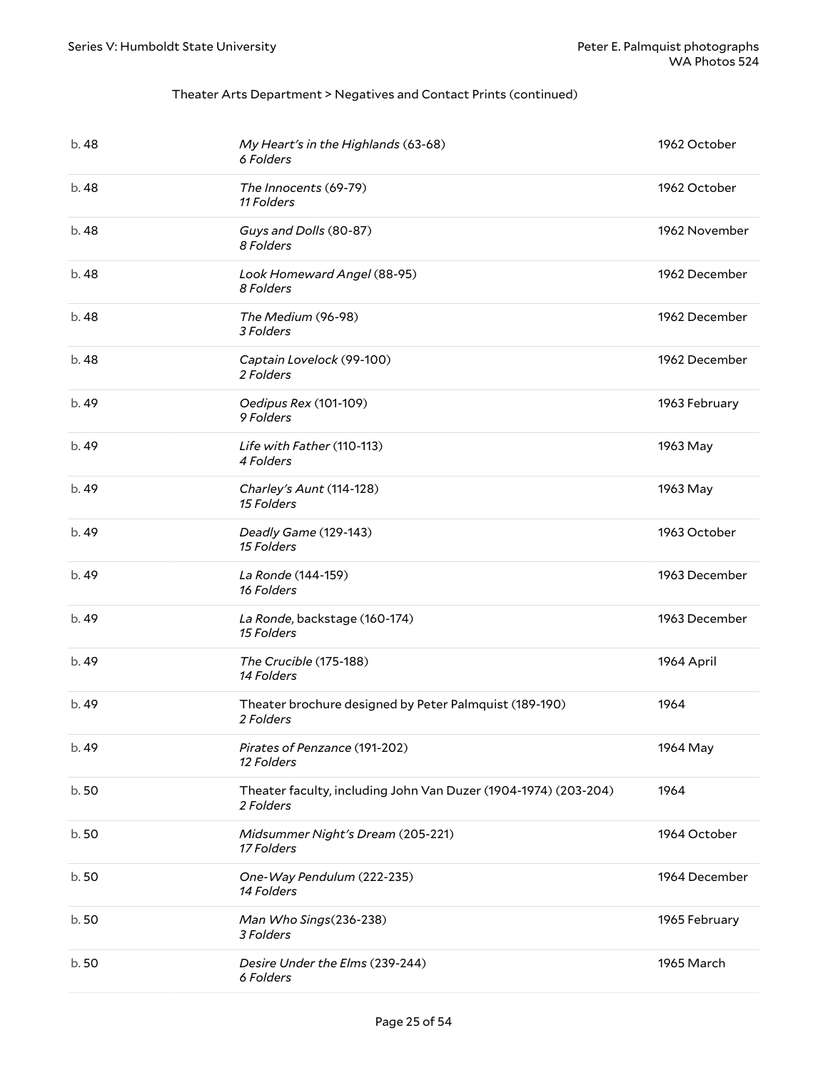Theater Arts Department > Negatives and Contact Prints (continued)

| | | |
|---|---|---|
| b. 48 | *My Heart's in the Highlands* (63-68)<br>*6 Folders* | 1962 October |
| b. 48 | *The Innocents* (69-79)<br>*11 Folders* | 1962 October |
| b. 48 | *Guys and Dolls* (80-87)<br>*8 Folders* | 1962 November |
| b. 48 | *Look Homeward Angel* (88-95)<br>*8 Folders* | 1962 December |
| b. 48 | *The Medium* (96-98)<br>*3 Folders* | 1962 December |
| b. 48 | *Captain Lovelock* (99-100)<br>*2 Folders* | 1962 December |
| b. 49 | *Oedipus Rex* (101-109)<br>*9 Folders* | 1963 February |
| b. 49 | *Life with Father* (110-113)<br>*4 Folders* | 1963 May |
| b. 49 | *Charley's Aunt* (114-128)<br>*15 Folders* | 1963 May |
| b. 49 | *Deadly Game* (129-143)<br>*15 Folders* | 1963 October |
| b. 49 | *La Ronde* (144-159)<br>*16 Folders* | 1963 December |
| b. 49 | *La Ronde*, backstage (160-174)<br>*15 Folders* | 1963 December |
| b. 49 | *The Crucible* (175-188)<br>*14 Folders* | 1964 April |
| b. 49 | Theater brochure designed by Peter Palmquist (189-190)<br>*2 Folders* | 1964 |
| b. 49 | *Pirates of Penzance* (191-202)<br>*12 Folders* | 1964 May |
| b. 50 | Theater faculty, including John Van Duzer (1904-1974) (203-204)<br>*2 Folders* | 1964 |
| b. 50 | *Midsummer Night's Dream* (205-221)<br>*17 Folders* | 1964 October |
| b. 50 | *One-Way Pendulum* (222-235)<br>*14 Folders* | 1964 December |
| b. 50 | *Man Who Sings*(236-238)<br>*3 Folders* | 1965 February |
| b. 50 | *Desire Under the Elms* (239-244)<br>*6 Folders* | 1965 March |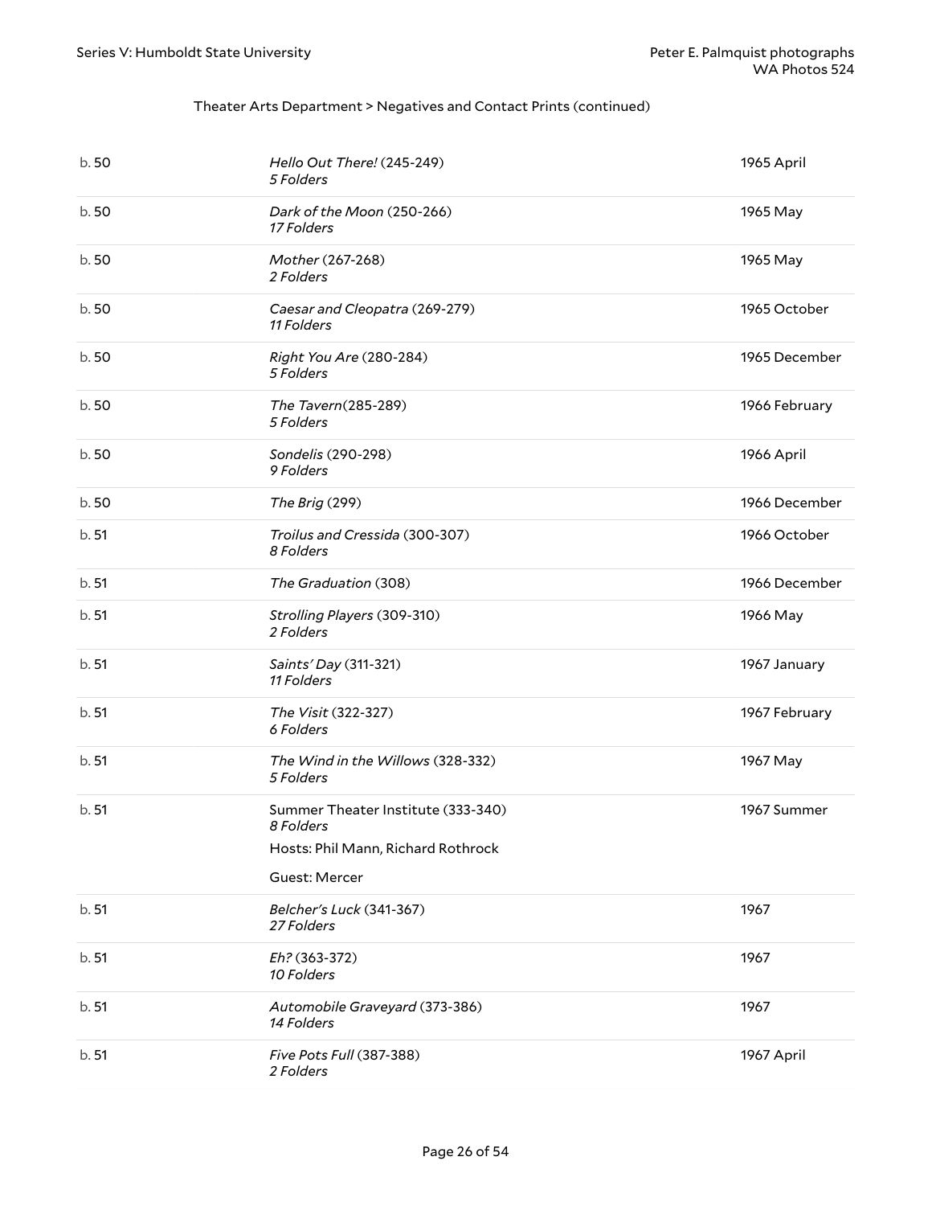Theater Arts Department > Negatives and Contact Prints (continued)

| | | |
|---|---|---|
| b. 50 | *Hello Out There!* (245-249)<br>*5 Folders* | 1965 April |
| b. 50 | *Dark of the Moon* (250-266)<br>*17 Folders* | 1965 May |
| b. 50 | *Mother* (267-268)<br>*2 Folders* | 1965 May |
| b. 50 | *Caesar and Cleopatra* (269-279)<br>*11 Folders* | 1965 October |
| b. 50 | *Right You Are* (280-284)<br>*5 Folders* | 1965 December |
| b. 50 | *The Tavern*(285-289)<br>*5 Folders* | 1966 February |
| b. 50 | *Sondelis* (290-298)<br>*9 Folders* | 1966 April |
| b. 50 | *The Brig* (299) | 1966 December |
| b. 51 | *Troilus and Cressida* (300-307)<br>*8 Folders* | 1966 October |
| b. 51 | *The Graduation* (308) | 1966 December |
| b. 51 | *Strolling Players* (309-310)<br>*2 Folders* | 1966 May |
| b. 51 | *Saints' Day* (311-321)<br>*11 Folders* | 1967 January |
| b. 51 | *The Visit* (322-327)<br>*6 Folders* | 1967 February |
| b. 51 | *The Wind in the Willows* (328-332)<br>*5 Folders* | 1967 May |
| b. 51 | Summer Theater Institute (333-340)<br>*8 Folders*<br>Hosts: Phil Mann, Richard Rothrock<br>Guest: Mercer | 1967 Summer |
| b. 51 | *Belcher's Luck* (341-367)<br>*27 Folders* | 1967 |
| b. 51 | *Eh?* (363-372)<br>*10 Folders* | 1967 |
| b. 51 | *Automobile Graveyard* (373-386)<br>*14 Folders* | 1967 |
| b. 51 | *Five Pots Full* (387-388)<br>*2 Folders* | 1967 April |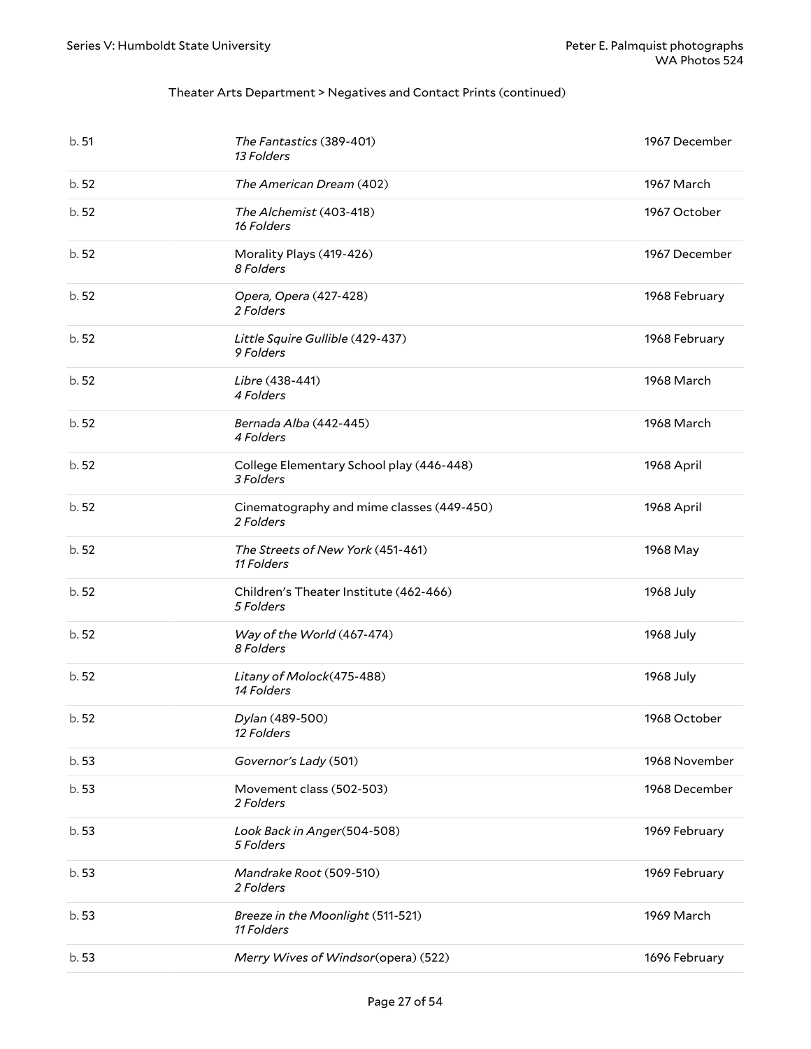Theater Arts Department > Negatives and Contact Prints (continued)

| | | |
|---|---|---|
| b. 51 | *The Fantastics* (389-401)<br>*13 Folders* | 1967 December |
| b. 52 | *The American Dream* (402) | 1967 March |
| b. 52 | *The Alchemist* (403-418)<br>*16 Folders* | 1967 October |
| b. 52 | Morality Plays (419-426)<br>*8 Folders* | 1967 December |
| b. 52 | *Opera, Opera* (427-428)<br>*2 Folders* | 1968 February |
| b. 52 | *Little Squire Gullible* (429-437)<br>*9 Folders* | 1968 February |
| b. 52 | *Libre* (438-441)<br>*4 Folders* | 1968 March |
| b. 52 | *Bernada Alba* (442-445)<br>*4 Folders* | 1968 March |
| b. 52 | College Elementary School play (446-448)<br>*3 Folders* | 1968 April |
| b. 52 | Cinematography and mime classes (449-450)<br>*2 Folders* | 1968 April |
| b. 52 | *The Streets of New York* (451-461)<br>*11 Folders* | 1968 May |
| b. 52 | Children's Theater Institute (462-466)<br>*5 Folders* | 1968 July |
| b. 52 | *Way of the World* (467-474)<br>*8 Folders* | 1968 July |
| b. 52 | *Litany of Molock*(475-488)<br>*14 Folders* | 1968 July |
| b. 52 | *Dylan* (489-500)<br>*12 Folders* | 1968 October |
| b. 53 | *Governor's Lady* (501) | 1968 November |
| b. 53 | Movement class (502-503)<br>*2 Folders* | 1968 December |
| b. 53 | *Look Back in Anger*(504-508)<br>*5 Folders* | 1969 February |
| b. 53 | *Mandrake Root* (509-510)<br>*2 Folders* | 1969 February |
| b. 53 | *Breeze in the Moonlight* (511-521)<br>*11 Folders* | 1969 March |
| b. 53 | *Merry Wives of Windsor*(opera) (522) | 1696 February |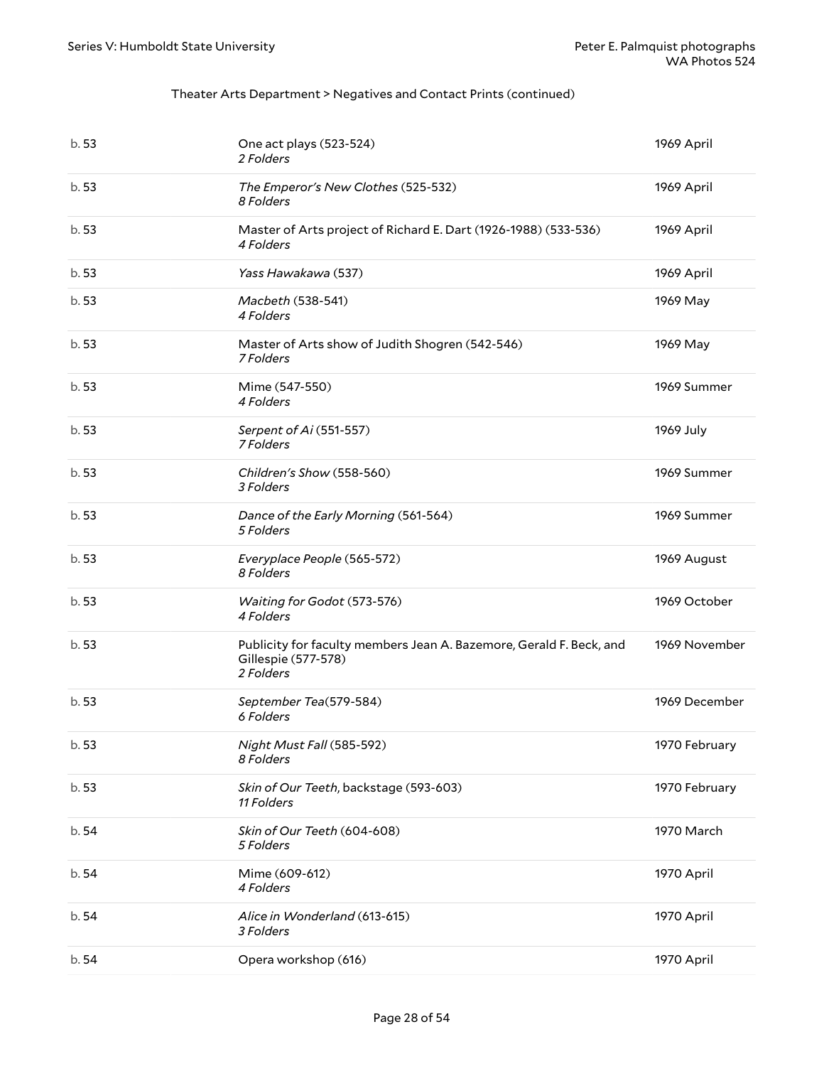Theater Arts Department > Negatives and Contact Prints (continued)

| | | |
|---|---|---|
| b. 53 | One act plays (523-524)<br>*2 Folders* | 1969 April |
| b. 53 | *The Emperor's New Clothes* (525-532)<br>*8 Folders* | 1969 April |
| b. 53 | Master of Arts project of Richard E. Dart (1926-1988) (533-536)<br>*4 Folders* | 1969 April |
| b. 53 | *Yass Hawakawa* (537) | 1969 April |
| b. 53 | *Macbeth* (538-541)<br>*4 Folders* | 1969 May |
| b. 53 | Master of Arts show of Judith Shogren (542-546)<br>*7 Folders* | 1969 May |
| b. 53 | Mime (547-550)<br>*4 Folders* | 1969 Summer |
| b. 53 | *Serpent of Ai* (551-557)<br>*7 Folders* | 1969 July |
| b. 53 | *Children's Show* (558-560)<br>*3 Folders* | 1969 Summer |
| b. 53 | *Dance of the Early Morning* (561-564)<br>*5 Folders* | 1969 Summer |
| b. 53 | *Everyplace People* (565-572)<br>*8 Folders* | 1969 August |
| b. 53 | *Waiting for Godot* (573-576)<br>*4 Folders* | 1969 October |
| b. 53 | Publicity for faculty members Jean A. Bazemore, Gerald F. Beck, and Gillespie (577-578)<br>*2 Folders* | 1969 November |
| b. 53 | *September Tea*(579-584)<br>*6 Folders* | 1969 December |
| b. 53 | *Night Must Fall* (585-592)<br>*8 Folders* | 1970 February |
| b. 53 | *Skin of Our Teeth*, backstage (593-603)<br>*11 Folders* | 1970 February |
| b. 54 | *Skin of Our Teeth* (604-608)<br>*5 Folders* | 1970 March |
| b. 54 | Mime (609-612)<br>*4 Folders* | 1970 April |
| b. 54 | *Alice in Wonderland* (613-615)<br>*3 Folders* | 1970 April |
| b. 54 | Opera workshop (616) | 1970 April |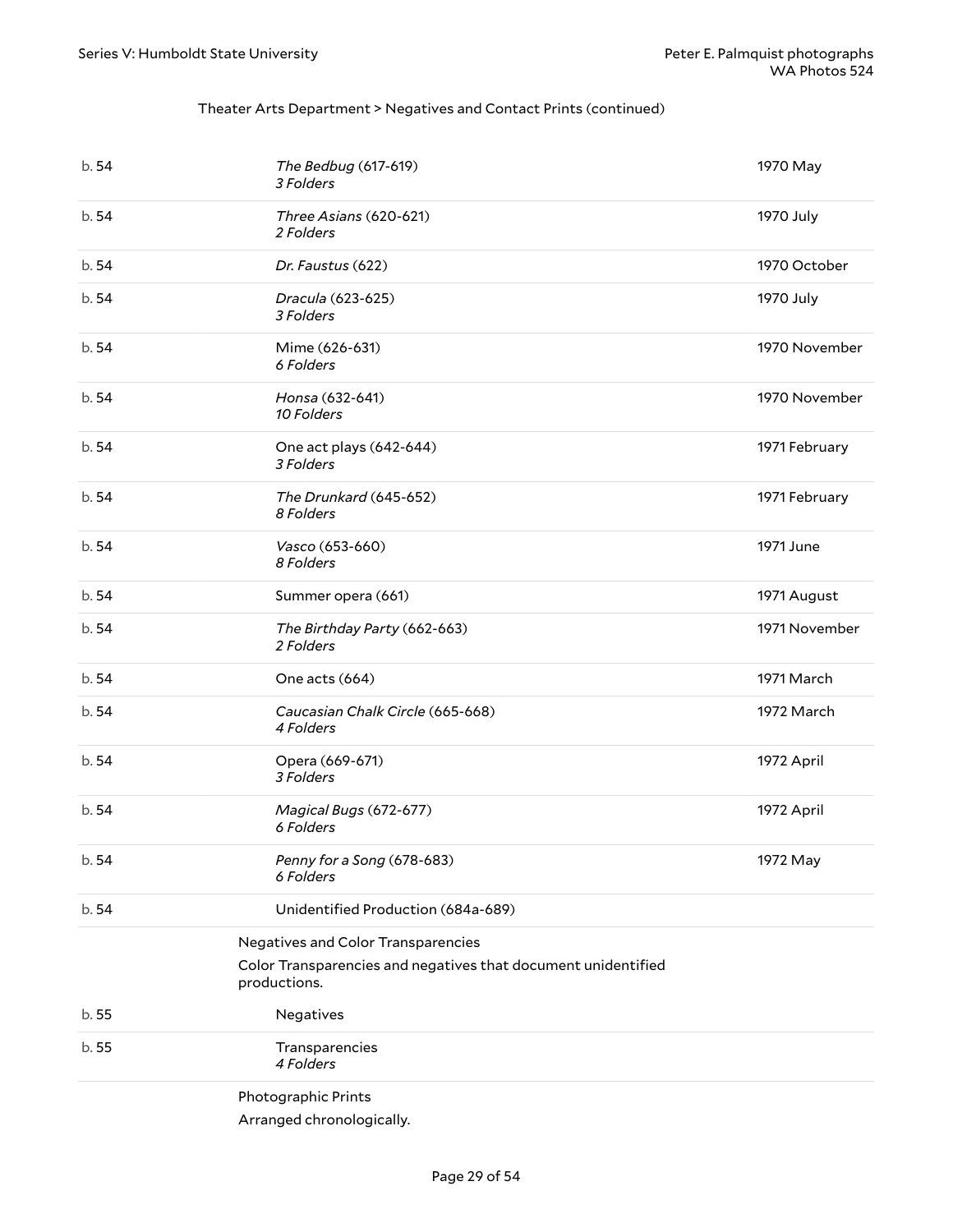Theater Arts Department > Negatives and Contact Prints (continued)

| | | |
|---|---|---|
| b. 54 | *The Bedbug* (617-619)<br>*3 Folders* | 1970 May |
| b. 54 | *Three Asians* (620-621)<br>*2 Folders* | 1970 July |
| b. 54 | *Dr. Faustus* (622) | 1970 October |
| b. 54 | *Dracula* (623-625)<br>*3 Folders* | 1970 July |
| b. 54 | Mime (626-631)<br>*6 Folders* | 1970 November |
| b. 54 | *Honsa* (632-641)<br>*10 Folders* | 1970 November |
| b. 54 | One act plays (642-644)<br>*3 Folders* | 1971 February |
| b. 54 | *The Drunkard* (645-652)<br>*8 Folders* | 1971 February |
| b. 54 | *Vasco* (653-660)<br>*8 Folders* | 1971 June |
| b. 54 | Summer opera (661) | 1971 August |
| b. 54 | *The Birthday Party* (662-663)<br>*2 Folders* | 1971 November |
| b. 54 | One acts (664) | 1971 March |
| b. 54 | *Caucasian Chalk Circle* (665-668)<br>*4 Folders* | 1972 March |
| b. 54 | Opera (669-671)<br>*3 Folders* | 1972 April |
| b. 54 | *Magical Bugs* (672-677)<br>*6 Folders* | 1972 April |
| b. 54 | *Penny for a Song* (678-683)<br>*6 Folders* | 1972 May |
| b. 54 | Unidentified Production (684a-689) | |

Negatives and Color Transparencies

Color Transparencies and negatives that document unidentified productions.

| | | |
|---|---|---|
| b. 55 | Negatives | |
| b. 55 | Transparencies<br>*4 Folders* | |

Photographic Prints

Arranged chronologically.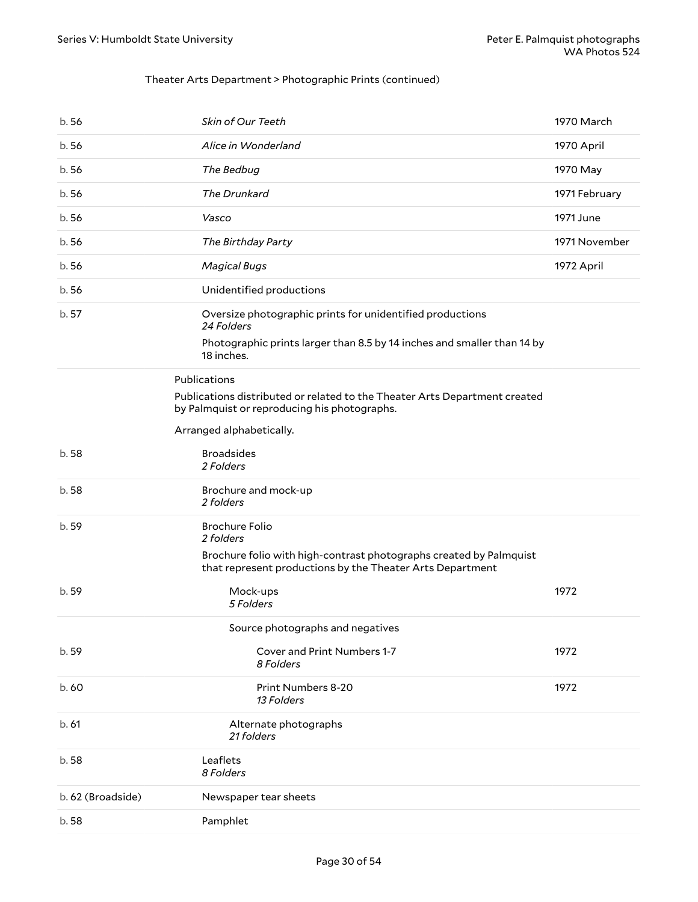Theater Arts Department > Photographic Prints (continued)

| | | |
|---|---|---|
| b. 56 | *Skin of Our Teeth* | 1970 March |
| b. 56 | *Alice in Wonderland* | 1970 April |
| b. 56 | *The Bedbug* | 1970 May |
| b. 56 | *The Drunkard* | 1971 February |
| b. 56 | *Vasco* | 1971 June |
| b. 56 | *The Birthday Party* | 1971 November |
| b. 56 | *Magical Bugs* | 1972 April |
| b. 56 | Unidentified productions | |
| b. 57 | Oversize photographic prints for unidentified productions<br>*24 Folders*<br>Photographic prints larger than 8.5 by 14 inches and smaller than 14 by 18 inches. | |

Publications

Publications distributed or related to the Theater Arts Department created by Palmquist or reproducing his photographs.

Arranged alphabetically.

| | | |
|---|---|---|
| b. 58 | Broadsides<br>*2 Folders* | |
| b. 58 | Brochure and mock-up<br>*2 folders* | |
| b. 59 | Brochure Folio<br>*2 folders*<br>Brochure folio with high-contrast photographs created by Palmquist that represent productions by the Theater Arts Department | |
| b. 59 | Mock-ups<br>*5 Folders* | 1972 |
| | Source photographs and negatives | |
| b. 59 | Cover and Print Numbers 1-7<br>*8 Folders* | 1972 |
| b. 60 | Print Numbers 8-20<br>*13 Folders* | 1972 |
| b. 61 | Alternate photographs<br>*21 folders* | |
| b. 58 | Leaflets<br>*8 Folders* | |
| b. 62 (Broadside) | Newspaper tear sheets | |
| b. 58 | Pamphlet | |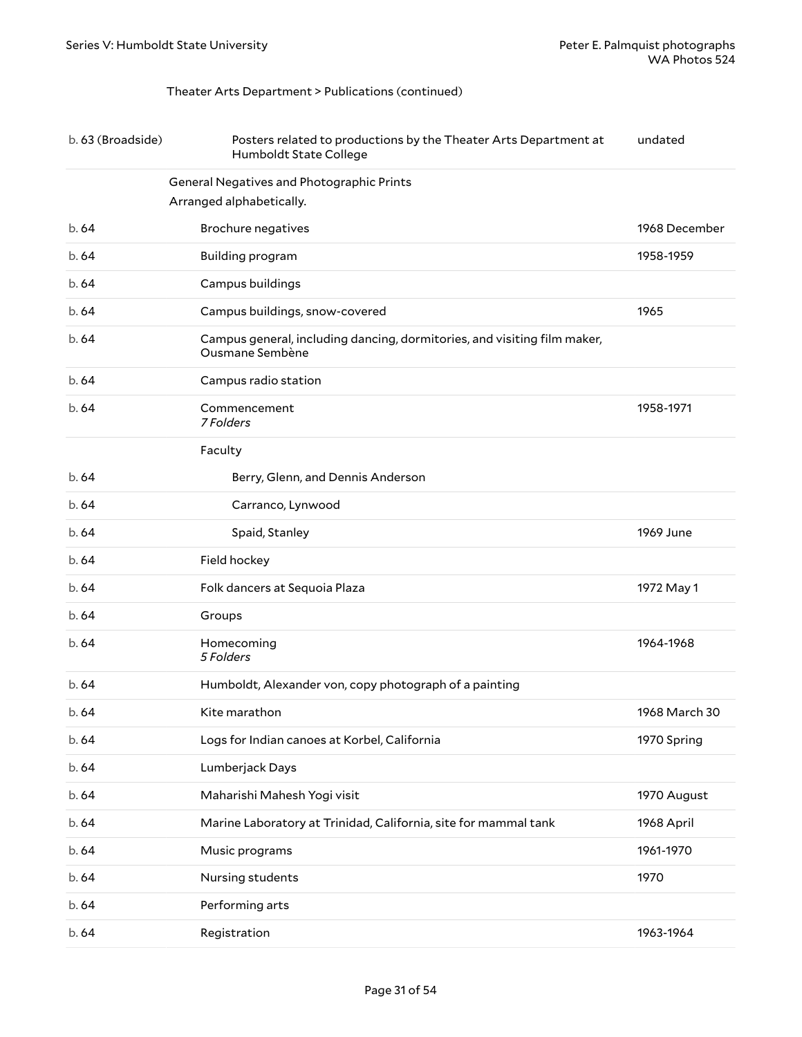Theater Arts Department > Publications (continued)

| Container | Title | Date |
|---|---|---|
| b. 63 (Broadside) | Posters related to productions by the Theater Arts Department at Humboldt State College | undated |
| | **General Negatives and Photographic Prints** Arranged alphabetically. | |
| b. 64 | Brochure negatives | 1968 December |
| b. 64 | Building program | 1958-1959 |
| b. 64 | Campus buildings | |
| b. 64 | Campus buildings, snow-covered | 1965 |
| b. 64 | Campus general, including dancing, dormitories, and visiting film maker, Ousmane Sembène | |
| b. 64 | Campus radio station | |
| b. 64 | Commencement *7 Folders* | 1958-1971 |
| | Faculty | |
| b. 64 | Berry, Glenn, and Dennis Anderson | |
| b. 64 | Carranco, Lynwood | |
| b. 64 | Spaid, Stanley | 1969 June |
| b. 64 | Field hockey | |
| b. 64 | Folk dancers at Sequoia Plaza | 1972 May 1 |
| b. 64 | Groups | |
| b. 64 | Homecoming *5 Folders* | 1964-1968 |
| b. 64 | Humboldt, Alexander von, copy photograph of a painting | |
| b. 64 | Kite marathon | 1968 March 30 |
| b. 64 | Logs for Indian canoes at Korbel, California | 1970 Spring |
| b. 64 | Lumberjack Days | |
| b. 64 | Maharishi Mahesh Yogi visit | 1970 August |
| b. 64 | Marine Laboratory at Trinidad, California, site for mammal tank | 1968 April |
| b. 64 | Music programs | 1961-1970 |
| b. 64 | Nursing students | 1970 |
| b. 64 | Performing arts | |
| b. 64 | Registration | 1963-1964 |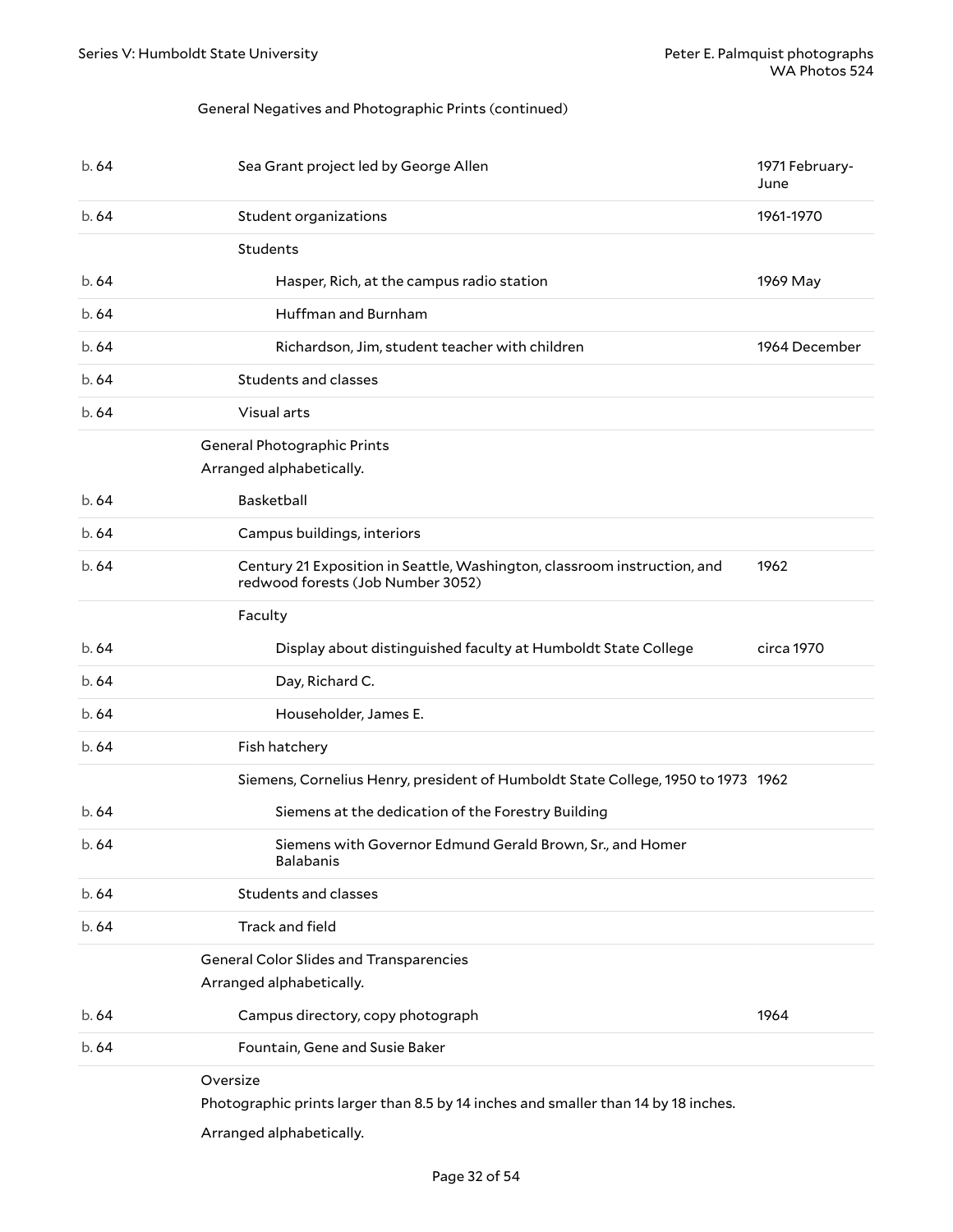General Negatives and Photographic Prints (continued)

| | | |
|---|---|---|
| b. 64 | Sea Grant project led by George Allen | 1971 February-June |
| b. 64 | Student organizations | 1961-1970 |
| | Students | |
| b. 64 | Hasper, Rich, at the campus radio station | 1969 May |
| b. 64 | Huffman and Burnham | |
| b. 64 | Richardson, Jim, student teacher with children | 1964 December |
| b. 64 | Students and classes | |
| b. 64 | Visual arts | |

General Photographic Prints

Arranged alphabetically.

| | | |
|---|---|---|
| b. 64 | Basketball | |
| b. 64 | Campus buildings, interiors | |
| b. 64 | Century 21 Exposition in Seattle, Washington, classroom instruction, and redwood forests (Job Number 3052) | 1962 |
| | Faculty | |
| b. 64 | Display about distinguished faculty at Humboldt State College | circa 1970 |
| b. 64 | Day, Richard C. | |
| b. 64 | Householder, James E. | |
| b. 64 | Fish hatchery | |
| | Siemens, Cornelius Henry, president of Humboldt State College, 1950 to 1973 | 1962 |
| b. 64 | Siemens at the dedication of the Forestry Building | |
| b. 64 | Siemens with Governor Edmund Gerald Brown, Sr., and Homer Balabanis | |
| b. 64 | Students and classes | |
| b. 64 | Track and field | |

General Color Slides and Transparencies

Arranged alphabetically.

| | | |
|---|---|---|
| b. 64 | Campus directory, copy photograph | 1964 |
| b. 64 | Fountain, Gene and Susie Baker | |

Oversize

Photographic prints larger than 8.5 by 14 inches and smaller than 14 by 18 inches.

Arranged alphabetically.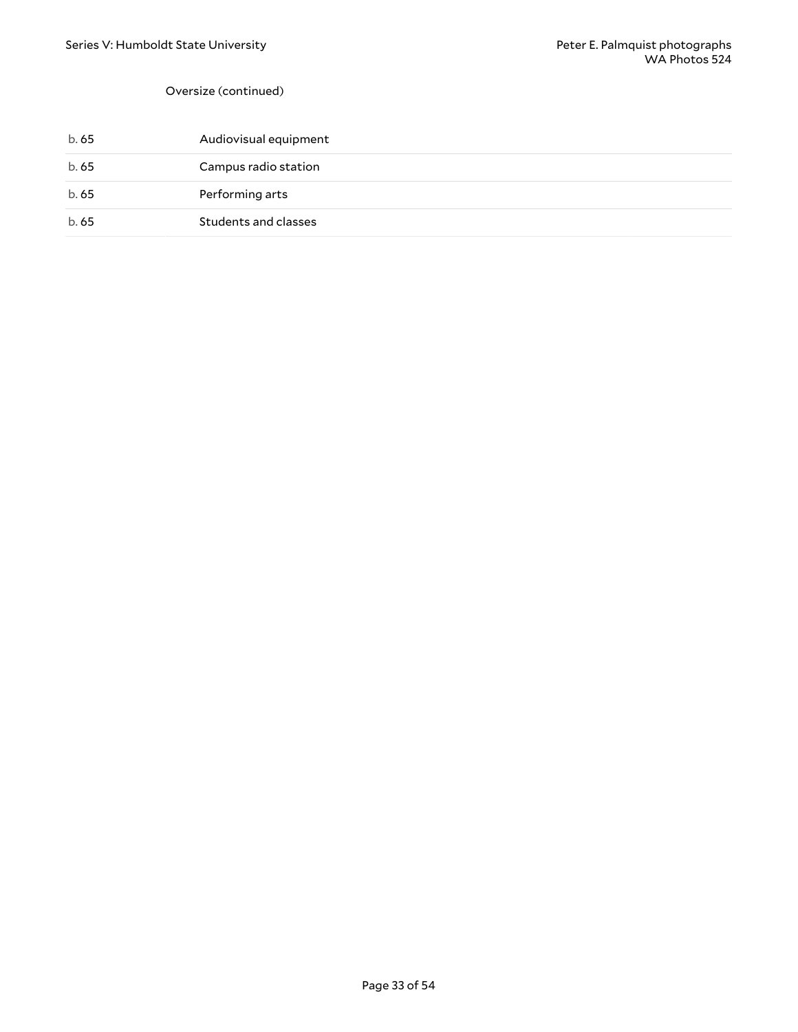Oversize (continued)

| | |
|---|---|
| b. 65 | Audiovisual equipment |
| b. 65 | Campus radio station |
| b. 65 | Performing arts |
| b. 65 | Students and classes |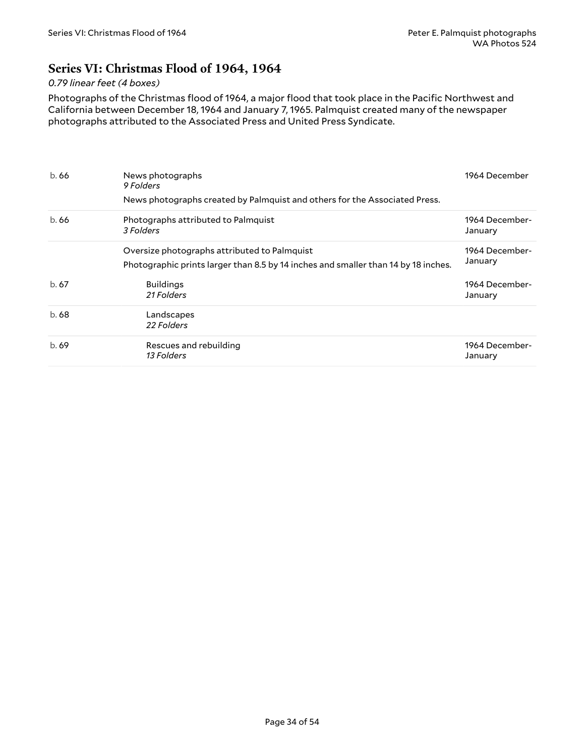## Series VI: Christmas Flood of 1964, 1964

*0.79 linear feet (4 boxes)*

Photographs of the Christmas flood of 1964, a major flood that took place in the Pacific Northwest and California between December 18, 1964 and January 7, 1965. Palmquist created many of the newspaper photographs attributed to the Associated Press and United Press Syndicate.

| Box | Description | Date |
|---|---|---|
| b. 66 | News photographs<br>*9 Folders*<br>News photographs created by Palmquist and others for the Associated Press. | 1964 December |
| b. 66 | Photographs attributed to Palmquist<br>*3 Folders* | 1964 December-January |
| | Oversize photographs attributed to Palmquist<br>Photographic prints larger than 8.5 by 14 inches and smaller than 14 by 18 inches. | 1964 December-January |
| b. 67 | Buildings<br>*21 Folders* | 1964 December-January |
| b. 68 | Landscapes<br>*22 Folders* | |
| b. 69 | Rescues and rebuilding<br>*13 Folders* | 1964 December-January |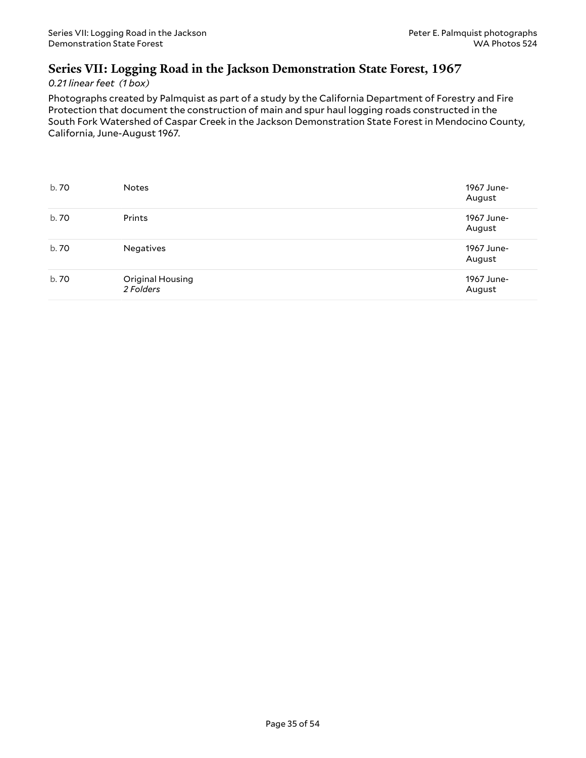## Series VII: Logging Road in the Jackson Demonstration State Forest, 1967

*0.21 linear feet (1 box)*

Photographs created by Palmquist as part of a study by the California Department of Forestry and Fire Protection that document the construction of main and spur haul logging roads constructed in the South Fork Watershed of Caspar Creek in the Jackson Demonstration State Forest in Mendocino County, California, June-August 1967.

| | | |
|---|---|---|
| b. 70 | Notes | 1967 June-August |
| b. 70 | Prints | 1967 June-August |
| b. 70 | Negatives | 1967 June-August |
| b. 70 | Original Housing *2 Folders* | 1967 June-August |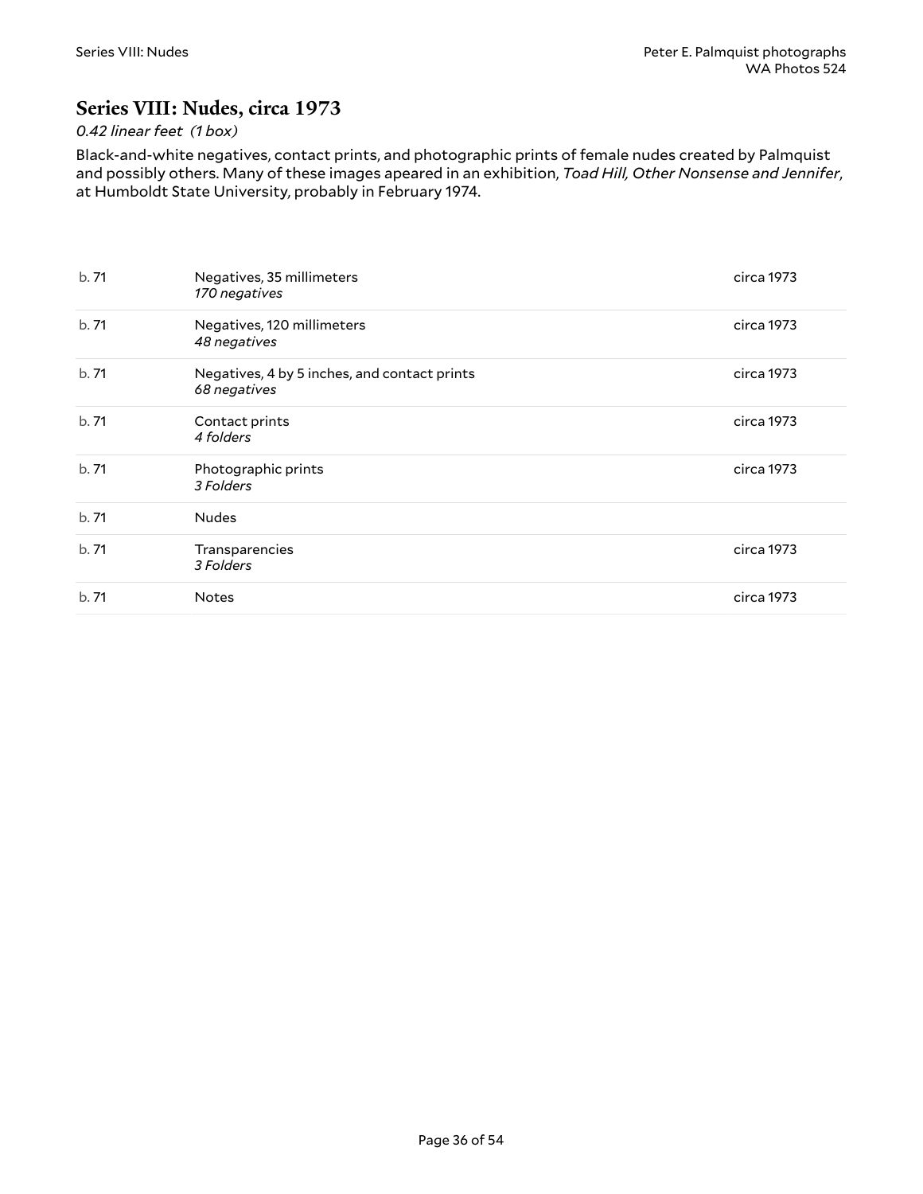## Series VIII: Nudes, circa 1973

*0.42 linear feet (1 box)*

Black-and-white negatives, contact prints, and photographic prints of female nudes created by Palmquist and possibly others. Many of these images apeared in an exhibition, *Toad Hill, Other Nonsense and Jennifer*, at Humboldt State University, probably in February 1974.

| | | |
|---|---|---|
| b. 71 | Negatives, 35 millimeters<br>*170 negatives* | circa 1973 |
| b. 71 | Negatives, 120 millimeters<br>*48 negatives* | circa 1973 |
| b. 71 | Negatives, 4 by 5 inches, and contact prints<br>*68 negatives* | circa 1973 |
| b. 71 | Contact prints<br>*4 folders* | circa 1973 |
| b. 71 | Photographic prints<br>*3 Folders* | circa 1973 |
| b. 71 | Nudes | |
| b. 71 | Transparencies<br>*3 Folders* | circa 1973 |
| b. 71 | Notes | circa 1973 |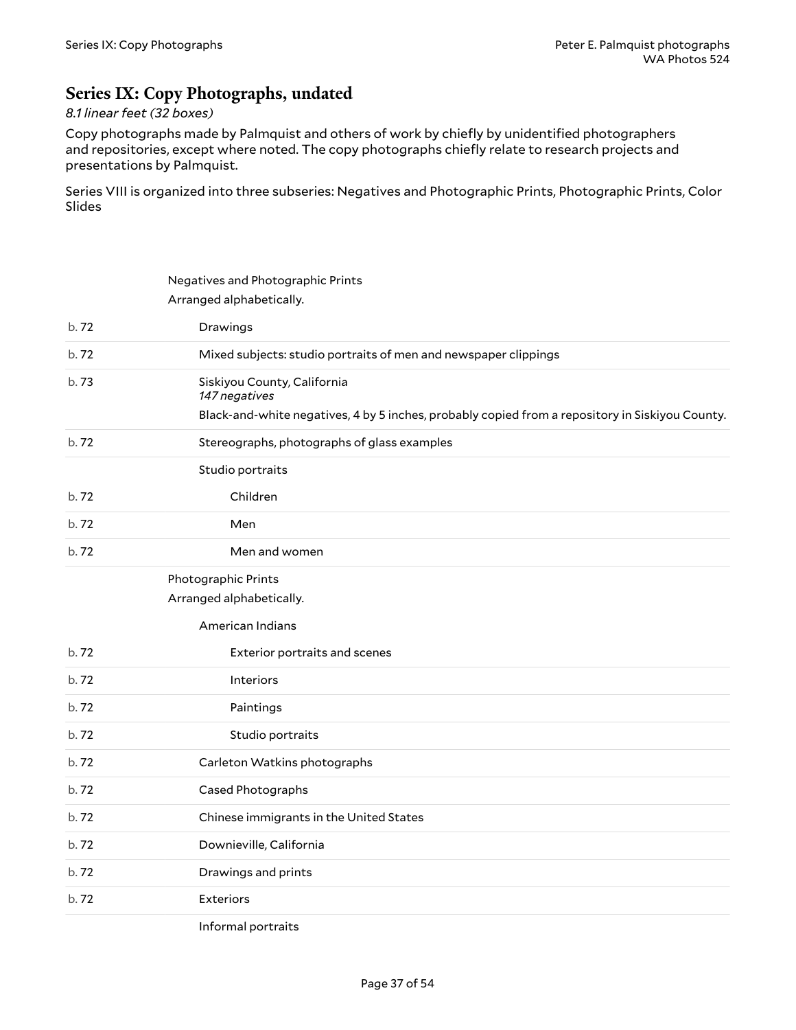## Series IX: Copy Photographs, undated

*8.1 linear feet (32 boxes)*

Copy photographs made by Palmquist and others of work by chiefly by unidentified photographers and repositories, except where noted. The copy photographs chiefly relate to research projects and presentations by Palmquist.

Series VIII is organized into three subseries: Negatives and Photographic Prints, Photographic Prints, Color Slides

### Negatives and Photographic Prints

Arranged alphabetically.

| Box | Description |
| --- | --- |
| b. 72 | Drawings |
| b. 72 | Mixed subjects: studio portraits of men and newspaper clippings |
| b. 73 | Siskiyou County, California<br>*147 negatives*<br>Black-and-white negatives, 4 by 5 inches, probably copied from a repository in Siskiyou County. |
| b. 72 | Stereographs, photographs of glass examples |
| | Studio portraits |
| b. 72 | Children |
| b. 72 | Men |
| b. 72 | Men and women |

### Photographic Prints

Arranged alphabetically.

| Box | Description |
| --- | --- |
| | American Indians |
| b. 72 | Exterior portraits and scenes |
| b. 72 | Interiors |
| b. 72 | Paintings |
| b. 72 | Studio portraits |
| b. 72 | Carleton Watkins photographs |
| b. 72 | Cased Photographs |
| b. 72 | Chinese immigrants in the United States |
| b. 72 | Downieville, California |
| b. 72 | Drawings and prints |
| b. 72 | Exteriors |
| | Informal portraits |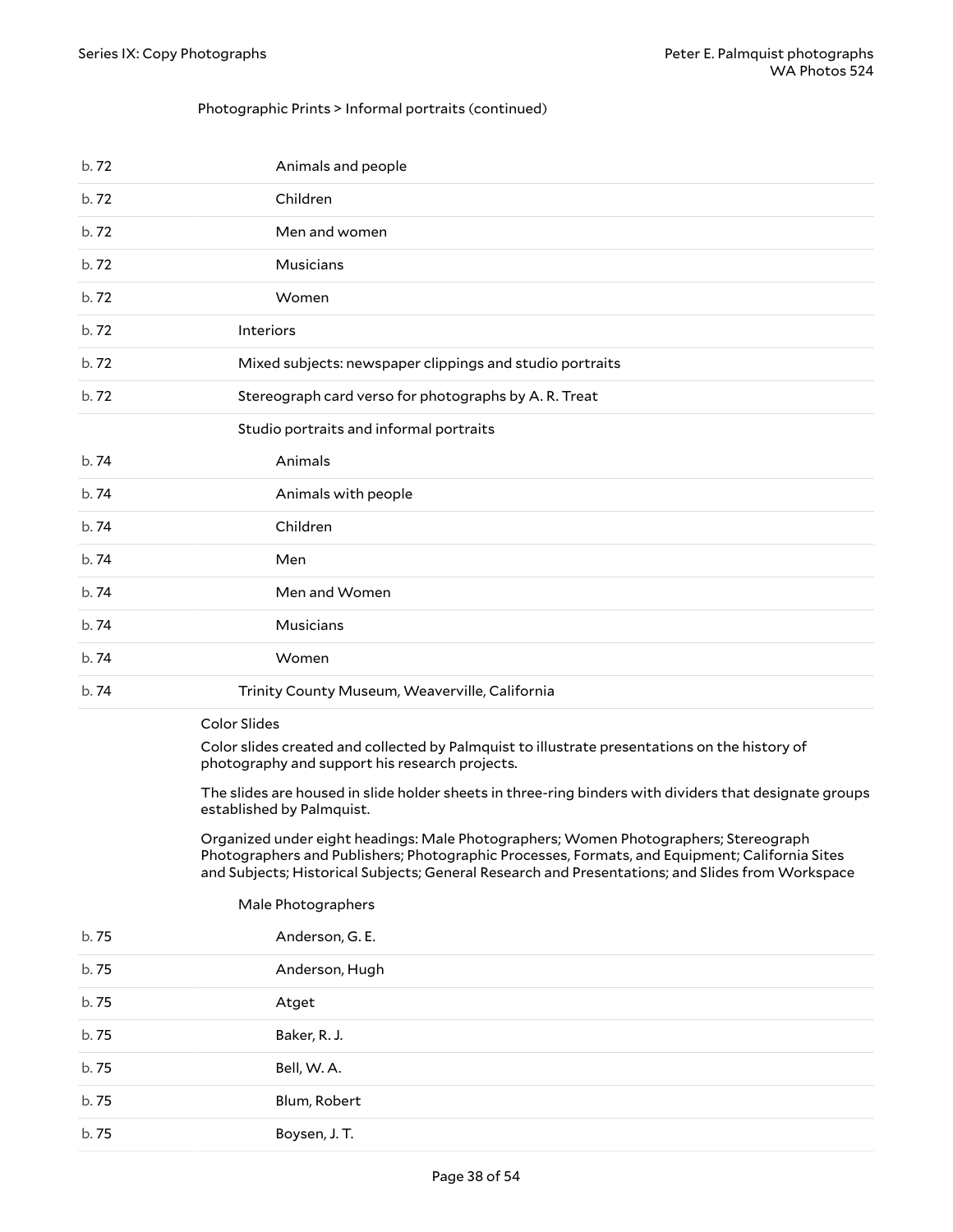Photographic Prints > Informal portraits (continued)

| Box | Description |
|---|---|
| b. 72 | Animals and people |
| b. 72 | Children |
| b. 72 | Men and women |
| b. 72 | Musicians |
| b. 72 | Women |
| b. 72 | Interiors |
| b. 72 | Mixed subjects: newspaper clippings and studio portraits |
| b. 72 | Stereograph card verso for photographs by A. R. Treat |
| | Studio portraits and informal portraits |
| b. 74 | Animals |
| b. 74 | Animals with people |
| b. 74 | Children |
| b. 74 | Men |
| b. 74 | Men and Women |
| b. 74 | Musicians |
| b. 74 | Women |
| b. 74 | Trinity County Museum, Weaverville, California |

## Color Slides

Color slides created and collected by Palmquist to illustrate presentations on the history of photography and support his research projects.

The slides are housed in slide holder sheets in three-ring binders with dividers that designate groups established by Palmquist.

Organized under eight headings: Male Photographers; Women Photographers; Stereograph Photographers and Publishers; Photographic Processes, Formats, and Equipment; California Sites and Subjects; Historical Subjects; General Research and Presentations; and Slides from Workspace

### Male Photographers

| Box | Description |
|---|---|
| b. 75 | Anderson, G. E. |
| b. 75 | Anderson, Hugh |
| b. 75 | Atget |
| b. 75 | Baker, R. J. |
| b. 75 | Bell, W. A. |
| b. 75 | Blum, Robert |
| b. 75 | Boysen, J. T. |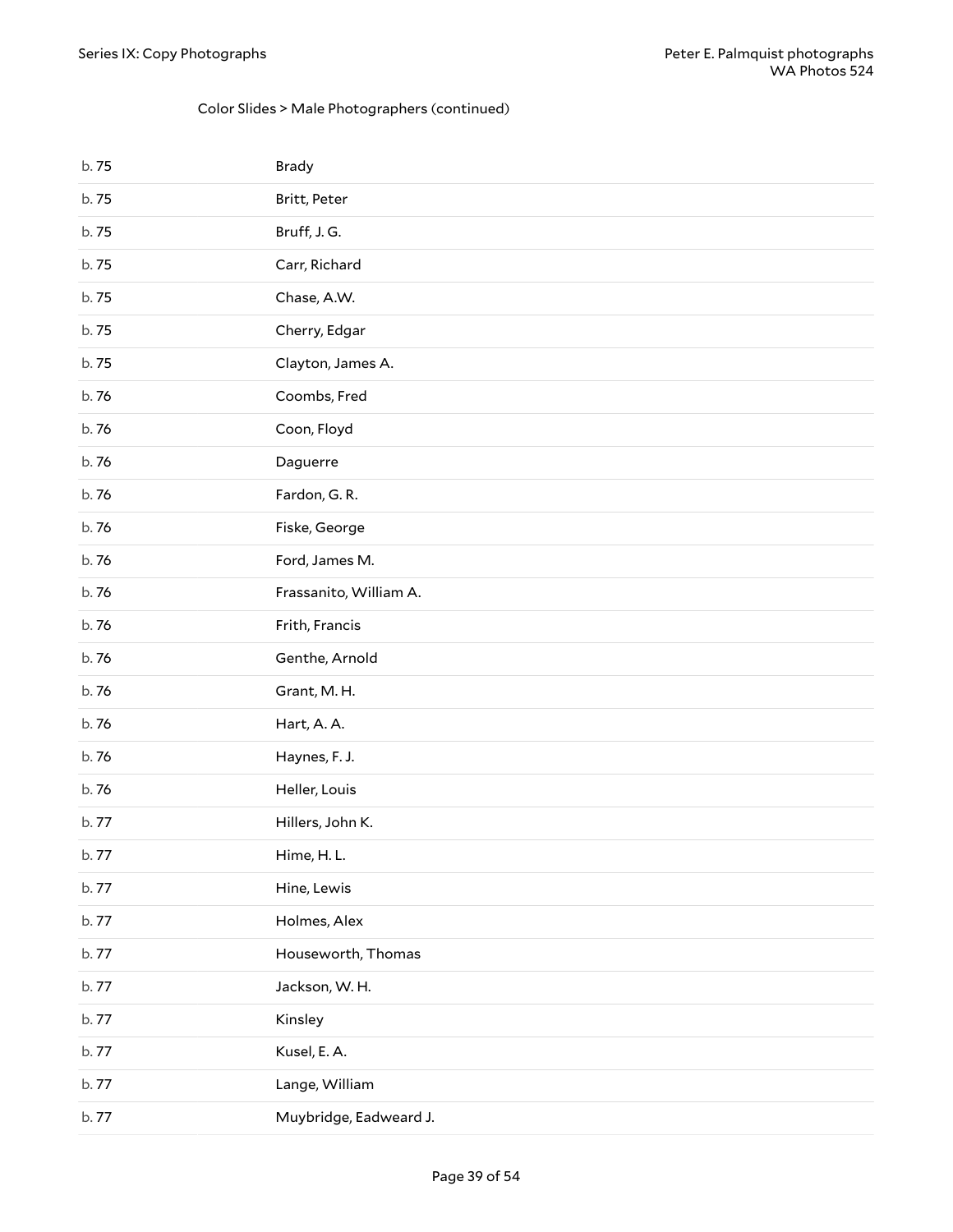Color Slides > Male Photographers (continued)

| | |
|---|---|
| b. 75 | Brady |
| b. 75 | Britt, Peter |
| b. 75 | Bruff, J. G. |
| b. 75 | Carr, Richard |
| b. 75 | Chase, A.W. |
| b. 75 | Cherry, Edgar |
| b. 75 | Clayton, James A. |
| b. 76 | Coombs, Fred |
| b. 76 | Coon, Floyd |
| b. 76 | Daguerre |
| b. 76 | Fardon, G. R. |
| b. 76 | Fiske, George |
| b. 76 | Ford, James M. |
| b. 76 | Frassanito, William A. |
| b. 76 | Frith, Francis |
| b. 76 | Genthe, Arnold |
| b. 76 | Grant, M. H. |
| b. 76 | Hart, A. A. |
| b. 76 | Haynes, F. J. |
| b. 76 | Heller, Louis |
| b. 77 | Hillers, John K. |
| b. 77 | Hime, H. L. |
| b. 77 | Hine, Lewis |
| b. 77 | Holmes, Alex |
| b. 77 | Houseworth, Thomas |
| b. 77 | Jackson, W. H. |
| b. 77 | Kinsley |
| b. 77 | Kusel, E. A. |
| b. 77 | Lange, William |
| b. 77 | Muybridge, Eadweard J. |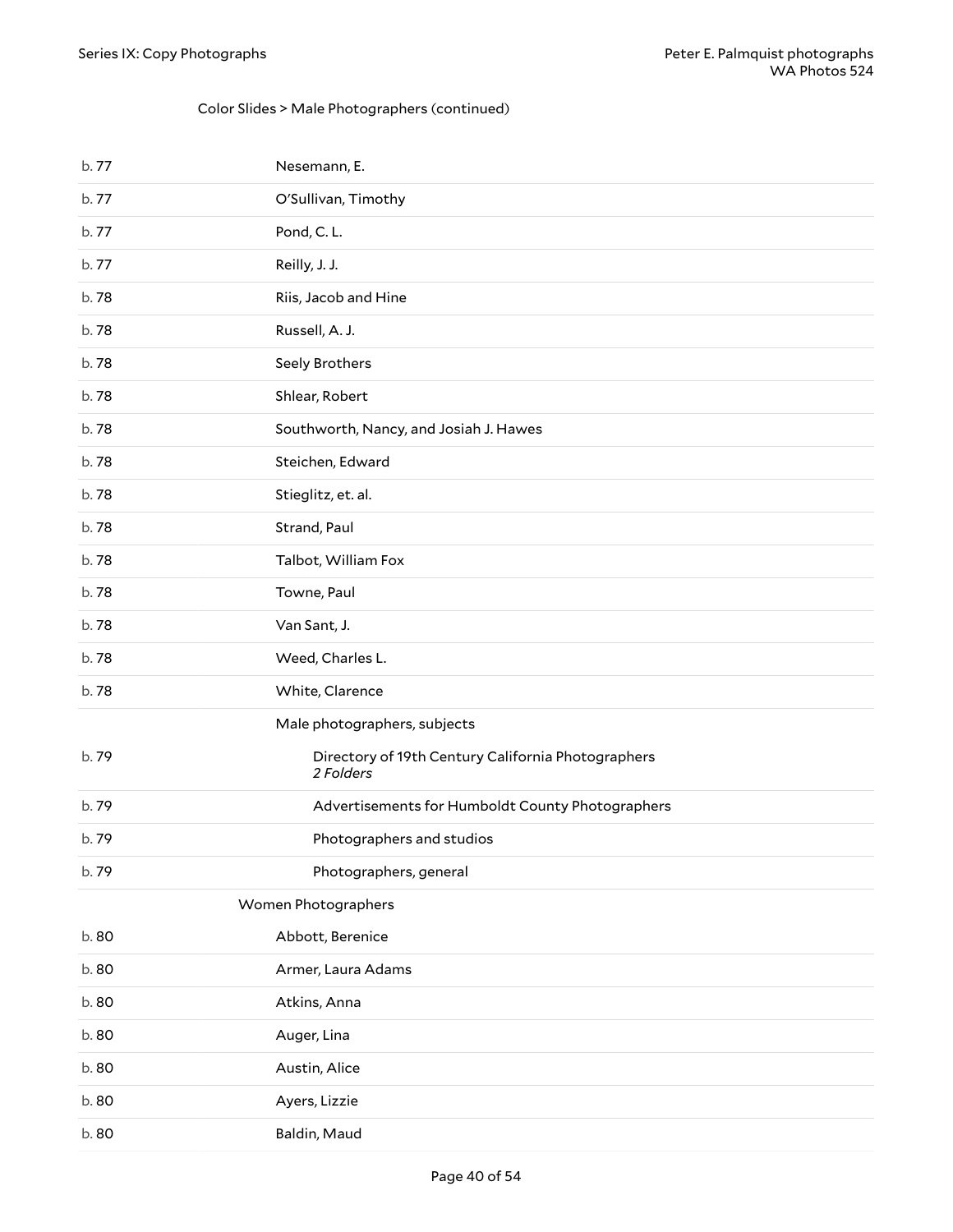Color Slides > Male Photographers (continued)

| | |
|---|---|
| b. 77 | Nesemann, E. |
| b. 77 | O'Sullivan, Timothy |
| b. 77 | Pond, C. L. |
| b. 77 | Reilly, J. J. |
| b. 78 | Riis, Jacob and Hine |
| b. 78 | Russell, A. J. |
| b. 78 | Seely Brothers |
| b. 78 | Shlear, Robert |
| b. 78 | Southworth, Nancy, and Josiah J. Hawes |
| b. 78 | Steichen, Edward |
| b. 78 | Stieglitz, et. al. |
| b. 78 | Strand, Paul |
| b. 78 | Talbot, William Fox |
| b. 78 | Towne, Paul |
| b. 78 | Van Sant, J. |
| b. 78 | Weed, Charles L. |
| b. 78 | White, Clarence |
| | Male photographers, subjects |
| b. 79 | Directory of 19th Century California Photographers *2 Folders* |
| b. 79 | Advertisements for Humboldt County Photographers |
| b. 79 | Photographers and studios |
| b. 79 | Photographers, general |

Women Photographers

| | |
|---|---|
| b. 80 | Abbott, Berenice |
| b. 80 | Armer, Laura Adams |
| b. 80 | Atkins, Anna |
| b. 80 | Auger, Lina |
| b. 80 | Austin, Alice |
| b. 80 | Ayers, Lizzie |
| b. 80 | Baldin, Maud |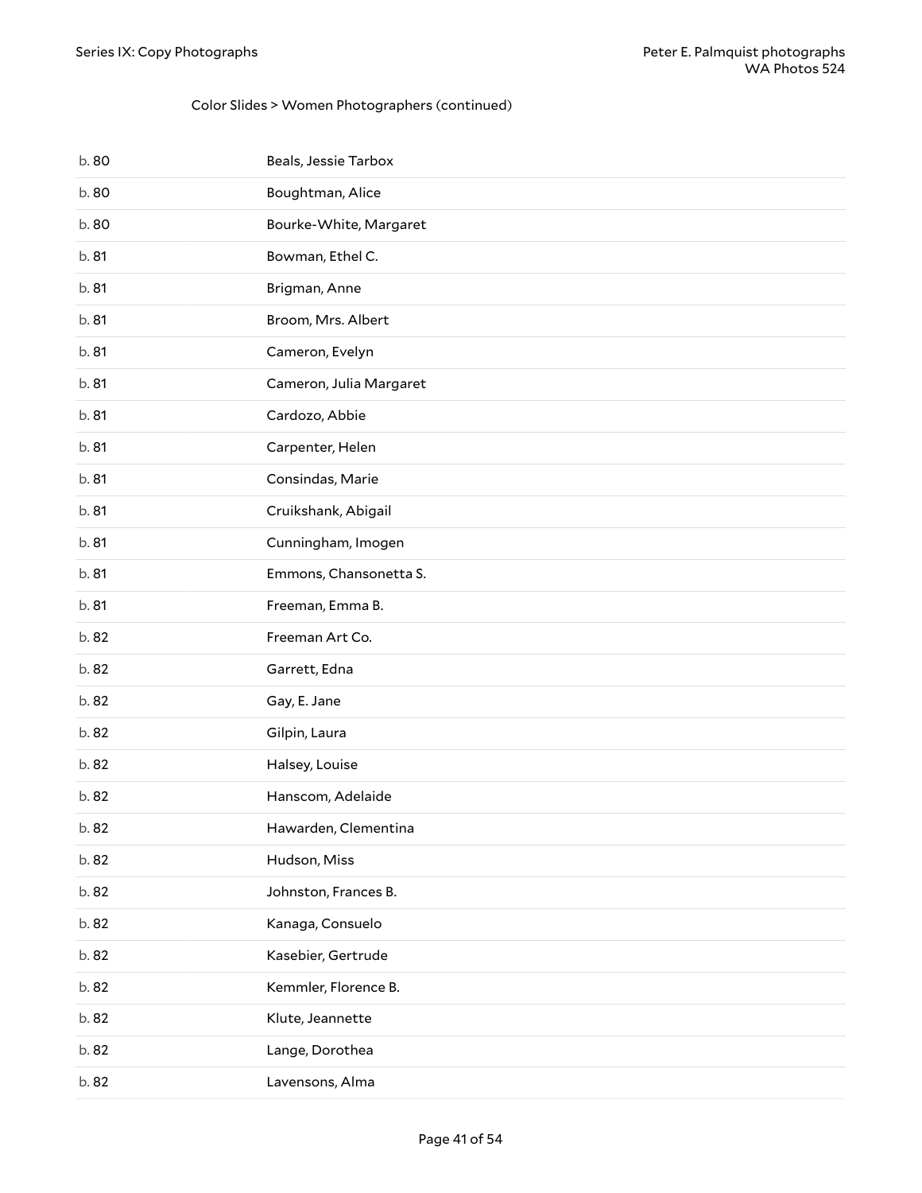Color Slides > Women Photographers (continued)

| | |
|---|---|
| b. 80 | Beals, Jessie Tarbox |
| b. 80 | Boughtman, Alice |
| b. 80 | Bourke-White, Margaret |
| b. 81 | Bowman, Ethel C. |
| b. 81 | Brigman, Anne |
| b. 81 | Broom, Mrs. Albert |
| b. 81 | Cameron, Evelyn |
| b. 81 | Cameron, Julia Margaret |
| b. 81 | Cardozo, Abbie |
| b. 81 | Carpenter, Helen |
| b. 81 | Consindas, Marie |
| b. 81 | Cruikshank, Abigail |
| b. 81 | Cunningham, Imogen |
| b. 81 | Emmons, Chansonetta S. |
| b. 81 | Freeman, Emma B. |
| b. 82 | Freeman Art Co. |
| b. 82 | Garrett, Edna |
| b. 82 | Gay, E. Jane |
| b. 82 | Gilpin, Laura |
| b. 82 | Halsey, Louise |
| b. 82 | Hanscom, Adelaide |
| b. 82 | Hawarden, Clementina |
| b. 82 | Hudson, Miss |
| b. 82 | Johnston, Frances B. |
| b. 82 | Kanaga, Consuelo |
| b. 82 | Kasebier, Gertrude |
| b. 82 | Kemmler, Florence B. |
| b. 82 | Klute, Jeannette |
| b. 82 | Lange, Dorothea |
| b. 82 | Lavensons, Alma |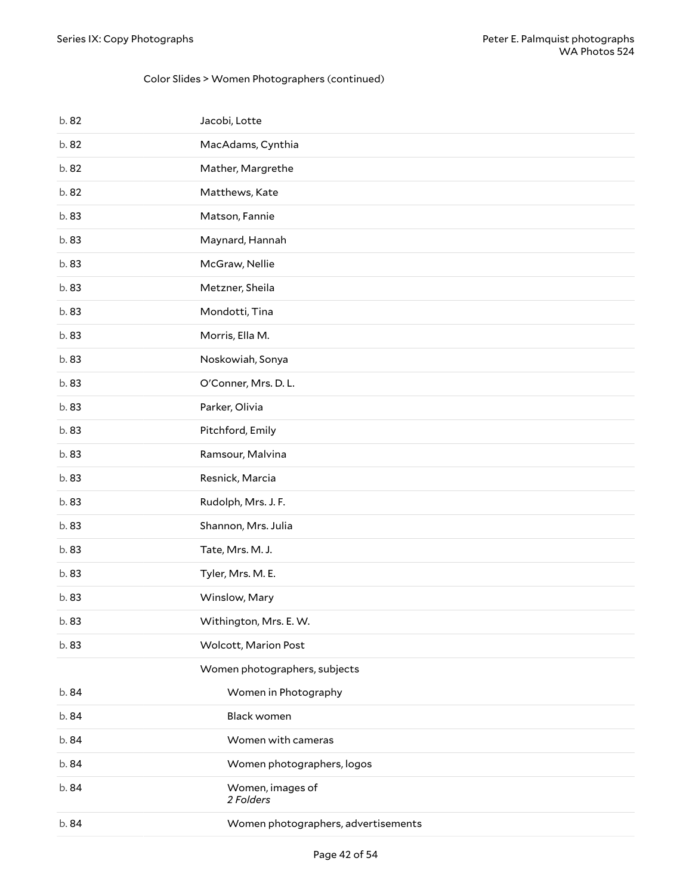Color Slides > Women Photographers (continued)

| | |
|---|---|
| b. 82 | Jacobi, Lotte |
| b. 82 | MacAdams, Cynthia |
| b. 82 | Mather, Margrethe |
| b. 82 | Matthews, Kate |
| b. 83 | Matson, Fannie |
| b. 83 | Maynard, Hannah |
| b. 83 | McGraw, Nellie |
| b. 83 | Metzner, Sheila |
| b. 83 | Mondotti, Tina |
| b. 83 | Morris, Ella M. |
| b. 83 | Noskowiah, Sonya |
| b. 83 | O'Conner, Mrs. D. L. |
| b. 83 | Parker, Olivia |
| b. 83 | Pitchford, Emily |
| b. 83 | Ramsour, Malvina |
| b. 83 | Resnick, Marcia |
| b. 83 | Rudolph, Mrs. J. F. |
| b. 83 | Shannon, Mrs. Julia |
| b. 83 | Tate, Mrs. M. J. |
| b. 83 | Tyler, Mrs. M. E. |
| b. 83 | Winslow, Mary |
| b. 83 | Withington, Mrs. E. W. |
| b. 83 | Wolcott, Marion Post |
| | Women photographers, subjects |
| b. 84 | Women in Photography |
| b. 84 | Black women |
| b. 84 | Women with cameras |
| b. 84 | Women photographers, logos |
| b. 84 | Women, images of *2 Folders* |
| b. 84 | Women photographers, advertisements |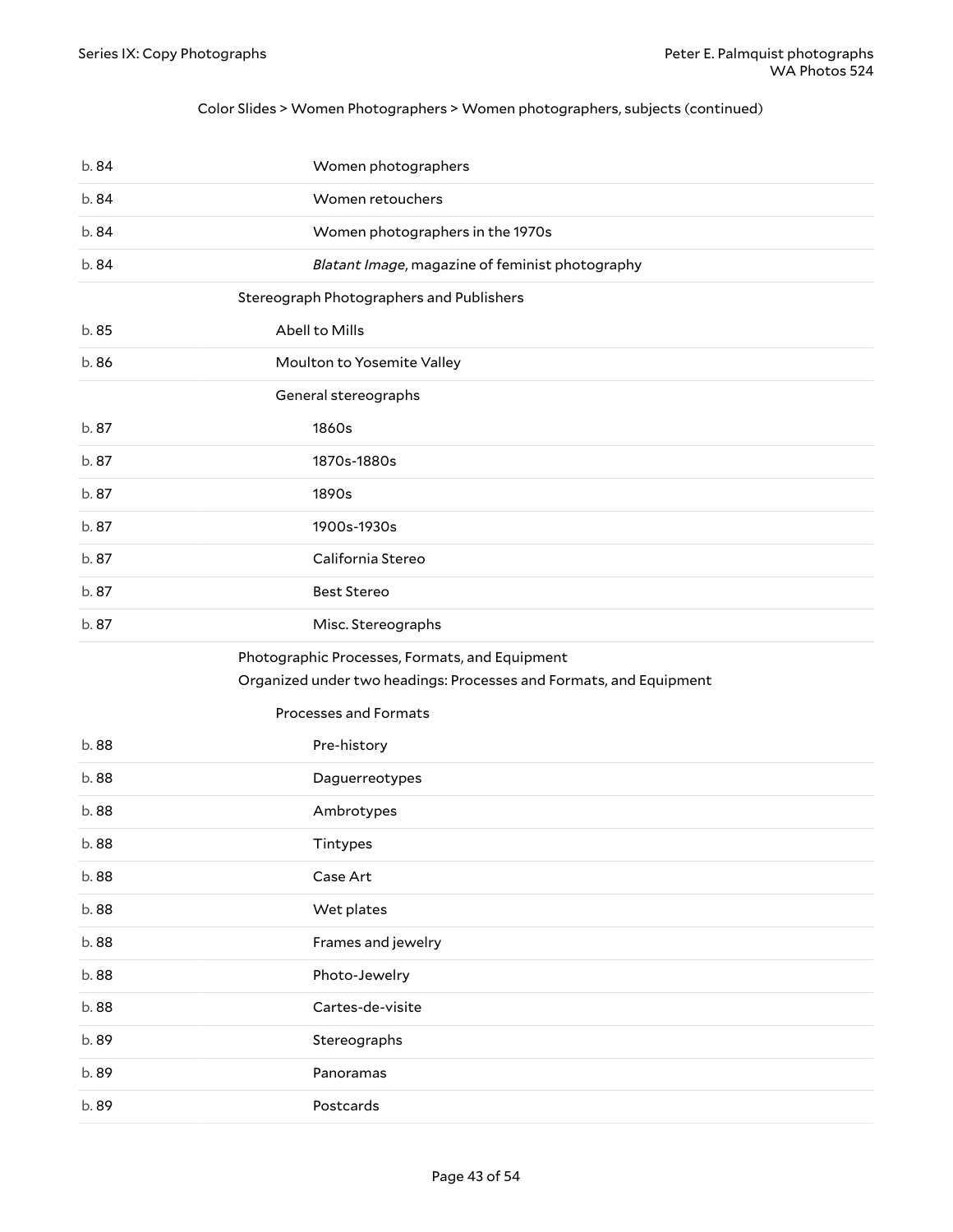Color Slides > Women Photographers > Women photographers, subjects (continued)

| | |
|---|---|
| b. 84 | Women photographers |
| b. 84 | Women retouchers |
| b. 84 | Women photographers in the 1970s |
| b. 84 | *Blatant Image*, magazine of feminist photography |
| | **Stereograph Photographers and Publishers** |
| b. 85 | Abell to Mills |
| b. 86 | Moulton to Yosemite Valley |
| | General stereographs |
| b. 87 | 1860s |
| b. 87 | 1870s-1880s |
| b. 87 | 1890s |
| b. 87 | 1900s-1930s |
| b. 87 | California Stereo |
| b. 87 | Best Stereo |
| b. 87 | Misc. Stereographs |
| | **Photographic Processes, Formats, and Equipment** <br> Organized under two headings: Processes and Formats, and Equipment |
| | Processes and Formats |
| b. 88 | Pre-history |
| b. 88 | Daguerreotypes |
| b. 88 | Ambrotypes |
| b. 88 | Tintypes |
| b. 88 | Case Art |
| b. 88 | Wet plates |
| b. 88 | Frames and jewelry |
| b. 88 | Photo-Jewelry |
| b. 88 | Cartes-de-visite |
| b. 89 | Stereographs |
| b. 89 | Panoramas |
| b. 89 | Postcards |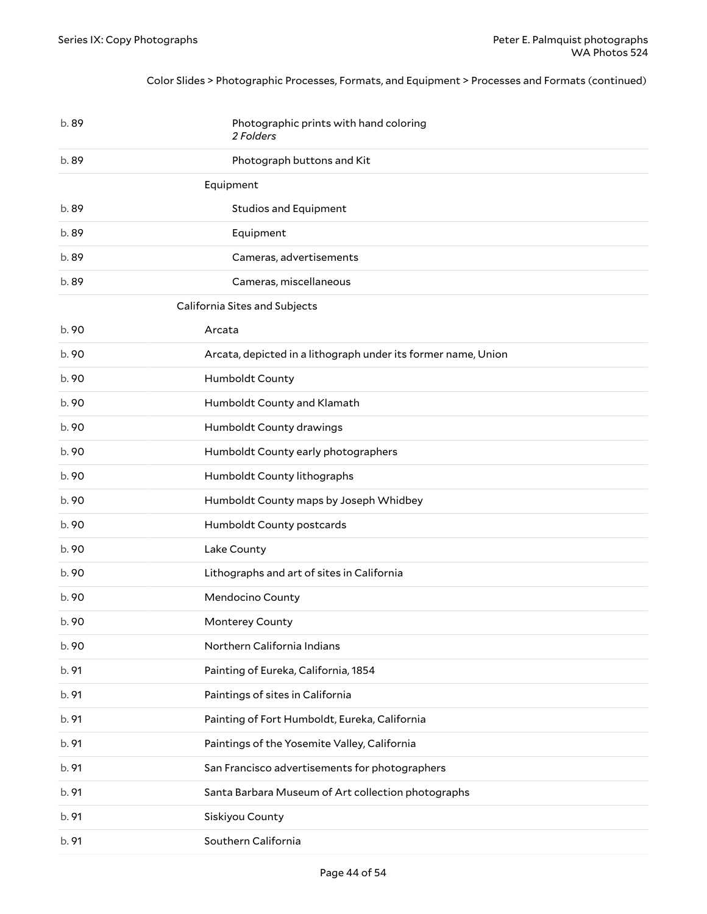Color Slides > Photographic Processes, Formats, and Equipment > Processes and Formats (continued)

| | |
|---|---|
| b. 89 | Photographic prints with hand coloring *2 Folders* |
| b. 89 | Photograph buttons and Kit |
| | **Equipment** |
| b. 89 | Studios and Equipment |
| b. 89 | Equipment |
| b. 89 | Cameras, advertisements |
| b. 89 | Cameras, miscellaneous |
| | **California Sites and Subjects** |
| b. 90 | Arcata |
| b. 90 | Arcata, depicted in a lithograph under its former name, Union |
| b. 90 | Humboldt County |
| b. 90 | Humboldt County and Klamath |
| b. 90 | Humboldt County drawings |
| b. 90 | Humboldt County early photographers |
| b. 90 | Humboldt County lithographs |
| b. 90 | Humboldt County maps by Joseph Whidbey |
| b. 90 | Humboldt County postcards |
| b. 90 | Lake County |
| b. 90 | Lithographs and art of sites in California |
| b. 90 | Mendocino County |
| b. 90 | Monterey County |
| b. 90 | Northern California Indians |
| b. 91 | Painting of Eureka, California, 1854 |
| b. 91 | Paintings of sites in California |
| b. 91 | Painting of Fort Humboldt, Eureka, California |
| b. 91 | Paintings of the Yosemite Valley, California |
| b. 91 | San Francisco advertisements for photographers |
| b. 91 | Santa Barbara Museum of Art collection photographs |
| b. 91 | Siskiyou County |
| b. 91 | Southern California |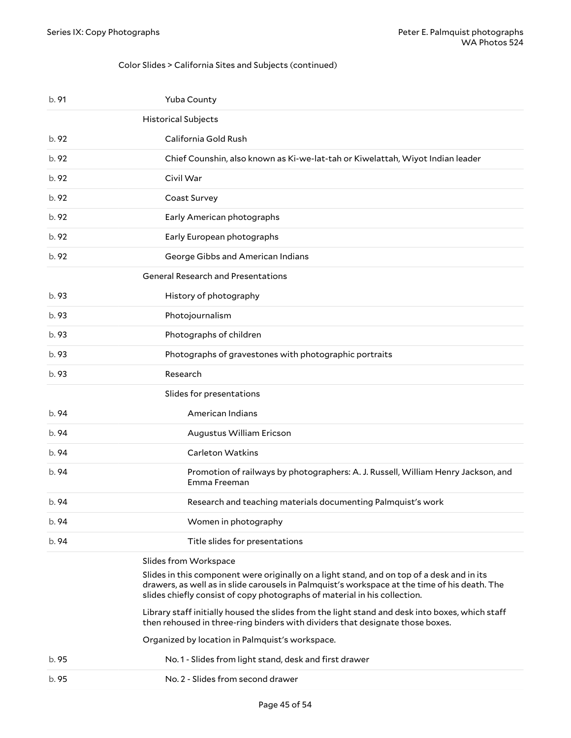Color Slides > California Sites and Subjects (continued)

| Box | Description |
|---|---|
| b. 91 | Yuba County |
| | **Historical Subjects** |
| b. 92 | California Gold Rush |
| b. 92 | Chief Counshin, also known as Ki-we-lat-tah or Kiwelattah, Wiyot Indian leader |
| b. 92 | Civil War |
| b. 92 | Coast Survey |
| b. 92 | Early American photographs |
| b. 92 | Early European photographs |
| b. 92 | George Gibbs and American Indians |
| | **General Research and Presentations** |
| b. 93 | History of photography |
| b. 93 | Photojournalism |
| b. 93 | Photographs of children |
| b. 93 | Photographs of gravestones with photographic portraits |
| b. 93 | Research |
| | Slides for presentations |
| b. 94 | American Indians |
| b. 94 | Augustus William Ericson |
| b. 94 | Carleton Watkins |
| b. 94 | Promotion of railways by photographers: A. J. Russell, William Henry Jackson, and Emma Freeman |
| b. 94 | Research and teaching materials documenting Palmquist's work |
| b. 94 | Women in photography |
| b. 94 | Title slides for presentations |

**Slides from Workspace**

Slides in this component were originally on a light stand, and on top of a desk and in its drawers, as well as in slide carousels in Palmquist's workspace at the time of his death. The slides chiefly consist of copy photographs of material in his collection.

Library staff initially housed the slides from the light stand and desk into boxes, which staff then rehoused in three-ring binders with dividers that designate those boxes.

Organized by location in Palmquist's workspace.

| Box | Description |
|---|---|
| b. 95 | No. 1 - Slides from light stand, desk and first drawer |
| b. 95 | No. 2 - Slides from second drawer |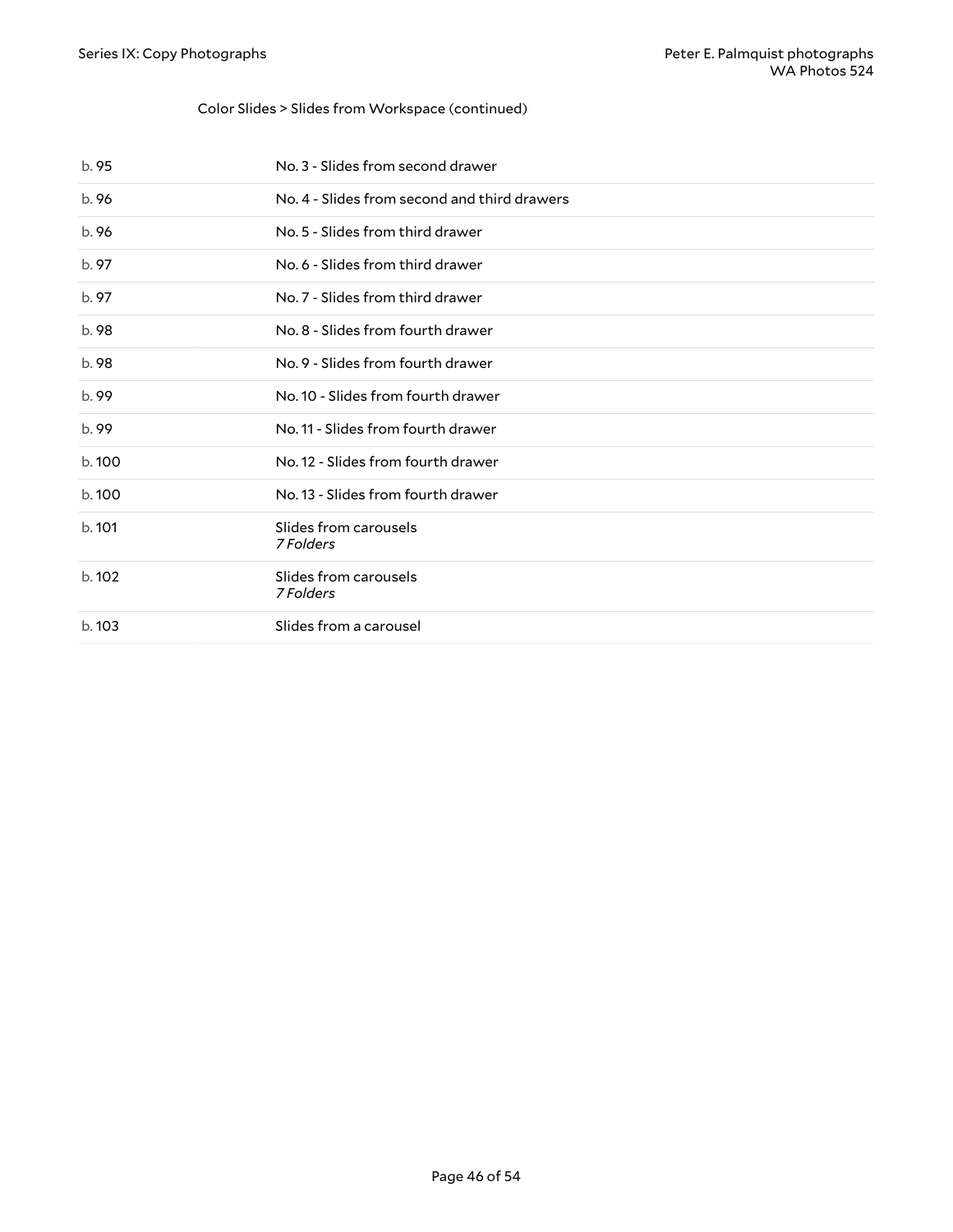Color Slides > Slides from Workspace (continued)

| | |
|---|---|
| b. 95 | No. 3 - Slides from second drawer |
| b. 96 | No. 4 - Slides from second and third drawers |
| b. 96 | No. 5 - Slides from third drawer |
| b. 97 | No. 6 - Slides from third drawer |
| b. 97 | No. 7 - Slides from third drawer |
| b. 98 | No. 8 - Slides from fourth drawer |
| b. 98 | No. 9 - Slides from fourth drawer |
| b. 99 | No. 10 - Slides from fourth drawer |
| b. 99 | No. 11 - Slides from fourth drawer |
| b. 100 | No. 12 - Slides from fourth drawer |
| b. 100 | No. 13 - Slides from fourth drawer |
| b. 101 | Slides from carousels *7 Folders* |
| b. 102 | Slides from carousels *7 Folders* |
| b. 103 | Slides from a carousel |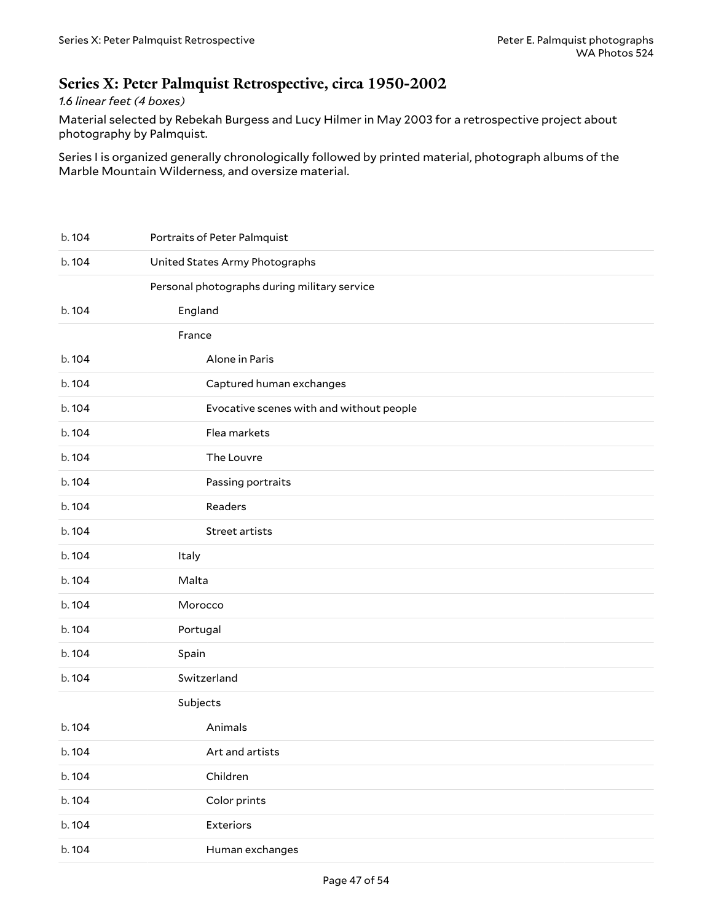## Series X: Peter Palmquist Retrospective, circa 1950-2002

*1.6 linear feet (4 boxes)*

Material selected by Rebekah Burgess and Lucy Hilmer in May 2003 for a retrospective project about photography by Palmquist.

Series I is organized generally chronologically followed by printed material, photograph albums of the Marble Mountain Wilderness, and oversize material.

| | |
|---|---|
| b. 104 | Portraits of Peter Palmquist |
| b. 104 | United States Army Photographs |
| | Personal photographs during military service |
| b. 104 | England |
| | France |
| b. 104 | Alone in Paris |
| b. 104 | Captured human exchanges |
| b. 104 | Evocative scenes with and without people |
| b. 104 | Flea markets |
| b. 104 | The Louvre |
| b. 104 | Passing portraits |
| b. 104 | Readers |
| b. 104 | Street artists |
| b. 104 | Italy |
| b. 104 | Malta |
| b. 104 | Morocco |
| b. 104 | Portugal |
| b. 104 | Spain |
| b. 104 | Switzerland |
| | Subjects |
| b. 104 | Animals |
| b. 104 | Art and artists |
| b. 104 | Children |
| b. 104 | Color prints |
| b. 104 | Exteriors |
| b. 104 | Human exchanges |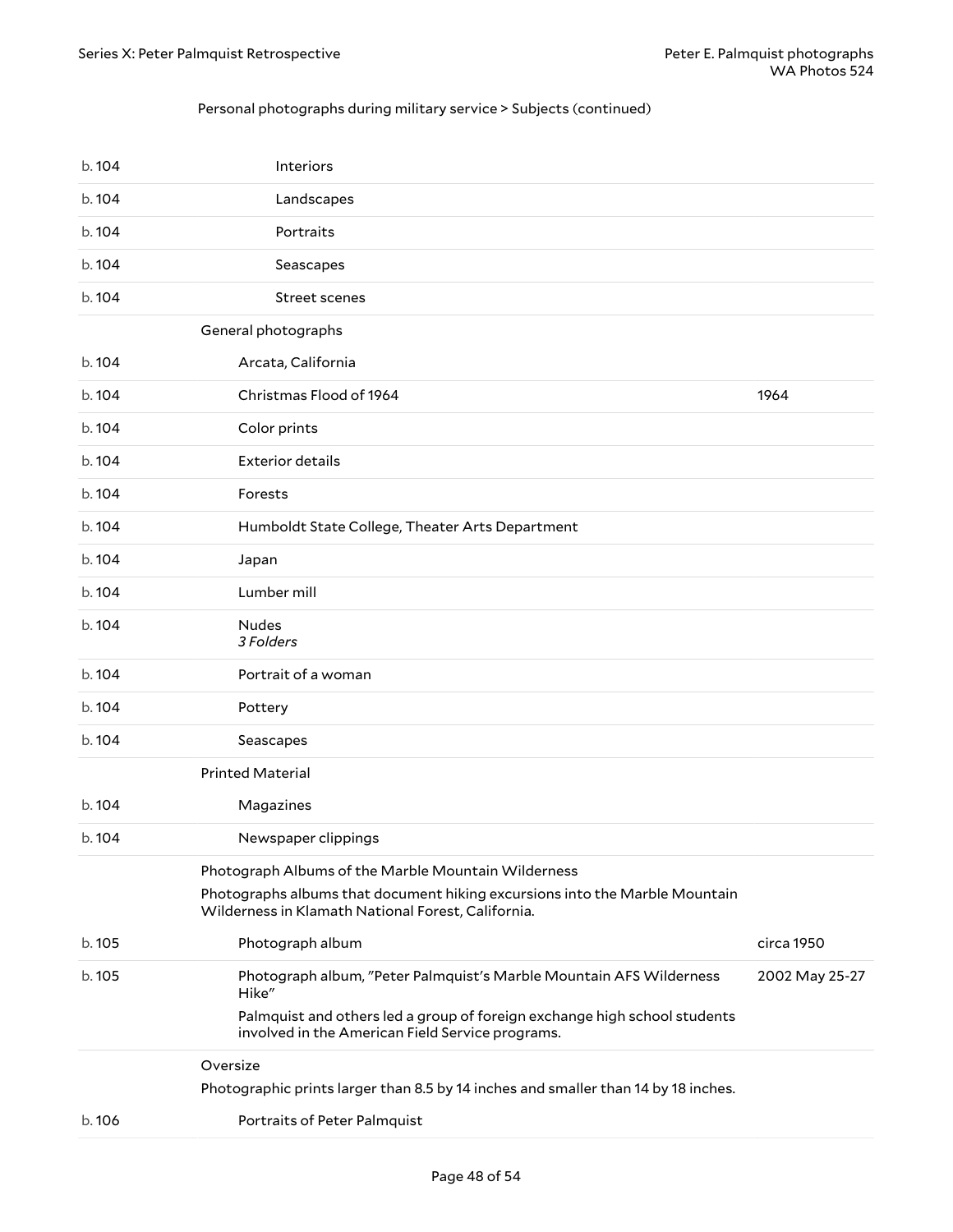Personal photographs during military service > Subjects (continued)

| | | |
|---|---|---|
| b. 104 | Interiors | |
| b. 104 | Landscapes | |
| b. 104 | Portraits | |
| b. 104 | Seascapes | |
| b. 104 | Street scenes | |
| | **General photographs** | |
| b. 104 | Arcata, California | |
| b. 104 | Christmas Flood of 1964 | 1964 |
| b. 104 | Color prints | |
| b. 104 | Exterior details | |
| b. 104 | Forests | |
| b. 104 | Humboldt State College, Theater Arts Department | |
| b. 104 | Japan | |
| b. 104 | Lumber mill | |
| b. 104 | Nudes *3 Folders* | |
| b. 104 | Portrait of a woman | |
| b. 104 | Pottery | |
| b. 104 | Seascapes | |
| | **Printed Material** | |
| b. 104 | Magazines | |
| b. 104 | Newspaper clippings | |
| | **Photograph Albums of the Marble Mountain Wilderness** Photographs albums that document hiking excursions into the Marble Mountain Wilderness in Klamath National Forest, California. | |
| b. 105 | Photograph album | circa 1950 |
| b. 105 | Photograph album, "Peter Palmquist's Marble Mountain AFS Wilderness Hike" Palmquist and others led a group of foreign exchange high school students involved in the American Field Service programs. | 2002 May 25-27 |
| | **Oversize** Photographic prints larger than 8.5 by 14 inches and smaller than 14 by 18 inches. | |
| b. 106 | Portraits of Peter Palmquist | |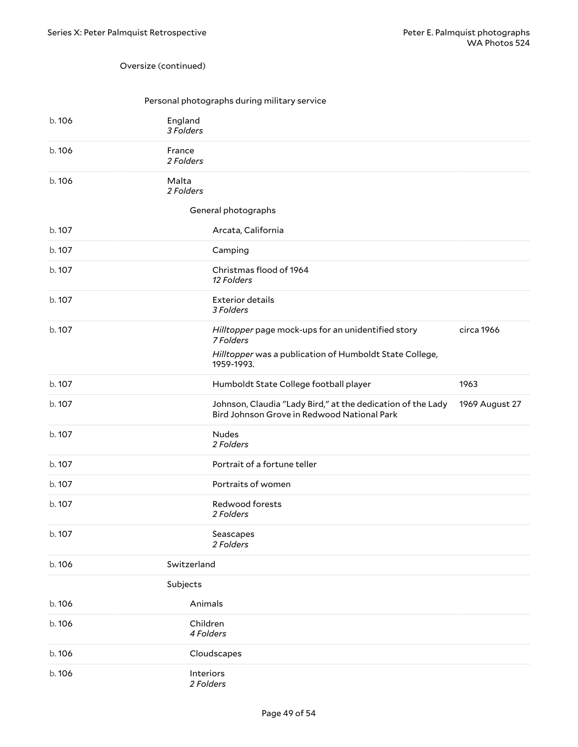Oversize (continued)

Personal photographs during military service

| Box | Title | Date |
|---|---|---|
| b. 106 | England *3 Folders* | |
| b. 106 | France *2 Folders* | |
| b. 106 | Malta *2 Folders* | |
| | **General photographs** | |
| b. 107 | Arcata, California | |
| b. 107 | Camping | |
| b. 107 | Christmas flood of 1964 *12 Folders* | |
| b. 107 | Exterior details *3 Folders* | |
| b. 107 | *Hilltopper* page mock-ups for an unidentified story *7 Folders* — *Hilltopper* was a publication of Humboldt State College, 1959-1993. | circa 1966 |
| b. 107 | Humboldt State College football player | 1963 |
| b. 107 | Johnson, Claudia "Lady Bird," at the dedication of the Lady Bird Johnson Grove in Redwood National Park | 1969 August 27 |
| b. 107 | Nudes *2 Folders* | |
| b. 107 | Portrait of a fortune teller | |
| b. 107 | Portraits of women | |
| b. 107 | Redwood forests *2 Folders* | |
| b. 107 | Seascapes *2 Folders* | |
| b. 106 | Switzerland | |
| | **Subjects** | |
| b. 106 | Animals | |
| b. 106 | Children *4 Folders* | |
| b. 106 | Cloudscapes | |
| b. 106 | Interiors *2 Folders* | |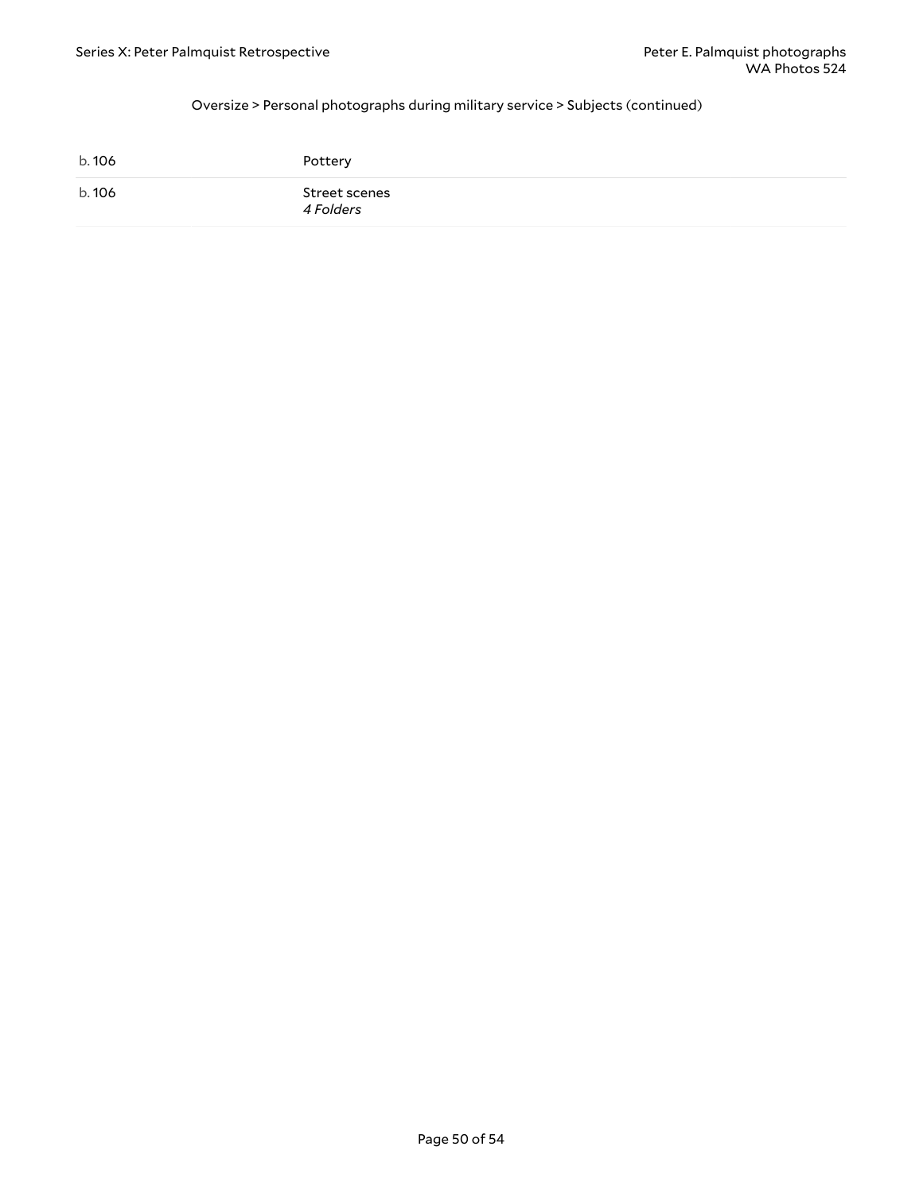Oversize > Personal photographs during military service > Subjects (continued)

| | |
|---|---|
| b. 106 | Pottery |
| b. 106 | Street scenes<br>*4 Folders* |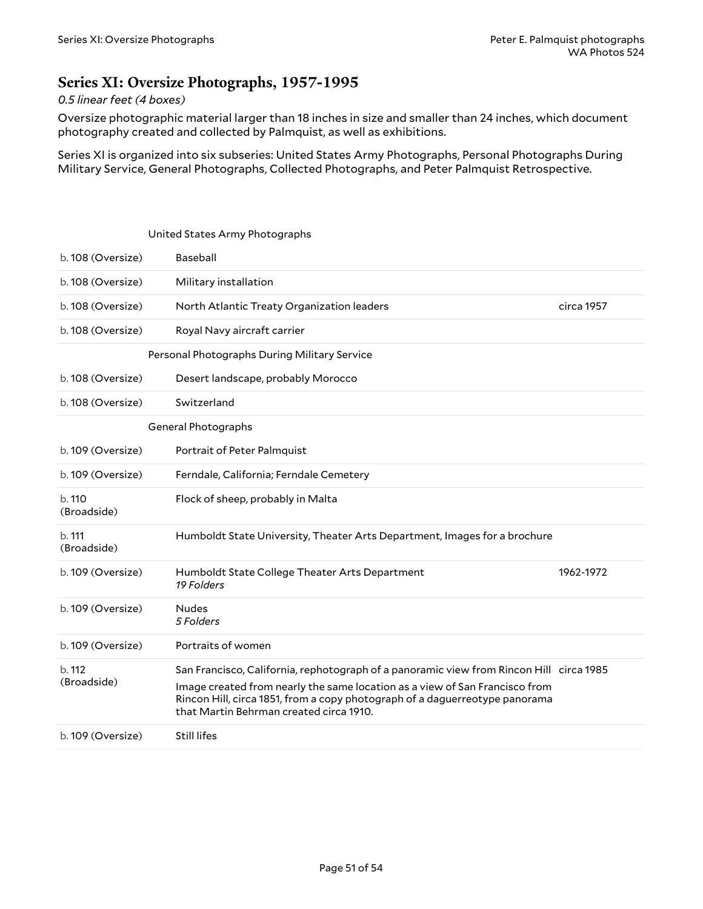## Series XI: Oversize Photographs, 1957-1995

*0.5 linear feet (4 boxes)*

Oversize photographic material larger than 18 inches in size and smaller than 24 inches, which document photography created and collected by Palmquist, as well as exhibitions.

Series XI is organized into six subseries: United States Army Photographs, Personal Photographs During Military Service, General Photographs, Collected Photographs, and Peter Palmquist Retrospective.

| | | |
|---|---|---|
| | United States Army Photographs | |
| b. 108 (Oversize) | Baseball | |
| b. 108 (Oversize) | Military installation | |
| b. 108 (Oversize) | North Atlantic Treaty Organization leaders | circa 1957 |
| b. 108 (Oversize) | Royal Navy aircraft carrier | |
| | Personal Photographs During Military Service | |
| b. 108 (Oversize) | Desert landscape, probably Morocco | |
| b. 108 (Oversize) | Switzerland | |
| | General Photographs | |
| b. 109 (Oversize) | Portrait of Peter Palmquist | |
| b. 109 (Oversize) | Ferndale, California; Ferndale Cemetery | |
| b. 110 (Broadside) | Flock of sheep, probably in Malta | |
| b. 111 (Broadside) | Humboldt State University, Theater Arts Department, Images for a brochure | |
| b. 109 (Oversize) | Humboldt State College Theater Arts Department<br>*19 Folders* | 1962-1972 |
| b. 109 (Oversize) | Nudes<br>*5 Folders* | |
| b. 109 (Oversize) | Portraits of women | |
| b. 112 (Broadside) | San Francisco, California, rephotograph of a panoramic view from Rincon Hill<br>Image created from nearly the same location as a view of San Francisco from Rincon Hill, circa 1851, from a copy photograph of a daguerreotype panorama that Martin Behrman created circa 1910. | circa 1985 |
| b. 109 (Oversize) | Still lifes | |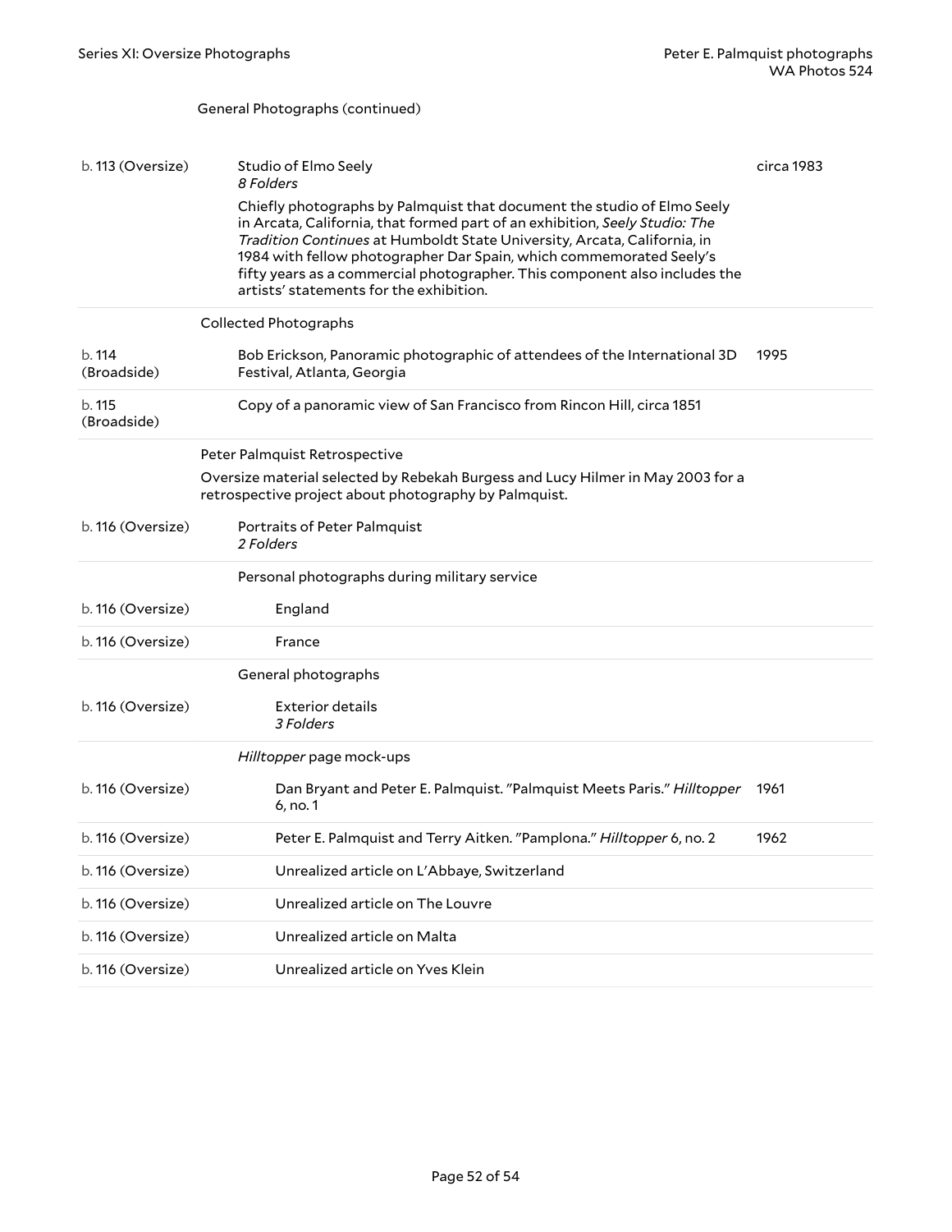General Photographs (continued)

| | | |
|---|---|---|
| b. 113 (Oversize) | Studio of Elmo Seely<br>*8 Folders*<br>Chiefly photographs by Palmquist that document the studio of Elmo Seely in Arcata, California, that formed part of an exhibition, *Seely Studio: The Tradition Continues* at Humboldt State University, Arcata, California, in 1984 with fellow photographer Dar Spain, which commemorated Seely's fifty years as a commercial photographer. This component also includes the artists' statements for the exhibition. | circa 1983 |
| | **Collected Photographs** | |
| b. 114 (Broadside) | Bob Erickson, Panoramic photographic of attendees of the International 3D Festival, Atlanta, Georgia | 1995 |
| b. 115 (Broadside) | Copy of a panoramic view of San Francisco from Rincon Hill, circa 1851 | |
| | **Peter Palmquist Retrospective**<br>Oversize material selected by Rebekah Burgess and Lucy Hilmer in May 2003 for a retrospective project about photography by Palmquist. | |
| b. 116 (Oversize) | Portraits of Peter Palmquist<br>*2 Folders* | |
| | Personal photographs during military service | |
| b. 116 (Oversize) | England | |
| b. 116 (Oversize) | France | |
| | General photographs | |
| b. 116 (Oversize) | Exterior details<br>*3 Folders* | |
| | *Hilltopper* page mock-ups | |
| b. 116 (Oversize) | Dan Bryant and Peter E. Palmquist. "Palmquist Meets Paris." *Hilltopper* 6, no. 1 | 1961 |
| b. 116 (Oversize) | Peter E. Palmquist and Terry Aitken. "Pamplona." *Hilltopper* 6, no. 2 | 1962 |
| b. 116 (Oversize) | Unrealized article on L'Abbaye, Switzerland | |
| b. 116 (Oversize) | Unrealized article on The Louvre | |
| b. 116 (Oversize) | Unrealized article on Malta | |
| b. 116 (Oversize) | Unrealized article on Yves Klein | |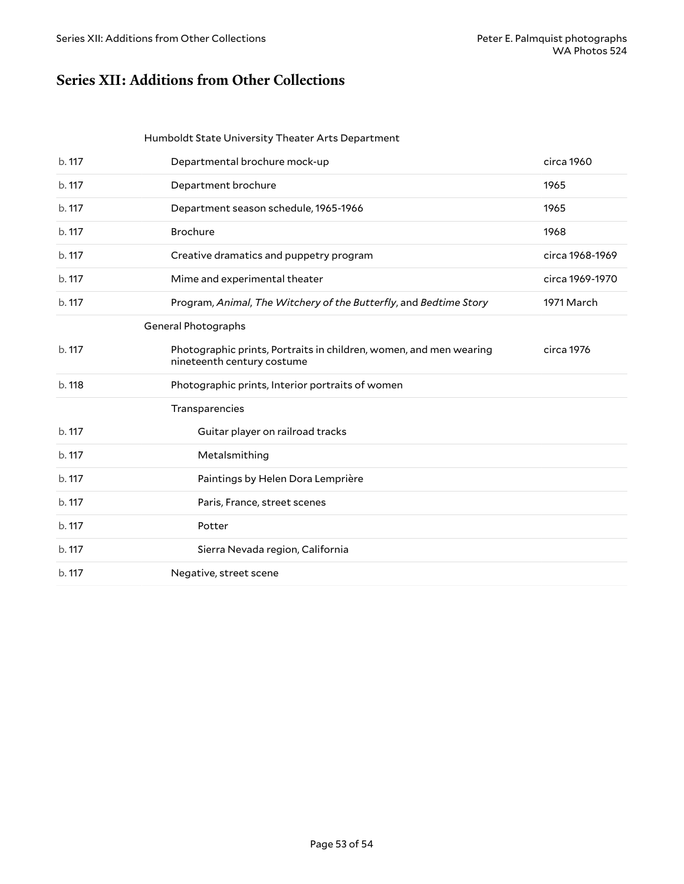## Series XII: Additions from Other Collections

| Box | Description | Date |
|---|---|---|
| | Humboldt State University Theater Arts Department | |
| b. 117 | Departmental brochure mock-up | circa 1960 |
| b. 117 | Department brochure | 1965 |
| b. 117 | Department season schedule, 1965-1966 | 1965 |
| b. 117 | Brochure | 1968 |
| b. 117 | Creative dramatics and puppetry program | circa 1968-1969 |
| b. 117 | Mime and experimental theater | circa 1969-1970 |
| b. 117 | Program, *Animal*, *The Witchery of the Butterfly*, and *Bedtime Story* | 1971 March |
| | General Photographs | |
| b. 117 | Photographic prints, Portraits in children, women, and men wearing nineteenth century costume | circa 1976 |
| b. 118 | Photographic prints, Interior portraits of women | |
| | Transparencies | |
| b. 117 | Guitar player on railroad tracks | |
| b. 117 | Metalsmithing | |
| b. 117 | Paintings by Helen Dora Lemprière | |
| b. 117 | Paris, France, street scenes | |
| b. 117 | Potter | |
| b. 117 | Sierra Nevada region, California | |
| b. 117 | Negative, street scene | |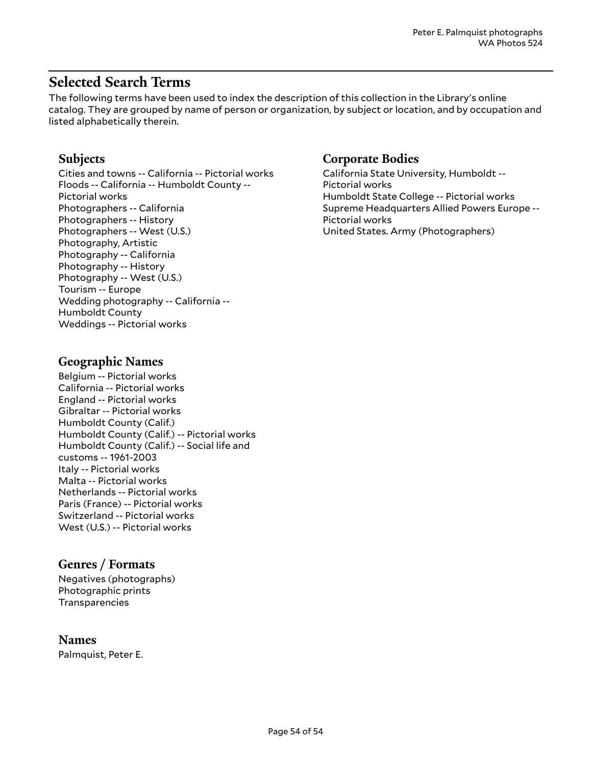## Selected Search Terms

The following terms have been used to index the description of this collection in the Library's online catalog. They are grouped by name of person or organization, by subject or location, and by occupation and listed alphabetically therein.

### Subjects

Cities and towns -- California -- Pictorial works
Floods -- California -- Humboldt County -- Pictorial works
Photographers -- California
Photographers -- History
Photographers -- West (U.S.)
Photography, Artistic
Photography -- California
Photography -- History
Photography -- West (U.S.)
Tourism -- Europe
Wedding photography -- California -- Humboldt County
Weddings -- Pictorial works

### Geographic Names

Belgium -- Pictorial works
California -- Pictorial works
England -- Pictorial works
Gibraltar -- Pictorial works
Humboldt County (Calif.)
Humboldt County (Calif.) -- Pictorial works
Humboldt County (Calif.) -- Social life and customs -- 1961-2003
Italy -- Pictorial works
Malta -- Pictorial works
Netherlands -- Pictorial works
Paris (France) -- Pictorial works
Switzerland -- Pictorial works
West (U.S.) -- Pictorial works

### Genres / Formats

Negatives (photographs)
Photographic prints
Transparencies

### Names

Palmquist, Peter E.

### Corporate Bodies

California State University, Humboldt -- Pictorial works
Humboldt State College -- Pictorial works
Supreme Headquarters Allied Powers Europe -- Pictorial works
United States. Army (Photographers)